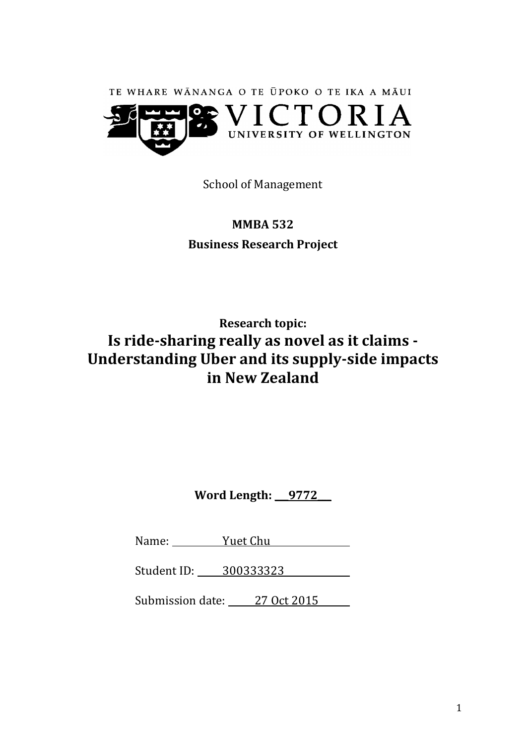TE WHARE WĀNANGA O TE ŪPOKO O TE IKA A MĀUI

VICTORIA UNIVERSITY OF WELLINGTON

School of Management

**MMBA 532**

**Business Research Project**

**Research topic:**

# Is ride-sharing really as novel as it claims - Understanding Uber and its supply-side impacts in New Zealand

**Word Length: 9772**

Name: Yuet Chu

Student ID: 300333323

Submission date: 27 Oct 2015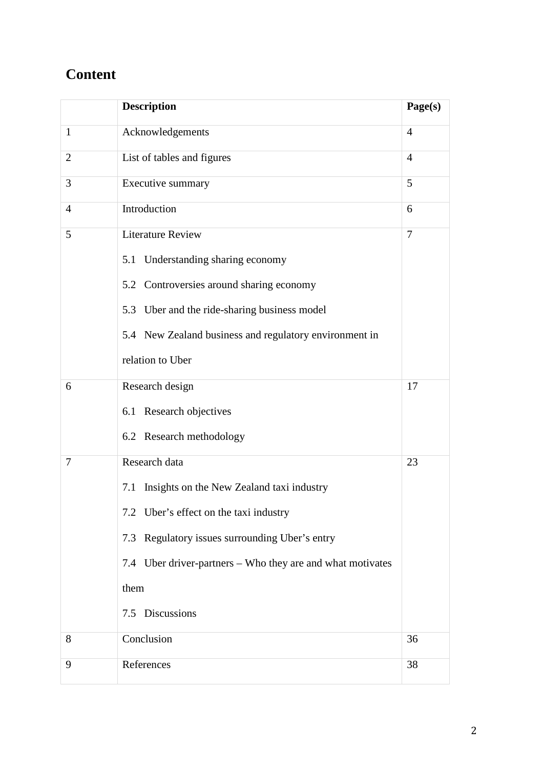# Content

| | Description | Page(s) |
|---|---|---|
| 1 | Acknowledgements | 4 |
| 2 | List of tables and figures | 4 |
| 3 | Executive summary | 5 |
| 4 | Introduction | 6 |
| 5 | Literature Review<br>5.1 Understanding sharing economy<br>5.2 Controversies around sharing economy<br>5.3 Uber and the ride-sharing business model<br>5.4 New Zealand business and regulatory environment in relation to Uber | 7 |
| 6 | Research design<br>6.1 Research objectives<br>6.2 Research methodology | 17 |
| 7 | Research data<br>7.1 Insights on the New Zealand taxi industry<br>7.2 Uber's effect on the taxi industry<br>7.3 Regulatory issues surrounding Uber's entry<br>7.4 Uber driver-partners – Who they are and what motivates them<br>7.5 Discussions | 23 |
| 8 | Conclusion | 36 |
| 9 | References | 38 |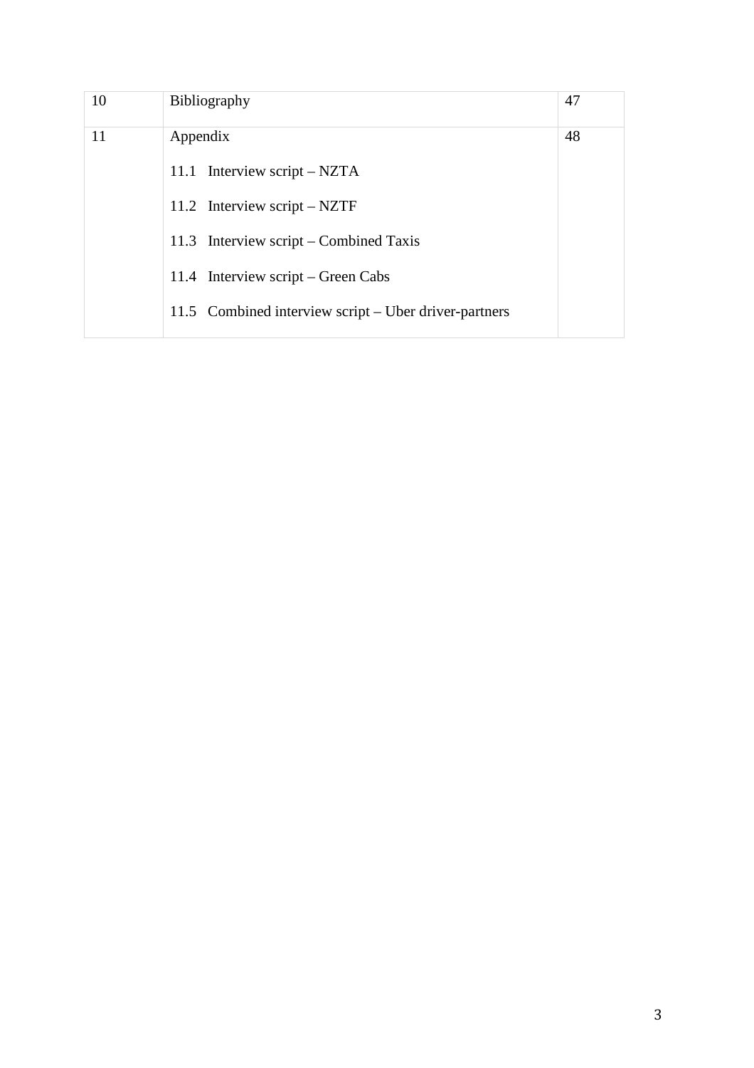| | | |
|---|---|---|
| 10 | Bibliography | 47 |
| 11 | Appendix<br>11.1 Interview script – NZTA<br>11.2 Interview script – NZTF<br>11.3 Interview script – Combined Taxis<br>11.4 Interview script – Green Cabs<br>11.5 Combined interview script – Uber driver-partners | 48 |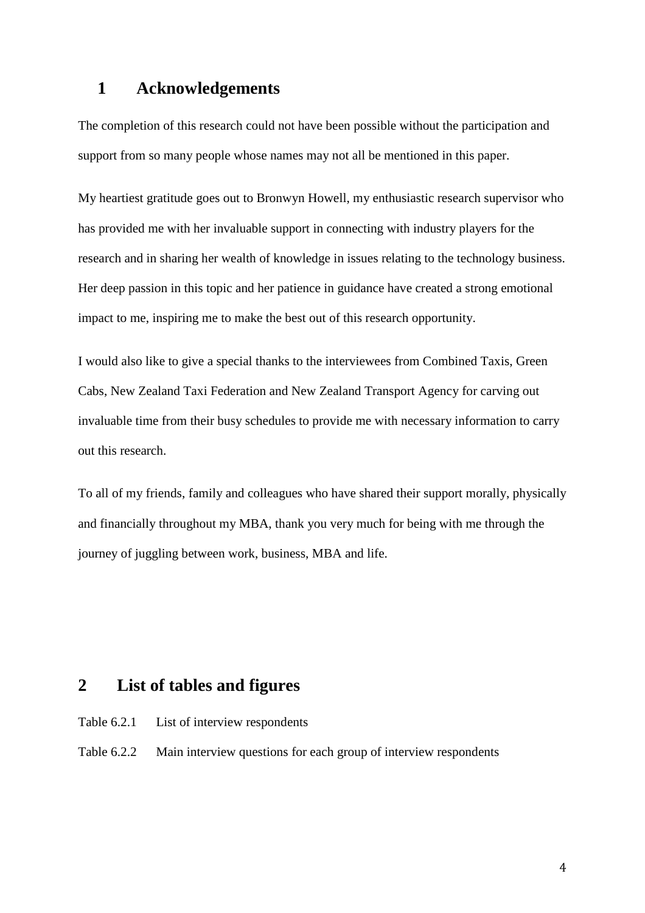# 1 Acknowledgements

The completion of this research could not have been possible without the participation and support from so many people whose names may not all be mentioned in this paper.

My heartiest gratitude goes out to Bronwyn Howell, my enthusiastic research supervisor who has provided me with her invaluable support in connecting with industry players for the research and in sharing her wealth of knowledge in issues relating to the technology business. Her deep passion in this topic and her patience in guidance have created a strong emotional impact to me, inspiring me to make the best out of this research opportunity.

I would also like to give a special thanks to the interviewees from Combined Taxis, Green Cabs, New Zealand Taxi Federation and New Zealand Transport Agency for carving out invaluable time from their busy schedules to provide me with necessary information to carry out this research.

To all of my friends, family and colleagues who have shared their support morally, physically and financially throughout my MBA, thank you very much for being with me through the journey of juggling between work, business, MBA and life.

# 2 List of tables and figures

Table 6.2.1 List of interview respondents

Table 6.2.2 Main interview questions for each group of interview respondents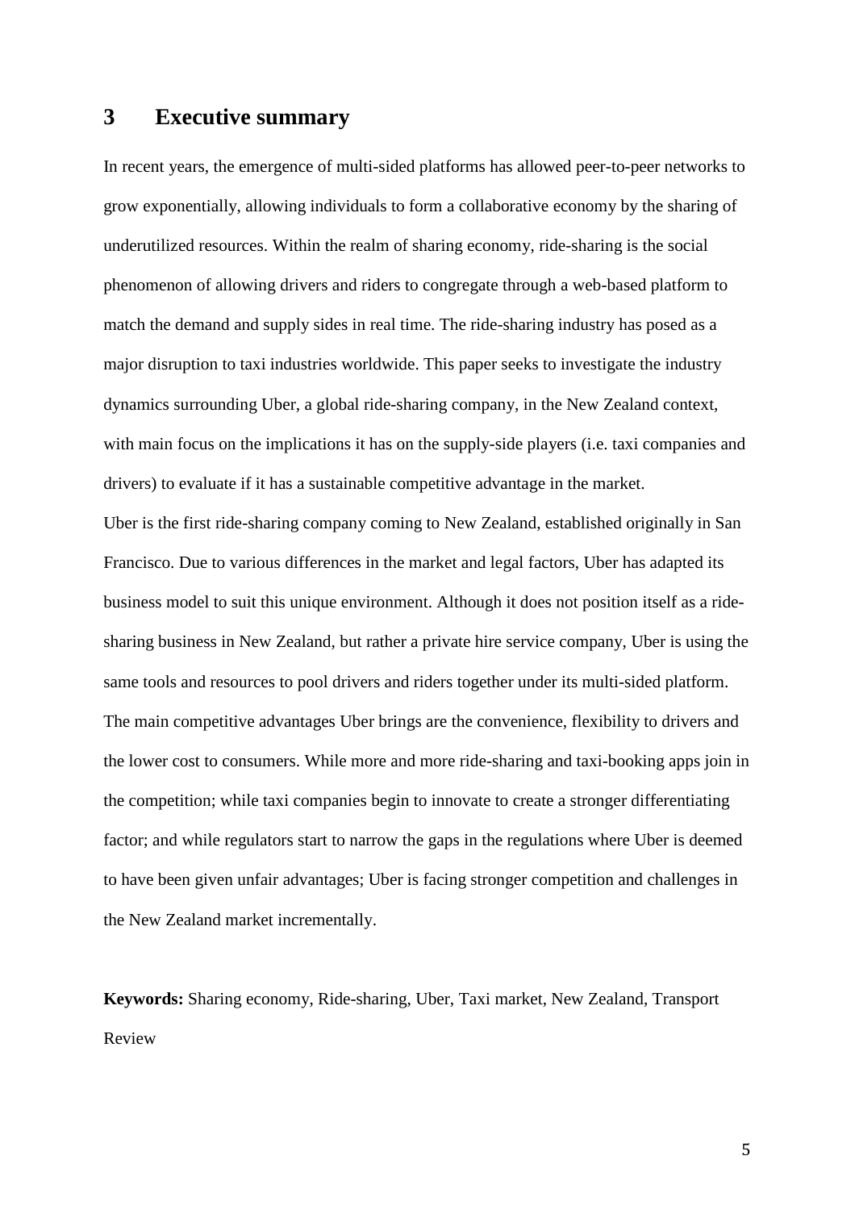# 3 Executive summary

In recent years, the emergence of multi-sided platforms has allowed peer-to-peer networks to grow exponentially, allowing individuals to form a collaborative economy by the sharing of underutilized resources. Within the realm of sharing economy, ride-sharing is the social phenomenon of allowing drivers and riders to congregate through a web-based platform to match the demand and supply sides in real time. The ride-sharing industry has posed as a major disruption to taxi industries worldwide. This paper seeks to investigate the industry dynamics surrounding Uber, a global ride-sharing company, in the New Zealand context, with main focus on the implications it has on the supply-side players (i.e. taxi companies and drivers) to evaluate if it has a sustainable competitive advantage in the market.

Uber is the first ride-sharing company coming to New Zealand, established originally in San Francisco. Due to various differences in the market and legal factors, Uber has adapted its business model to suit this unique environment. Although it does not position itself as a ride-sharing business in New Zealand, but rather a private hire service company, Uber is using the same tools and resources to pool drivers and riders together under its multi-sided platform. The main competitive advantages Uber brings are the convenience, flexibility to drivers and the lower cost to consumers. While more and more ride-sharing and taxi-booking apps join in the competition; while taxi companies begin to innovate to create a stronger differentiating factor; and while regulators start to narrow the gaps in the regulations where Uber is deemed to have been given unfair advantages; Uber is facing stronger competition and challenges in the New Zealand market incrementally.

**Keywords:** Sharing economy, Ride-sharing, Uber, Taxi market, New Zealand, Transport Review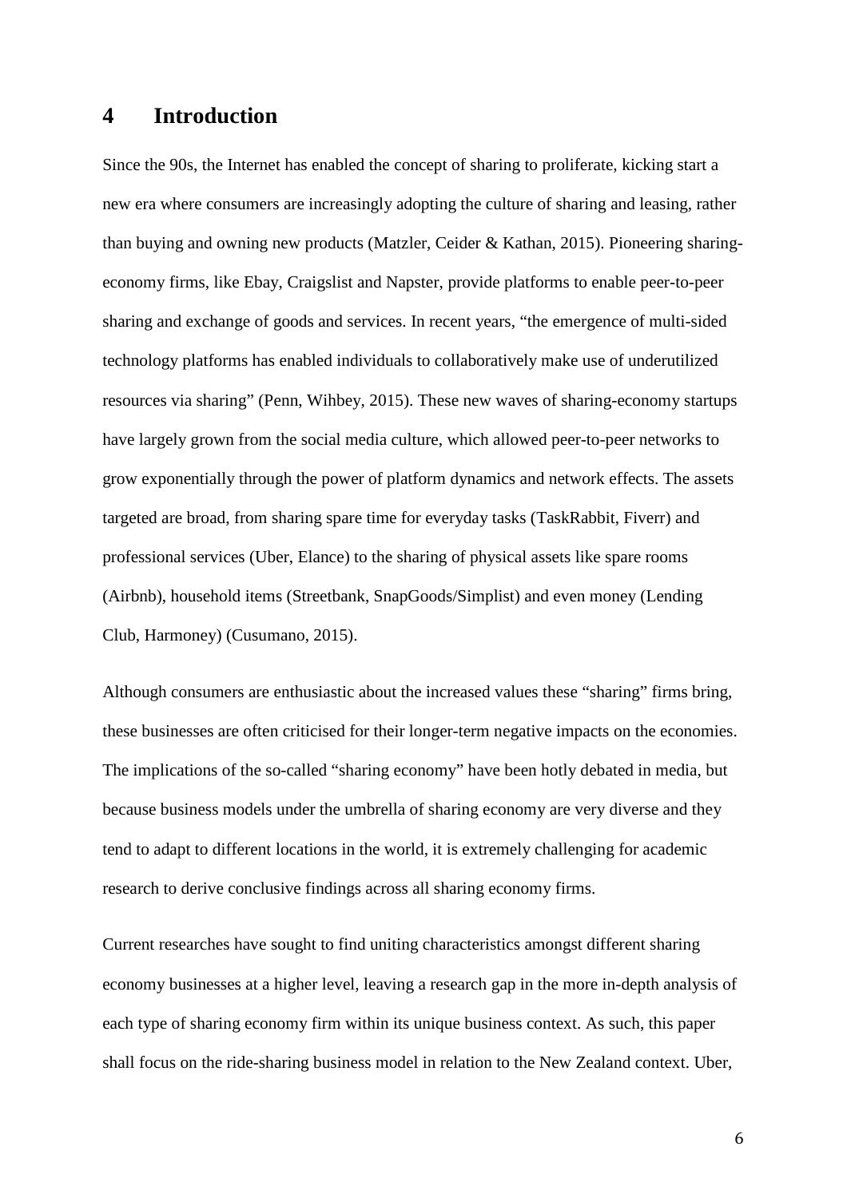# 4 Introduction

Since the 90s, the Internet has enabled the concept of sharing to proliferate, kicking start a new era where consumers are increasingly adopting the culture of sharing and leasing, rather than buying and owning new products (Matzler, Ceider & Kathan, 2015). Pioneering sharing-economy firms, like Ebay, Craigslist and Napster, provide platforms to enable peer-to-peer sharing and exchange of goods and services. In recent years, "the emergence of multi-sided technology platforms has enabled individuals to collaboratively make use of underutilized resources via sharing" (Penn, Wihbey, 2015). These new waves of sharing-economy startups have largely grown from the social media culture, which allowed peer-to-peer networks to grow exponentially through the power of platform dynamics and network effects. The assets targeted are broad, from sharing spare time for everyday tasks (TaskRabbit, Fiverr) and professional services (Uber, Elance) to the sharing of physical assets like spare rooms (Airbnb), household items (Streetbank, SnapGoods/Simplist) and even money (Lending Club, Harmoney) (Cusumano, 2015).

Although consumers are enthusiastic about the increased values these "sharing" firms bring, these businesses are often criticised for their longer-term negative impacts on the economies. The implications of the so-called "sharing economy" have been hotly debated in media, but because business models under the umbrella of sharing economy are very diverse and they tend to adapt to different locations in the world, it is extremely challenging for academic research to derive conclusive findings across all sharing economy firms.

Current researches have sought to find uniting characteristics amongst different sharing economy businesses at a higher level, leaving a research gap in the more in-depth analysis of each type of sharing economy firm within its unique business context. As such, this paper shall focus on the ride-sharing business model in relation to the New Zealand context. Uber,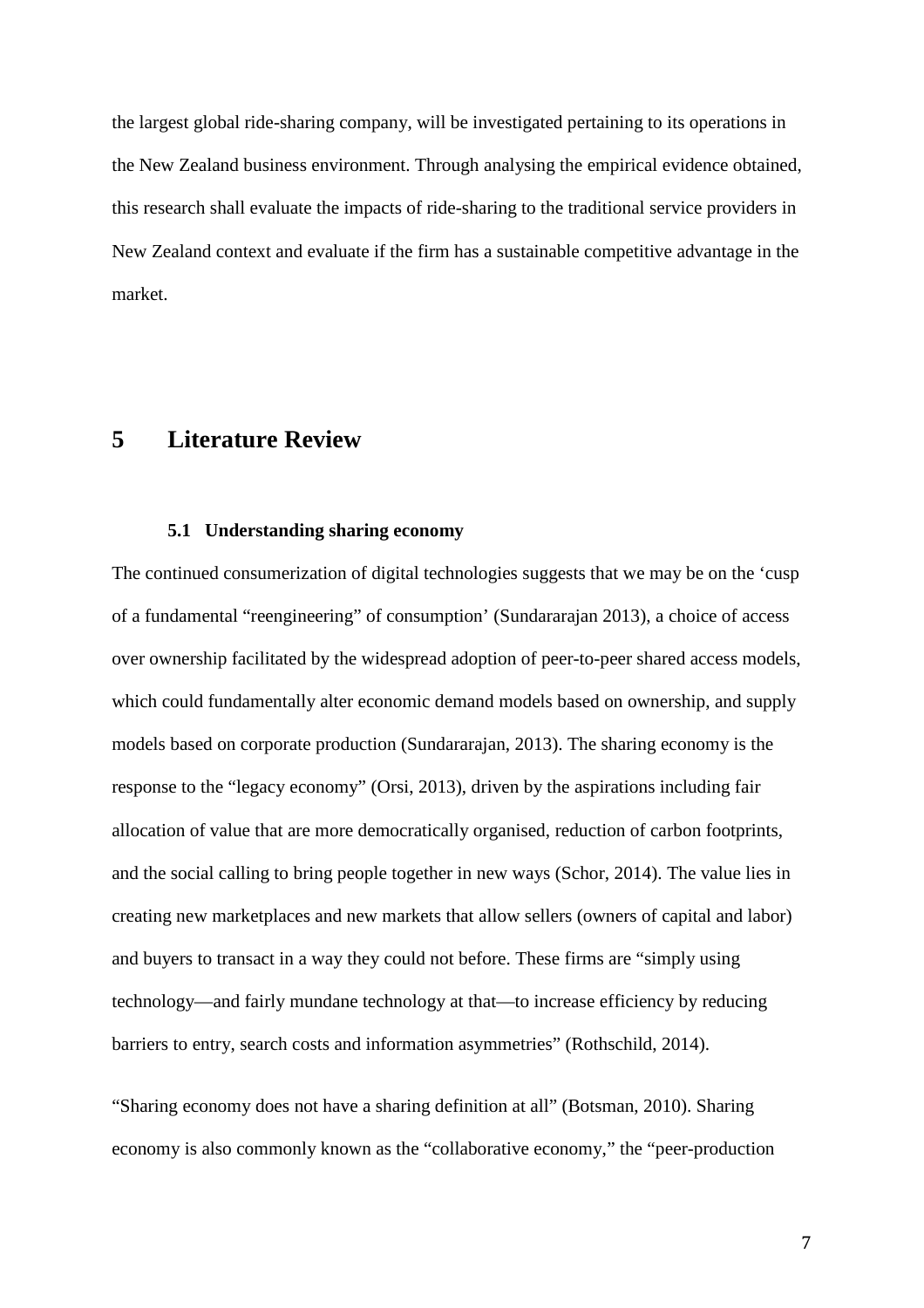the largest global ride-sharing company, will be investigated pertaining to its operations in the New Zealand business environment. Through analysing the empirical evidence obtained, this research shall evaluate the impacts of ride-sharing to the traditional service providers in New Zealand context and evaluate if the firm has a sustainable competitive advantage in the market.

# 5 Literature Review

### 5.1 Understanding sharing economy

The continued consumerization of digital technologies suggests that we may be on the 'cusp of a fundamental "reengineering" of consumption' (Sundararajan 2013), a choice of access over ownership facilitated by the widespread adoption of peer-to-peer shared access models, which could fundamentally alter economic demand models based on ownership, and supply models based on corporate production (Sundararajan, 2013). The sharing economy is the response to the "legacy economy" (Orsi, 2013), driven by the aspirations including fair allocation of value that are more democratically organised, reduction of carbon footprints, and the social calling to bring people together in new ways (Schor, 2014). The value lies in creating new marketplaces and new markets that allow sellers (owners of capital and labor) and buyers to transact in a way they could not before. These firms are "simply using technology—and fairly mundane technology at that—to increase efficiency by reducing barriers to entry, search costs and information asymmetries" (Rothschild, 2014).

"Sharing economy does not have a sharing definition at all" (Botsman, 2010). Sharing economy is also commonly known as the "collaborative economy," the "peer-production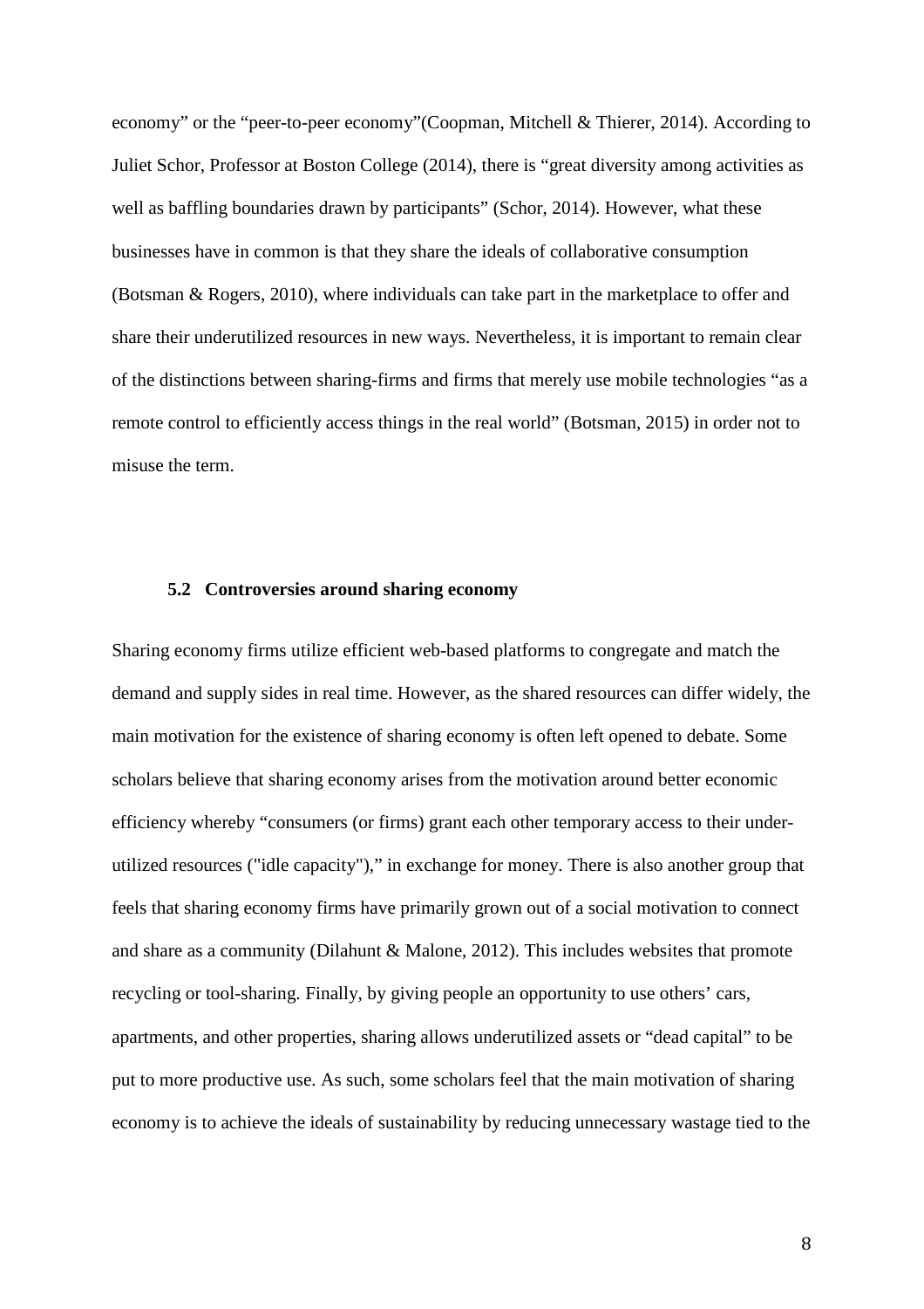economy" or the "peer-to-peer economy"(Coopman, Mitchell & Thierer, 2014). According to Juliet Schor, Professor at Boston College (2014), there is "great diversity among activities as well as baffling boundaries drawn by participants" (Schor, 2014). However, what these businesses have in common is that they share the ideals of collaborative consumption (Botsman & Rogers, 2010), where individuals can take part in the marketplace to offer and share their underutilized resources in new ways. Nevertheless, it is important to remain clear of the distinctions between sharing-firms and firms that merely use mobile technologies "as a remote control to efficiently access things in the real world" (Botsman, 2015) in order not to misuse the term.

### 5.2 Controversies around sharing economy

Sharing economy firms utilize efficient web-based platforms to congregate and match the demand and supply sides in real time. However, as the shared resources can differ widely, the main motivation for the existence of sharing economy is often left opened to debate. Some scholars believe that sharing economy arises from the motivation around better economic efficiency whereby "consumers (or firms) grant each other temporary access to their under-utilized resources ("idle capacity")," in exchange for money. There is also another group that feels that sharing economy firms have primarily grown out of a social motivation to connect and share as a community (Dilahunt & Malone, 2012). This includes websites that promote recycling or tool-sharing. Finally, by giving people an opportunity to use others' cars, apartments, and other properties, sharing allows underutilized assets or "dead capital" to be put to more productive use. As such, some scholars feel that the main motivation of sharing economy is to achieve the ideals of sustainability by reducing unnecessary wastage tied to the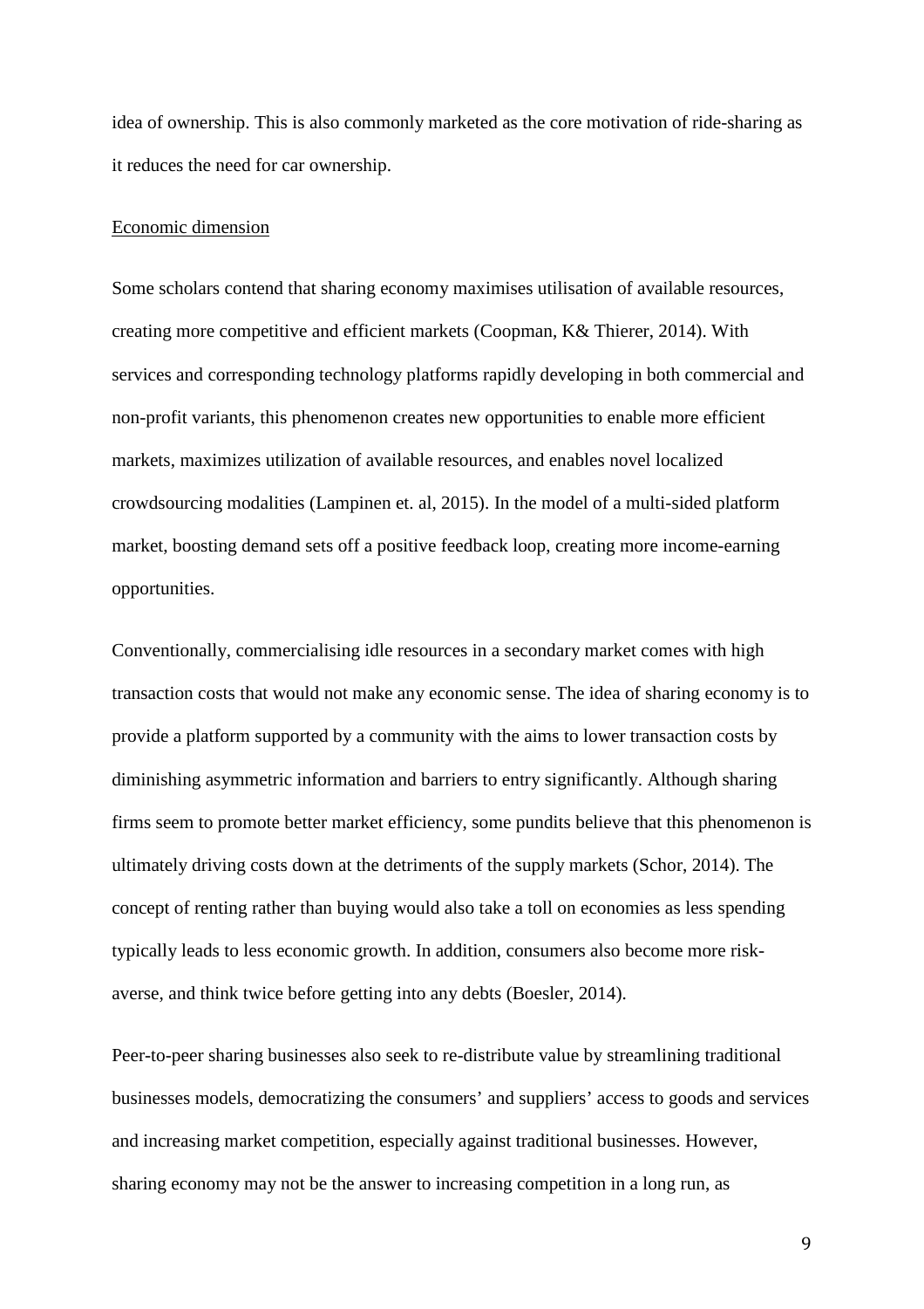idea of ownership. This is also commonly marketed as the core motivation of ride-sharing as it reduces the need for car ownership.

<u>Economic dimension</u>

Some scholars contend that sharing economy maximises utilisation of available resources, creating more competitive and efficient markets (Coopman, K& Thierer, 2014). With services and corresponding technology platforms rapidly developing in both commercial and non-profit variants, this phenomenon creates new opportunities to enable more efficient markets, maximizes utilization of available resources, and enables novel localized crowdsourcing modalities (Lampinen et. al, 2015). In the model of a multi-sided platform market, boosting demand sets off a positive feedback loop, creating more income-earning opportunities.

Conventionally, commercialising idle resources in a secondary market comes with high transaction costs that would not make any economic sense. The idea of sharing economy is to provide a platform supported by a community with the aims to lower transaction costs by diminishing asymmetric information and barriers to entry significantly. Although sharing firms seem to promote better market efficiency, some pundits believe that this phenomenon is ultimately driving costs down at the detriments of the supply markets (Schor, 2014). The concept of renting rather than buying would also take a toll on economies as less spending typically leads to less economic growth. In addition, consumers also become more risk-averse, and think twice before getting into any debts (Boesler, 2014).

Peer-to-peer sharing businesses also seek to re-distribute value by streamlining traditional businesses models, democratizing the consumers' and suppliers' access to goods and services and increasing market competition, especially against traditional businesses. However, sharing economy may not be the answer to increasing competition in a long run, as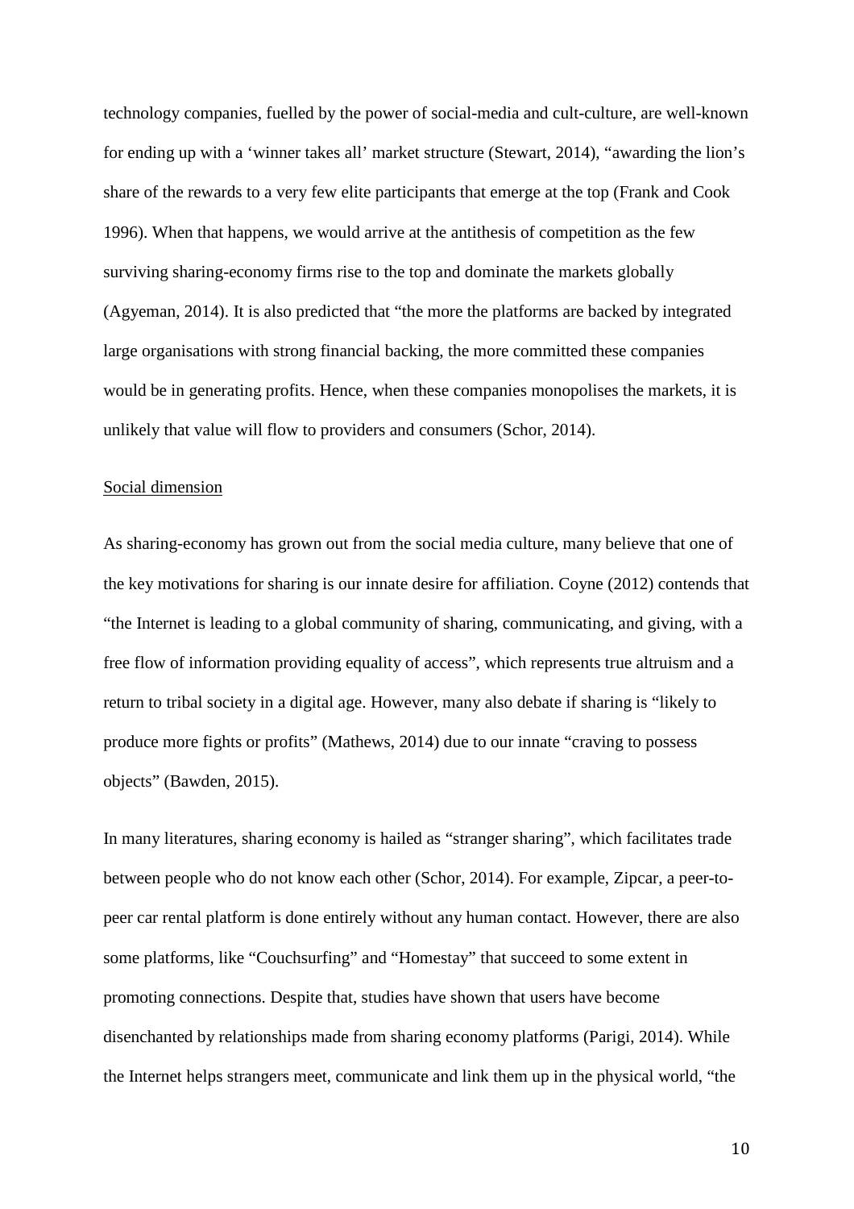technology companies, fuelled by the power of social-media and cult-culture, are well-known for ending up with a 'winner takes all' market structure (Stewart, 2014), "awarding the lion's share of the rewards to a very few elite participants that emerge at the top (Frank and Cook 1996). When that happens, we would arrive at the antithesis of competition as the few surviving sharing-economy firms rise to the top and dominate the markets globally (Agyeman, 2014). It is also predicted that "the more the platforms are backed by integrated large organisations with strong financial backing, the more committed these companies would be in generating profits. Hence, when these companies monopolises the markets, it is unlikely that value will flow to providers and consumers (Schor, 2014).

Social dimension

As sharing-economy has grown out from the social media culture, many believe that one of the key motivations for sharing is our innate desire for affiliation. Coyne (2012) contends that "the Internet is leading to a global community of sharing, communicating, and giving, with a free flow of information providing equality of access", which represents true altruism and a return to tribal society in a digital age. However, many also debate if sharing is "likely to produce more fights or profits" (Mathews, 2014) due to our innate "craving to possess objects" (Bawden, 2015).

In many literatures, sharing economy is hailed as "stranger sharing", which facilitates trade between people who do not know each other (Schor, 2014). For example, Zipcar, a peer-to-peer car rental platform is done entirely without any human contact. However, there are also some platforms, like "Couchsurfing" and "Homestay" that succeed to some extent in promoting connections. Despite that, studies have shown that users have become disenchanted by relationships made from sharing economy platforms (Parigi, 2014). While the Internet helps strangers meet, communicate and link them up in the physical world, "the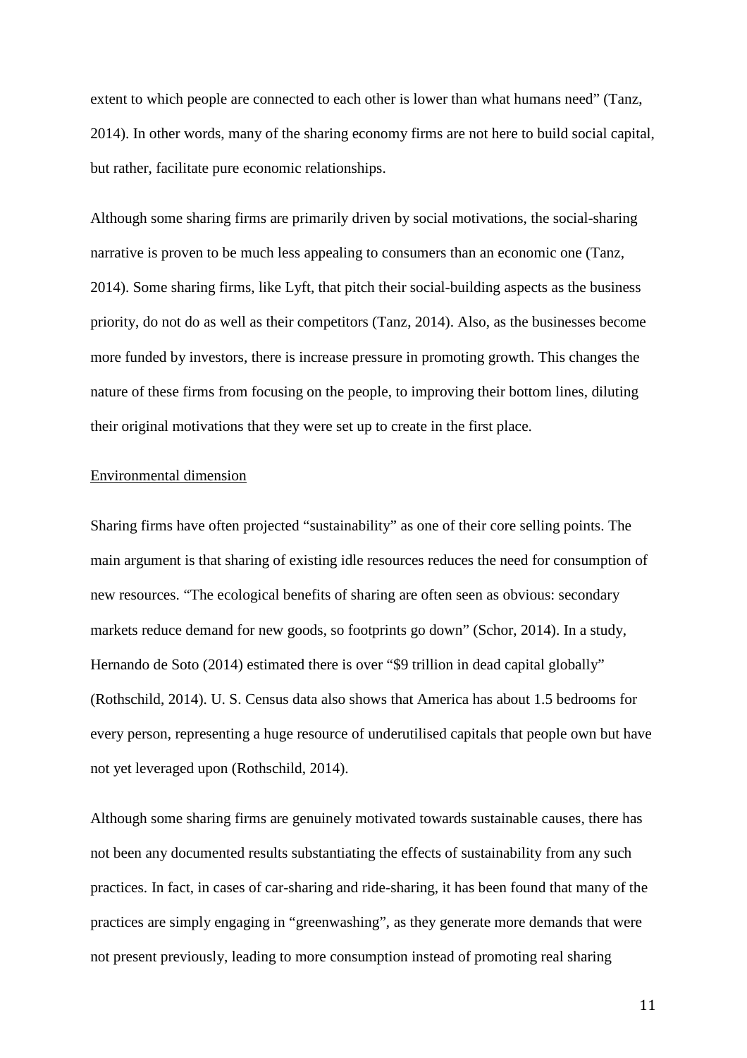extent to which people are connected to each other is lower than what humans need" (Tanz, 2014). In other words, many of the sharing economy firms are not here to build social capital, but rather, facilitate pure economic relationships.

Although some sharing firms are primarily driven by social motivations, the social-sharing narrative is proven to be much less appealing to consumers than an economic one (Tanz, 2014). Some sharing firms, like Lyft, that pitch their social-building aspects as the business priority, do not do as well as their competitors (Tanz, 2014). Also, as the businesses become more funded by investors, there is increase pressure in promoting growth. This changes the nature of these firms from focusing on the people, to improving their bottom lines, diluting their original motivations that they were set up to create in the first place.

<u>Environmental dimension</u>

Sharing firms have often projected "sustainability" as one of their core selling points. The main argument is that sharing of existing idle resources reduces the need for consumption of new resources. "The ecological benefits of sharing are often seen as obvious: secondary markets reduce demand for new goods, so footprints go down" (Schor, 2014). In a study, Hernando de Soto (2014) estimated there is over "$9 trillion in dead capital globally" (Rothschild, 2014). U. S. Census data also shows that America has about 1.5 bedrooms for every person, representing a huge resource of underutilised capitals that people own but have not yet leveraged upon (Rothschild, 2014).

Although some sharing firms are genuinely motivated towards sustainable causes, there has not been any documented results substantiating the effects of sustainability from any such practices. In fact, in cases of car-sharing and ride-sharing, it has been found that many of the practices are simply engaging in "greenwashing", as they generate more demands that were not present previously, leading to more consumption instead of promoting real sharing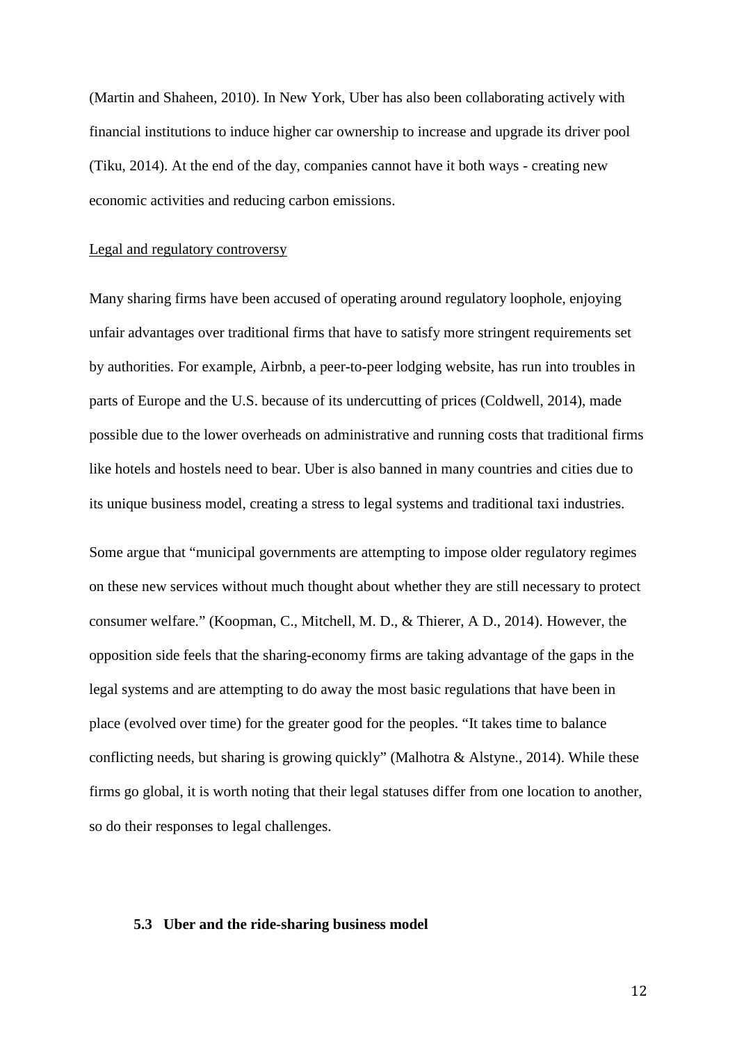(Martin and Shaheen, 2010). In New York, Uber has also been collaborating actively with financial institutions to induce higher car ownership to increase and upgrade its driver pool (Tiku, 2014). At the end of the day, companies cannot have it both ways - creating new economic activities and reducing carbon emissions.

<u>Legal and regulatory controversy</u>

Many sharing firms have been accused of operating around regulatory loophole, enjoying unfair advantages over traditional firms that have to satisfy more stringent requirements set by authorities. For example, Airbnb, a peer-to-peer lodging website, has run into troubles in parts of Europe and the U.S. because of its undercutting of prices (Coldwell, 2014), made possible due to the lower overheads on administrative and running costs that traditional firms like hotels and hostels need to bear. Uber is also banned in many countries and cities due to its unique business model, creating a stress to legal systems and traditional taxi industries.

Some argue that "municipal governments are attempting to impose older regulatory regimes on these new services without much thought about whether they are still necessary to protect consumer welfare." (Koopman, C., Mitchell, M. D., & Thierer, A D., 2014). However, the opposition side feels that the sharing-economy firms are taking advantage of the gaps in the legal systems and are attempting to do away the most basic regulations that have been in place (evolved over time) for the greater good for the peoples. "It takes time to balance conflicting needs, but sharing is growing quickly" (Malhotra & Alstyne., 2014). While these firms go global, it is worth noting that their legal statuses differ from one location to another, so do their responses to legal challenges.

### 5.3 Uber and the ride-sharing business model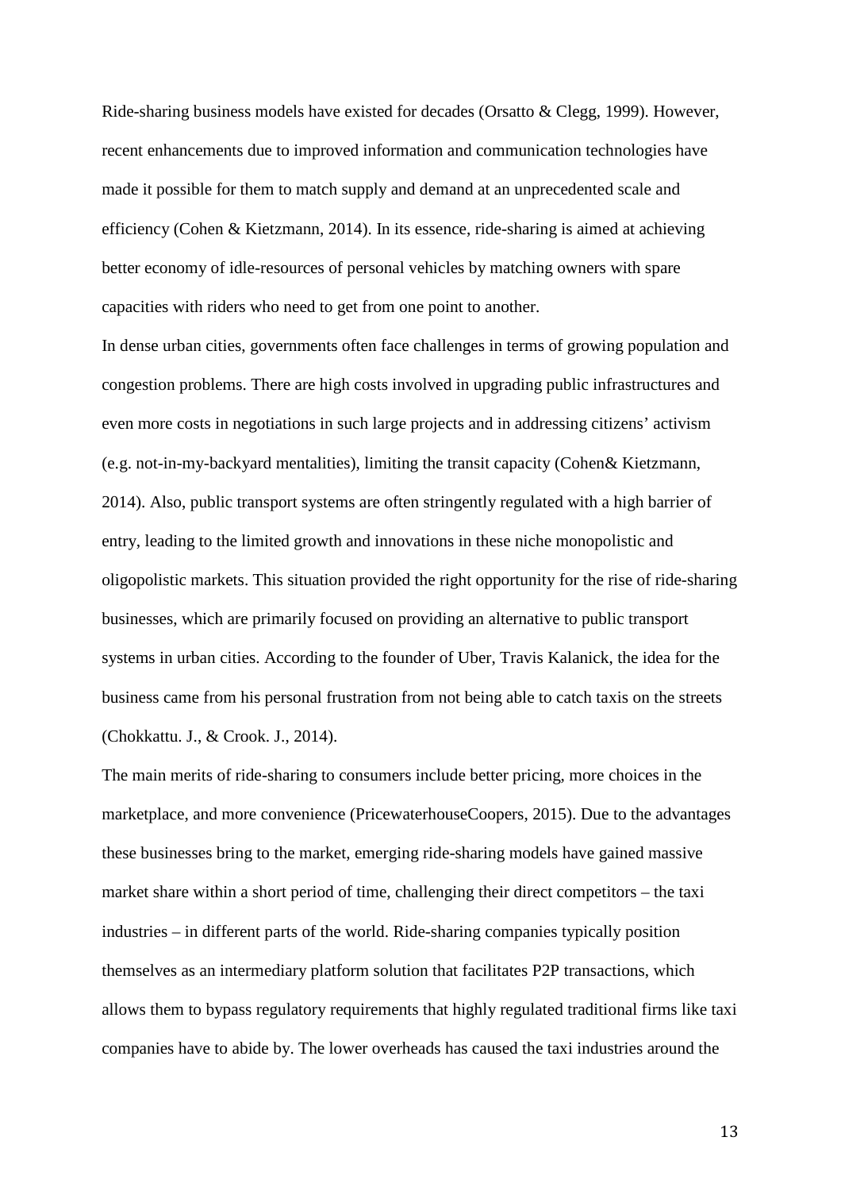Ride-sharing business models have existed for decades (Orsatto & Clegg, 1999). However, recent enhancements due to improved information and communication technologies have made it possible for them to match supply and demand at an unprecedented scale and efficiency (Cohen & Kietzmann, 2014). In its essence, ride-sharing is aimed at achieving better economy of idle-resources of personal vehicles by matching owners with spare capacities with riders who need to get from one point to another.

In dense urban cities, governments often face challenges in terms of growing population and congestion problems. There are high costs involved in upgrading public infrastructures and even more costs in negotiations in such large projects and in addressing citizens' activism (e.g. not-in-my-backyard mentalities), limiting the transit capacity (Cohen& Kietzmann, 2014). Also, public transport systems are often stringently regulated with a high barrier of entry, leading to the limited growth and innovations in these niche monopolistic and oligopolistic markets. This situation provided the right opportunity for the rise of ride-sharing businesses, which are primarily focused on providing an alternative to public transport systems in urban cities. According to the founder of Uber, Travis Kalanick, the idea for the business came from his personal frustration from not being able to catch taxis on the streets (Chokkattu. J., & Crook. J., 2014).

The main merits of ride-sharing to consumers include better pricing, more choices in the marketplace, and more convenience (PricewaterhouseCoopers, 2015). Due to the advantages these businesses bring to the market, emerging ride-sharing models have gained massive market share within a short period of time, challenging their direct competitors – the taxi industries – in different parts of the world. Ride-sharing companies typically position themselves as an intermediary platform solution that facilitates P2P transactions, which allows them to bypass regulatory requirements that highly regulated traditional firms like taxi companies have to abide by. The lower overheads has caused the taxi industries around the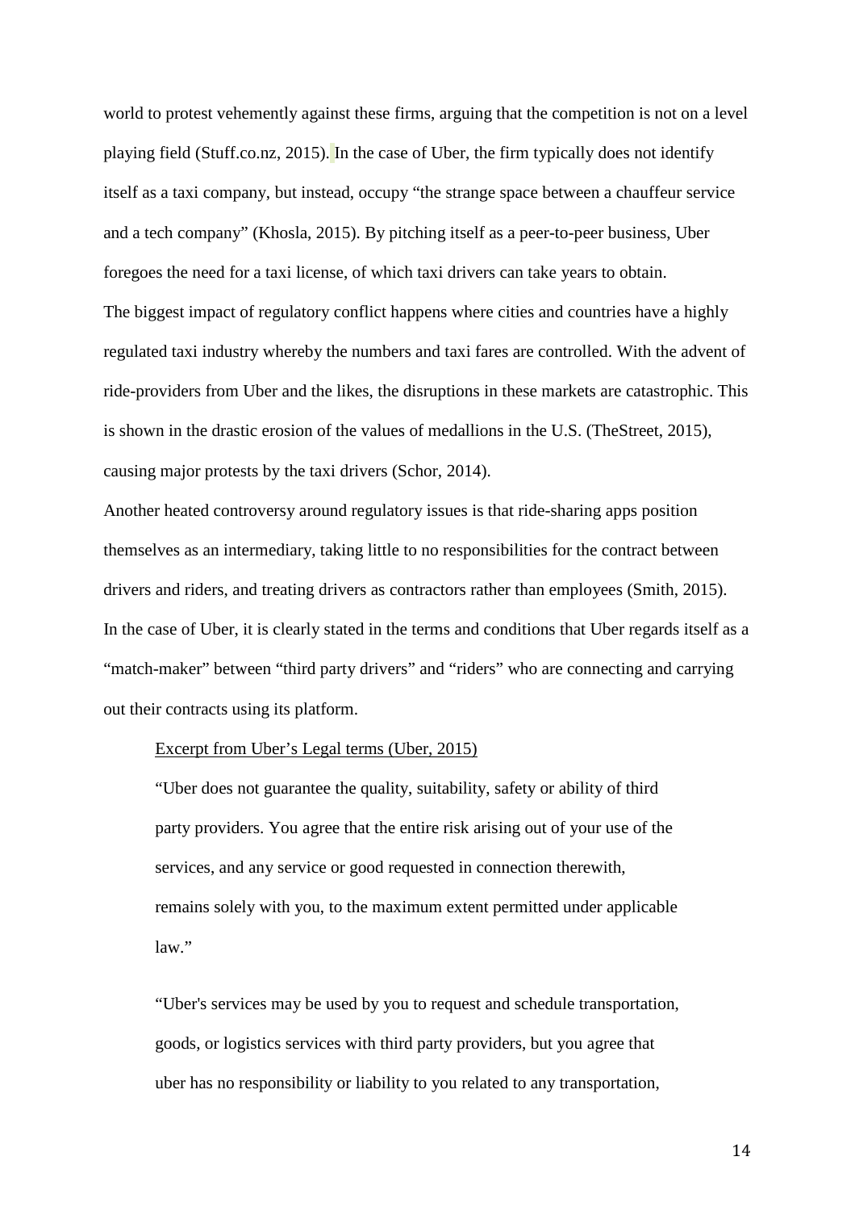world to protest vehemently against these firms, arguing that the competition is not on a level playing field (Stuff.co.nz, 2015). In the case of Uber, the firm typically does not identify itself as a taxi company, but instead, occupy "the strange space between a chauffeur service and a tech company" (Khosla, 2015). By pitching itself as a peer-to-peer business, Uber foregoes the need for a taxi license, of which taxi drivers can take years to obtain.

The biggest impact of regulatory conflict happens where cities and countries have a highly regulated taxi industry whereby the numbers and taxi fares are controlled. With the advent of ride-providers from Uber and the likes, the disruptions in these markets are catastrophic. This is shown in the drastic erosion of the values of medallions in the U.S. (TheStreet, 2015), causing major protests by the taxi drivers (Schor, 2014).

Another heated controversy around regulatory issues is that ride-sharing apps position themselves as an intermediary, taking little to no responsibilities for the contract between drivers and riders, and treating drivers as contractors rather than employees (Smith, 2015). In the case of Uber, it is clearly stated in the terms and conditions that Uber regards itself as a "match-maker" between "third party drivers" and "riders" who are connecting and carrying out their contracts using its platform.

> <u>Excerpt from Uber's Legal terms (Uber, 2015)</u>
>
> "Uber does not guarantee the quality, suitability, safety or ability of third party providers. You agree that the entire risk arising out of your use of the services, and any service or good requested in connection therewith, remains solely with you, to the maximum extent permitted under applicable law."
>
> "Uber's services may be used by you to request and schedule transportation, goods, or logistics services with third party providers, but you agree that uber has no responsibility or liability to you related to any transportation,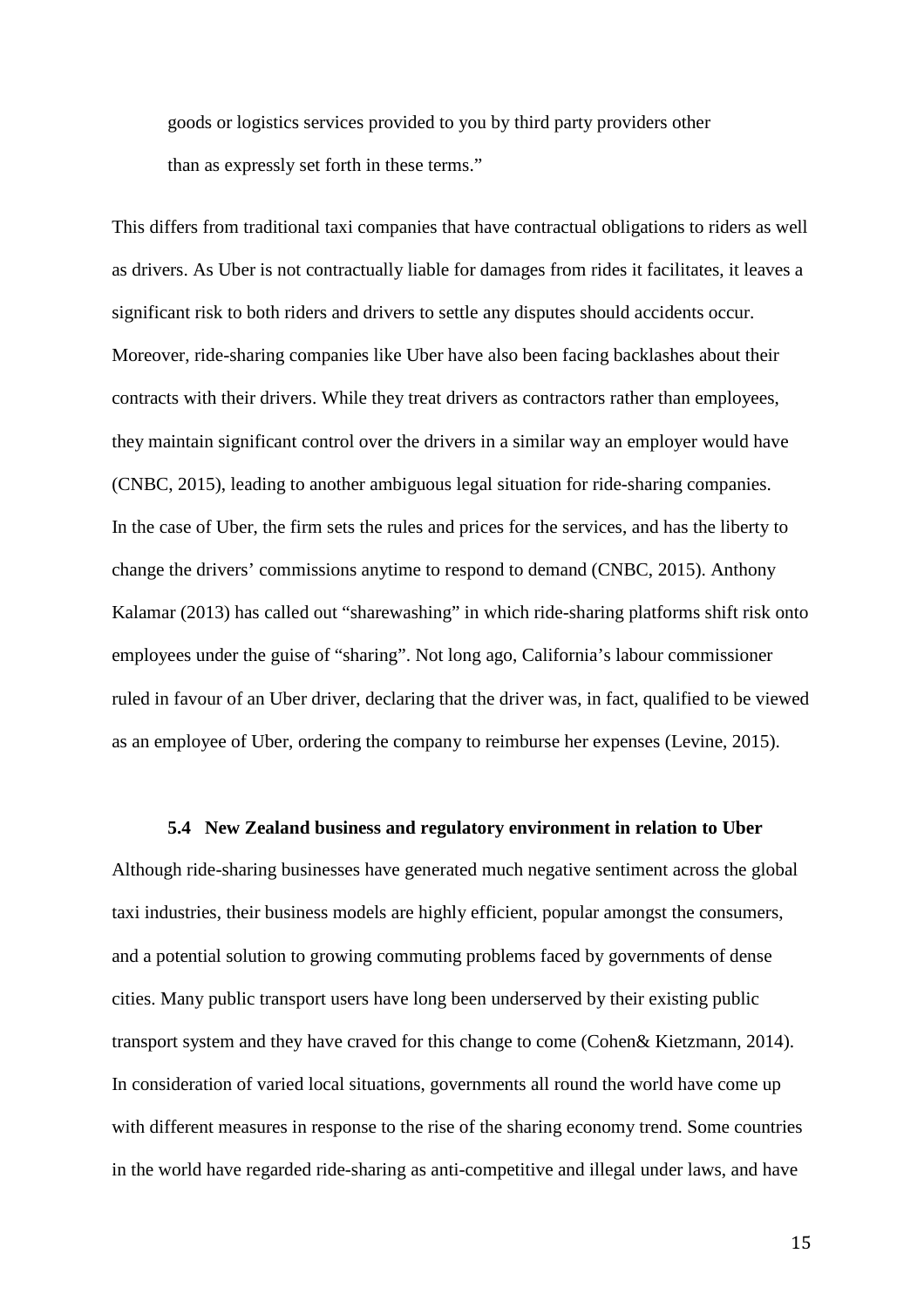> goods or logistics services provided to you by third party providers other than as expressly set forth in these terms."

This differs from traditional taxi companies that have contractual obligations to riders as well as drivers. As Uber is not contractually liable for damages from rides it facilitates, it leaves a significant risk to both riders and drivers to settle any disputes should accidents occur. Moreover, ride-sharing companies like Uber have also been facing backlashes about their contracts with their drivers. While they treat drivers as contractors rather than employees, they maintain significant control over the drivers in a similar way an employer would have (CNBC, 2015), leading to another ambiguous legal situation for ride-sharing companies. In the case of Uber, the firm sets the rules and prices for the services, and has the liberty to change the drivers' commissions anytime to respond to demand (CNBC, 2015). Anthony Kalamar (2013) has called out "sharewashing" in which ride-sharing platforms shift risk onto employees under the guise of "sharing". Not long ago, California's labour commissioner ruled in favour of an Uber driver, declaring that the driver was, in fact, qualified to be viewed as an employee of Uber, ordering the company to reimburse her expenses (Levine, 2015).

### 5.4 New Zealand business and regulatory environment in relation to Uber

Although ride-sharing businesses have generated much negative sentiment across the global taxi industries, their business models are highly efficient, popular amongst the consumers, and a potential solution to growing commuting problems faced by governments of dense cities. Many public transport users have long been underserved by their existing public transport system and they have craved for this change to come (Cohen& Kietzmann, 2014). In consideration of varied local situations, governments all round the world have come up with different measures in response to the rise of the sharing economy trend. Some countries in the world have regarded ride-sharing as anti-competitive and illegal under laws, and have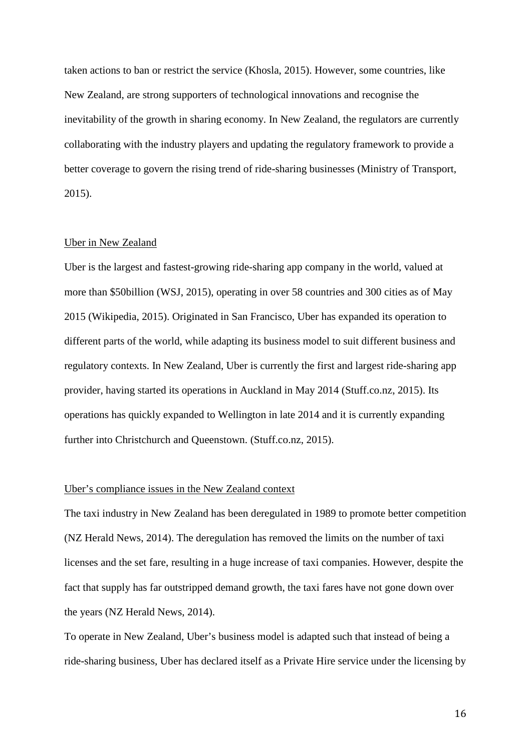taken actions to ban or restrict the service (Khosla, 2015). However, some countries, like New Zealand, are strong supporters of technological innovations and recognise the inevitability of the growth in sharing economy. In New Zealand, the regulators are currently collaborating with the industry players and updating the regulatory framework to provide a better coverage to govern the rising trend of ride-sharing businesses (Ministry of Transport, 2015).

<u>Uber in New Zealand</u>

Uber is the largest and fastest-growing ride-sharing app company in the world, valued at more than $50billion (WSJ, 2015), operating in over 58 countries and 300 cities as of May 2015 (Wikipedia, 2015). Originated in San Francisco, Uber has expanded its operation to different parts of the world, while adapting its business model to suit different business and regulatory contexts. In New Zealand, Uber is currently the first and largest ride-sharing app provider, having started its operations in Auckland in May 2014 (Stuff.co.nz, 2015). Its operations has quickly expanded to Wellington in late 2014 and it is currently expanding further into Christchurch and Queenstown. (Stuff.co.nz, 2015).

<u>Uber's compliance issues in the New Zealand context</u>

The taxi industry in New Zealand has been deregulated in 1989 to promote better competition (NZ Herald News, 2014). The deregulation has removed the limits on the number of taxi licenses and the set fare, resulting in a huge increase of taxi companies. However, despite the fact that supply has far outstripped demand growth, the taxi fares have not gone down over the years (NZ Herald News, 2014).

To operate in New Zealand, Uber's business model is adapted such that instead of being a ride-sharing business, Uber has declared itself as a Private Hire service under the licensing by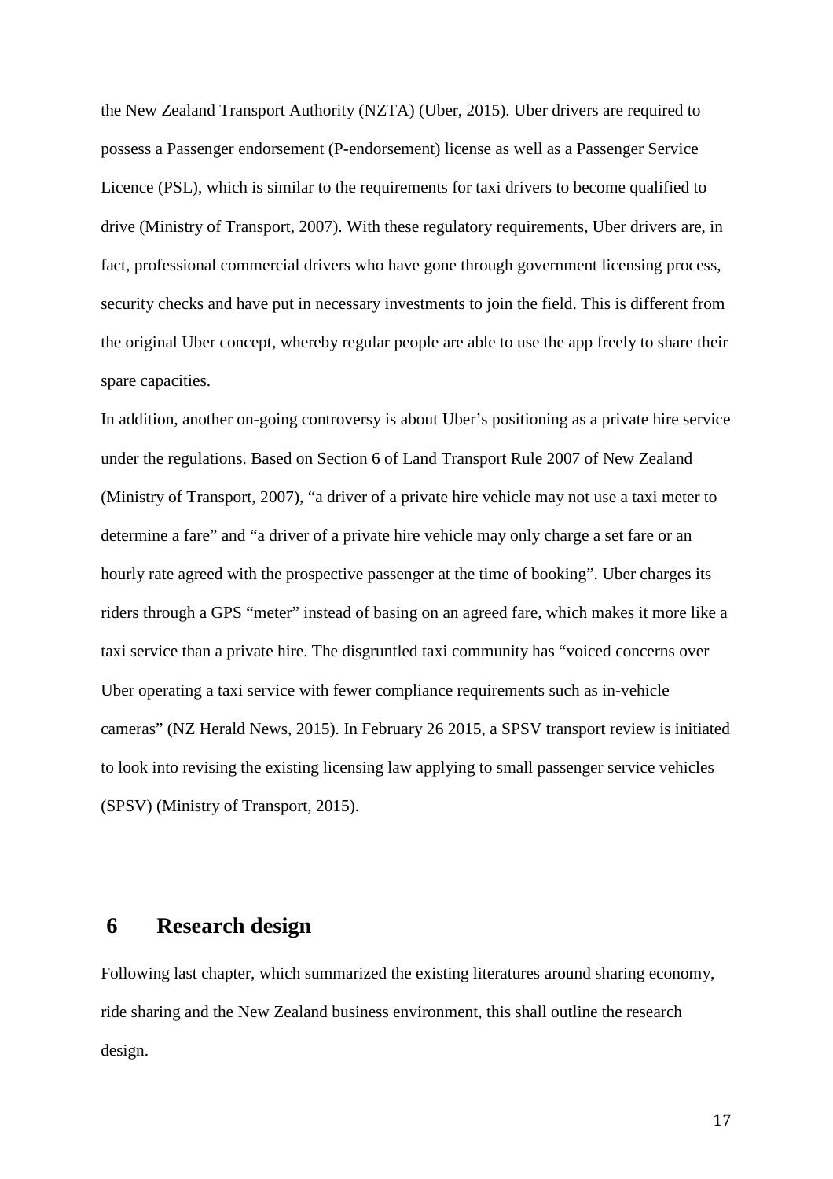the New Zealand Transport Authority (NZTA) (Uber, 2015). Uber drivers are required to possess a Passenger endorsement (P-endorsement) license as well as a Passenger Service Licence (PSL), which is similar to the requirements for taxi drivers to become qualified to drive (Ministry of Transport, 2007). With these regulatory requirements, Uber drivers are, in fact, professional commercial drivers who have gone through government licensing process, security checks and have put in necessary investments to join the field. This is different from the original Uber concept, whereby regular people are able to use the app freely to share their spare capacities.

In addition, another on-going controversy is about Uber's positioning as a private hire service under the regulations. Based on Section 6 of Land Transport Rule 2007 of New Zealand (Ministry of Transport, 2007), "a driver of a private hire vehicle may not use a taxi meter to determine a fare" and "a driver of a private hire vehicle may only charge a set fare or an hourly rate agreed with the prospective passenger at the time of booking". Uber charges its riders through a GPS "meter" instead of basing on an agreed fare, which makes it more like a taxi service than a private hire. The disgruntled taxi community has "voiced concerns over Uber operating a taxi service with fewer compliance requirements such as in-vehicle cameras" (NZ Herald News, 2015). In February 26 2015, a SPSV transport review is initiated to look into revising the existing licensing law applying to small passenger service vehicles (SPSV) (Ministry of Transport, 2015).

# 6 Research design

Following last chapter, which summarized the existing literatures around sharing economy, ride sharing and the New Zealand business environment, this shall outline the research design.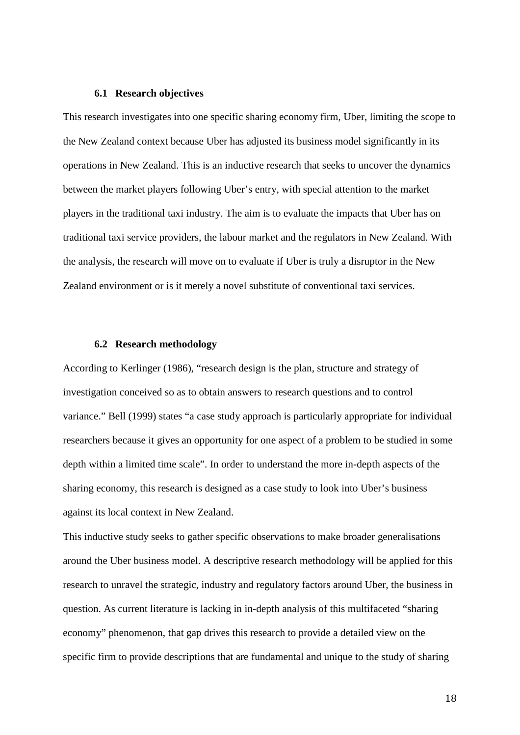### 6.1 Research objectives

This research investigates into one specific sharing economy firm, Uber, limiting the scope to the New Zealand context because Uber has adjusted its business model significantly in its operations in New Zealand. This is an inductive research that seeks to uncover the dynamics between the market players following Uber's entry, with special attention to the market players in the traditional taxi industry. The aim is to evaluate the impacts that Uber has on traditional taxi service providers, the labour market and the regulators in New Zealand. With the analysis, the research will move on to evaluate if Uber is truly a disruptor in the New Zealand environment or is it merely a novel substitute of conventional taxi services.

### 6.2 Research methodology

According to Kerlinger (1986), "research design is the plan, structure and strategy of investigation conceived so as to obtain answers to research questions and to control variance." Bell (1999) states "a case study approach is particularly appropriate for individual researchers because it gives an opportunity for one aspect of a problem to be studied in some depth within a limited time scale". In order to understand the more in-depth aspects of the sharing economy, this research is designed as a case study to look into Uber's business against its local context in New Zealand.

This inductive study seeks to gather specific observations to make broader generalisations around the Uber business model. A descriptive research methodology will be applied for this research to unravel the strategic, industry and regulatory factors around Uber, the business in question. As current literature is lacking in in-depth analysis of this multifaceted "sharing economy" phenomenon, that gap drives this research to provide a detailed view on the specific firm to provide descriptions that are fundamental and unique to the study of sharing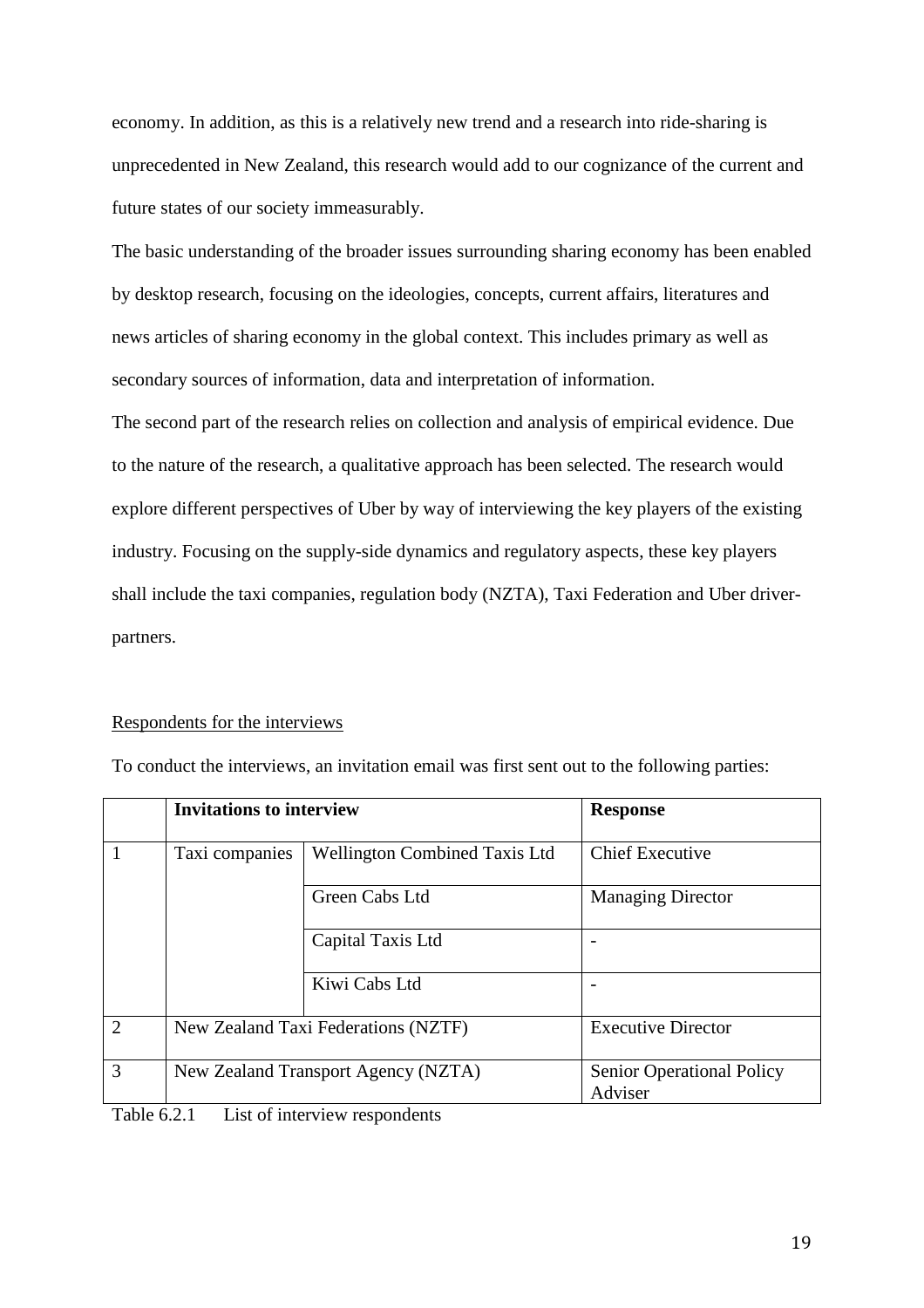economy. In addition, as this is a relatively new trend and a research into ride-sharing is unprecedented in New Zealand, this research would add to our cognizance of the current and future states of our society immeasurably.

The basic understanding of the broader issues surrounding sharing economy has been enabled by desktop research, focusing on the ideologies, concepts, current affairs, literatures and news articles of sharing economy in the global context. This includes primary as well as secondary sources of information, data and interpretation of information.

The second part of the research relies on collection and analysis of empirical evidence. Due to the nature of the research, a qualitative approach has been selected. The research would explore different perspectives of Uber by way of interviewing the key players of the existing industry. Focusing on the supply-side dynamics and regulatory aspects, these key players shall include the taxi companies, regulation body (NZTA), Taxi Federation and Uber driver-partners.

<u>Respondents for the interviews</u>

To conduct the interviews, an invitation email was first sent out to the following parties:

| | **Invitations to interview** | | **Response** |
|---|---|---|---|
| 1 | Taxi companies | Wellington Combined Taxis Ltd | Chief Executive |
| | | Green Cabs Ltd | Managing Director |
| | | Capital Taxis Ltd | - |
| | | Kiwi Cabs Ltd | - |
| 2 | New Zealand Taxi Federations (NZTF) | | Executive Director |
| 3 | New Zealand Transport Agency (NZTA) | | Senior Operational Policy Adviser |

Table 6.2.1 List of interview respondents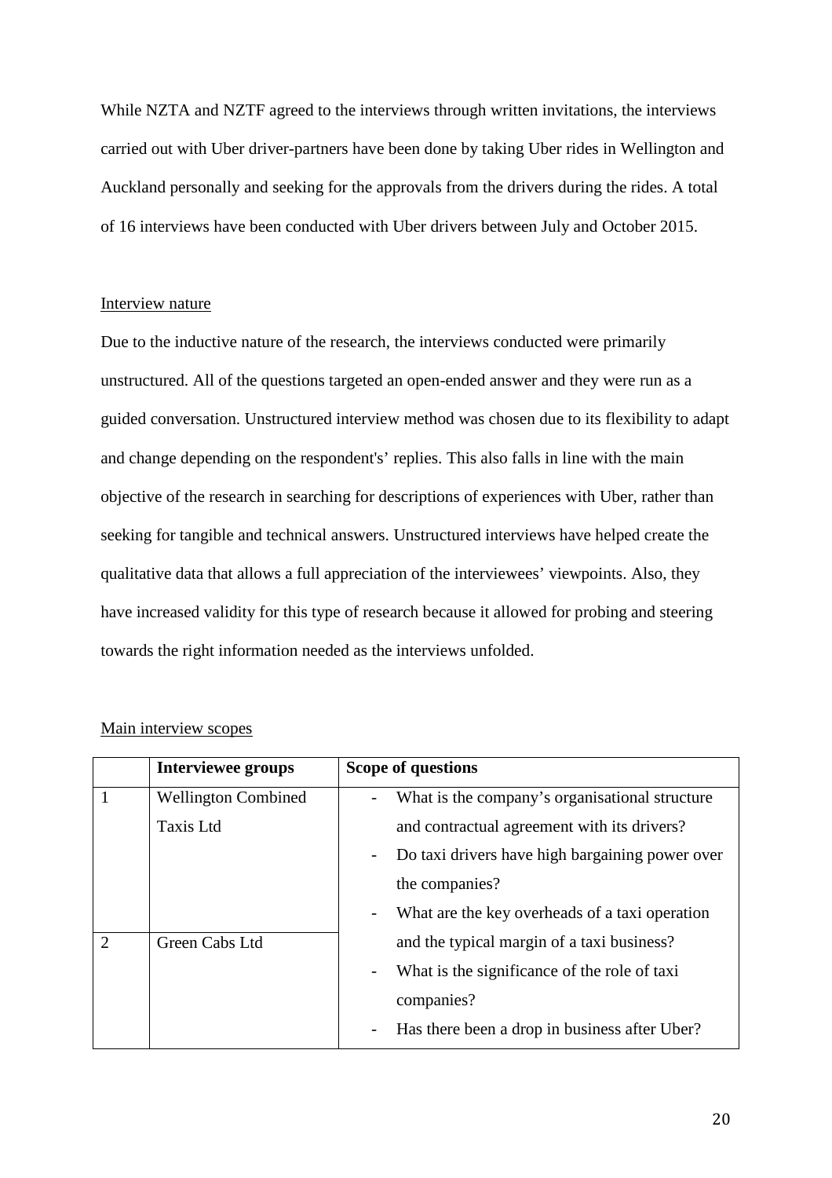While NZTA and NZTF agreed to the interviews through written invitations, the interviews carried out with Uber driver-partners have been done by taking Uber rides in Wellington and Auckland personally and seeking for the approvals from the drivers during the rides. A total of 16 interviews have been conducted with Uber drivers between July and October 2015.

Interview nature

Due to the inductive nature of the research, the interviews conducted were primarily unstructured. All of the questions targeted an open-ended answer and they were run as a guided conversation. Unstructured interview method was chosen due to its flexibility to adapt and change depending on the respondent's' replies. This also falls in line with the main objective of the research in searching for descriptions of experiences with Uber, rather than seeking for tangible and technical answers. Unstructured interviews have helped create the qualitative data that allows a full appreciation of the interviewees' viewpoints. Also, they have increased validity for this type of research because it allowed for probing and steering towards the right information needed as the interviews unfolded.

Main interview scopes

| | **Interviewee groups** | **Scope of questions** |
|---|---|---|
| 1 | Wellington Combined Taxis Ltd | - What is the company's organisational structure and contractual agreement with its drivers?<br>- Do taxi drivers have high bargaining power over the companies?<br>- What are the key overheads of a taxi operation and the typical margin of a taxi business?<br>- What is the significance of the role of taxi companies?<br>- Has there been a drop in business after Uber? |
| 2 | Green Cabs Ltd | |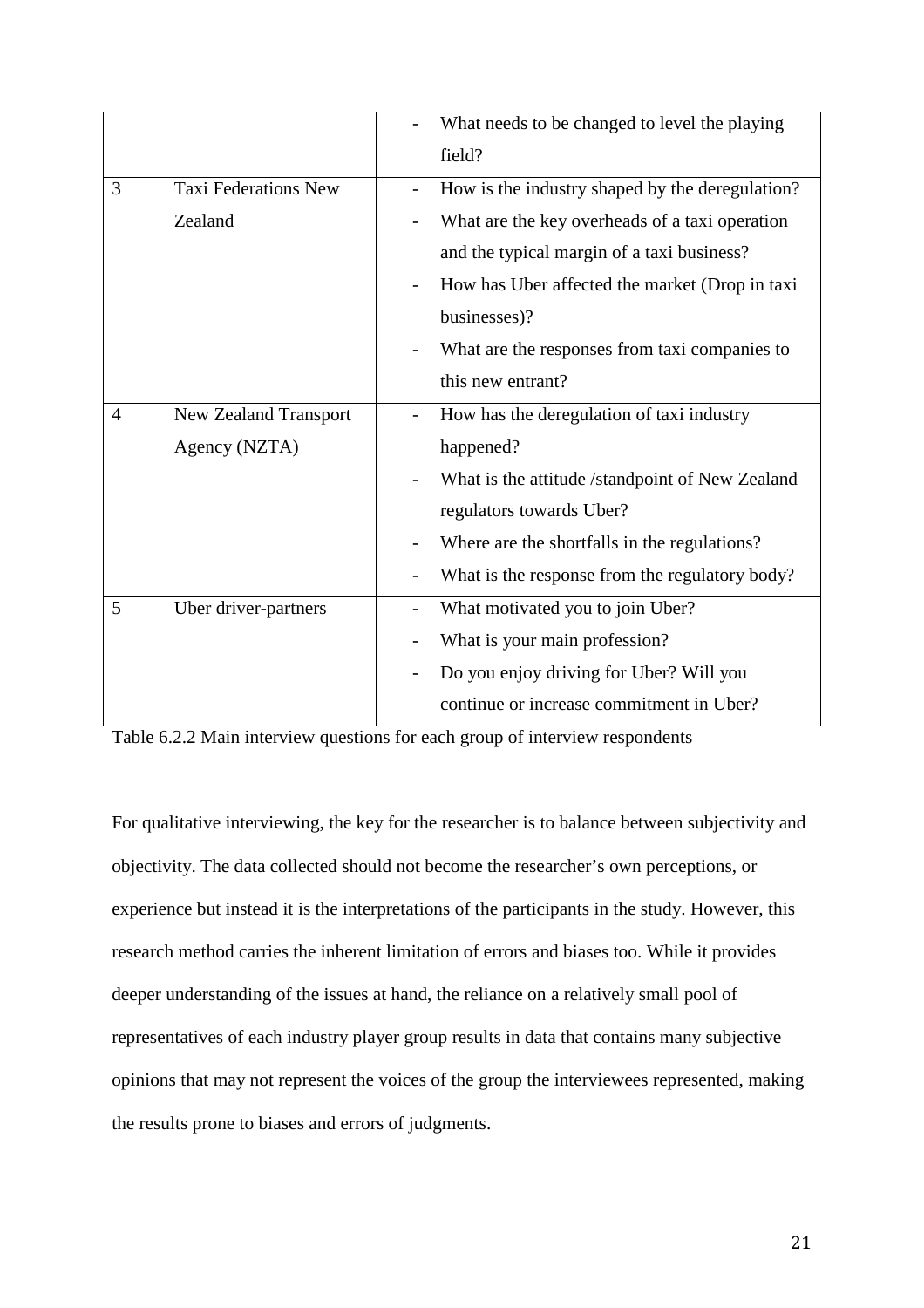| | | |
|---|---|---|
| | | - What needs to be changed to level the playing field? |
| 3 | Taxi Federations New Zealand | - How is the industry shaped by the deregulation?<br>- What are the key overheads of a taxi operation and the typical margin of a taxi business?<br>- How has Uber affected the market (Drop in taxi businesses)?<br>- What are the responses from taxi companies to this new entrant? |
| 4 | New Zealand Transport Agency (NZTA) | - How has the deregulation of taxi industry happened?<br>- What is the attitude /standpoint of New Zealand regulators towards Uber?<br>- Where are the shortfalls in the regulations?<br>- What is the response from the regulatory body? |
| 5 | Uber driver-partners | - What motivated you to join Uber?<br>- What is your main profession?<br>- Do you enjoy driving for Uber? Will you continue or increase commitment in Uber? |

Table 6.2.2 Main interview questions for each group of interview respondents

For qualitative interviewing, the key for the researcher is to balance between subjectivity and objectivity. The data collected should not become the researcher's own perceptions, or experience but instead it is the interpretations of the participants in the study. However, this research method carries the inherent limitation of errors and biases too. While it provides deeper understanding of the issues at hand, the reliance on a relatively small pool of representatives of each industry player group results in data that contains many subjective opinions that may not represent the voices of the group the interviewees represented, making the results prone to biases and errors of judgments.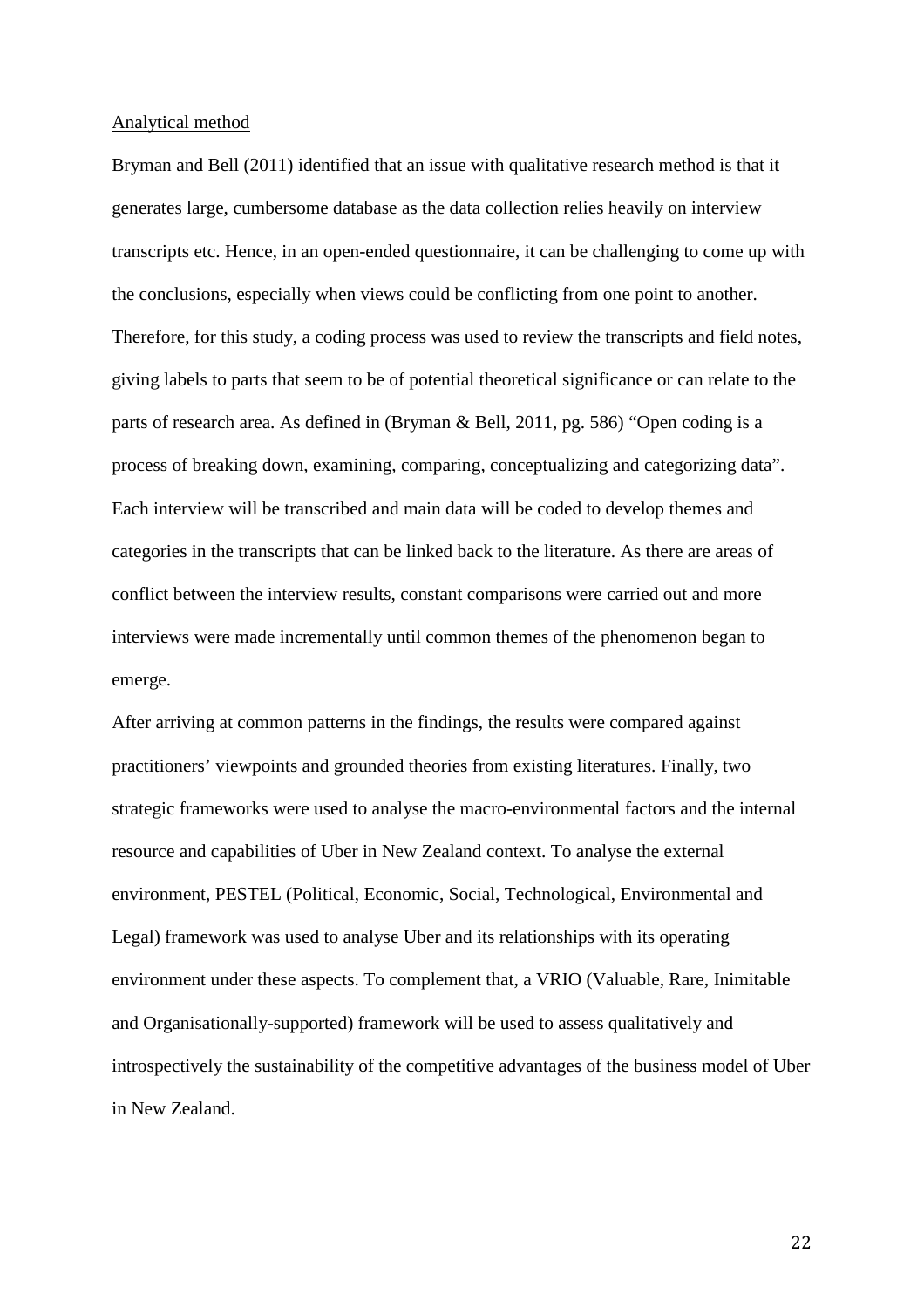Analytical method

Bryman and Bell (2011) identified that an issue with qualitative research method is that it generates large, cumbersome database as the data collection relies heavily on interview transcripts etc. Hence, in an open-ended questionnaire, it can be challenging to come up with the conclusions, especially when views could be conflicting from one point to another. Therefore, for this study, a coding process was used to review the transcripts and field notes, giving labels to parts that seem to be of potential theoretical significance or can relate to the parts of research area. As defined in (Bryman & Bell, 2011, pg. 586) "Open coding is a process of breaking down, examining, comparing, conceptualizing and categorizing data". Each interview will be transcribed and main data will be coded to develop themes and categories in the transcripts that can be linked back to the literature. As there are areas of conflict between the interview results, constant comparisons were carried out and more interviews were made incrementally until common themes of the phenomenon began to emerge.

After arriving at common patterns in the findings, the results were compared against practitioners' viewpoints and grounded theories from existing literatures. Finally, two strategic frameworks were used to analyse the macro-environmental factors and the internal resource and capabilities of Uber in New Zealand context. To analyse the external environment, PESTEL (Political, Economic, Social, Technological, Environmental and Legal) framework was used to analyse Uber and its relationships with its operating environment under these aspects. To complement that, a VRIO (Valuable, Rare, Inimitable and Organisationally-supported) framework will be used to assess qualitatively and introspectively the sustainability of the competitive advantages of the business model of Uber in New Zealand.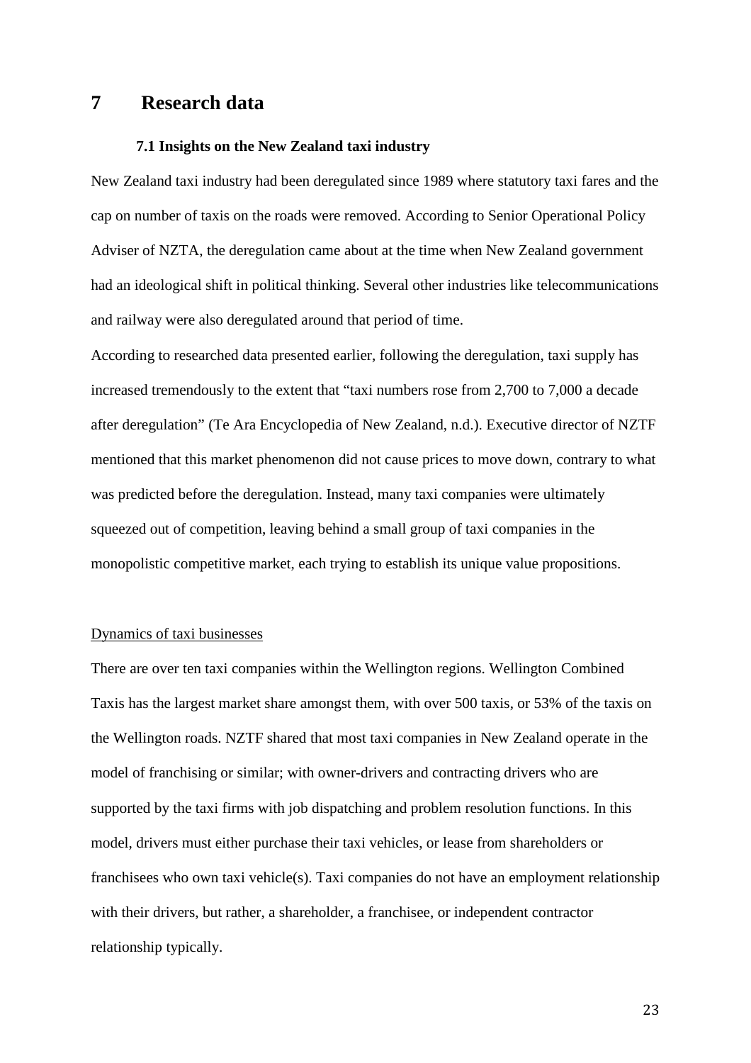# 7 Research data

### 7.1 Insights on the New Zealand taxi industry

New Zealand taxi industry had been deregulated since 1989 where statutory taxi fares and the cap on number of taxis on the roads were removed. According to Senior Operational Policy Adviser of NZTA, the deregulation came about at the time when New Zealand government had an ideological shift in political thinking. Several other industries like telecommunications and railway were also deregulated around that period of time.

According to researched data presented earlier, following the deregulation, taxi supply has increased tremendously to the extent that "taxi numbers rose from 2,700 to 7,000 a decade after deregulation" (Te Ara Encyclopedia of New Zealand, n.d.). Executive director of NZTF mentioned that this market phenomenon did not cause prices to move down, contrary to what was predicted before the deregulation. Instead, many taxi companies were ultimately squeezed out of competition, leaving behind a small group of taxi companies in the monopolistic competitive market, each trying to establish its unique value propositions.

<u>Dynamics of taxi businesses</u>

There are over ten taxi companies within the Wellington regions. Wellington Combined Taxis has the largest market share amongst them, with over 500 taxis, or 53% of the taxis on the Wellington roads. NZTF shared that most taxi companies in New Zealand operate in the model of franchising or similar; with owner-drivers and contracting drivers who are supported by the taxi firms with job dispatching and problem resolution functions. In this model, drivers must either purchase their taxi vehicles, or lease from shareholders or franchisees who own taxi vehicle(s). Taxi companies do not have an employment relationship with their drivers, but rather, a shareholder, a franchisee, or independent contractor relationship typically.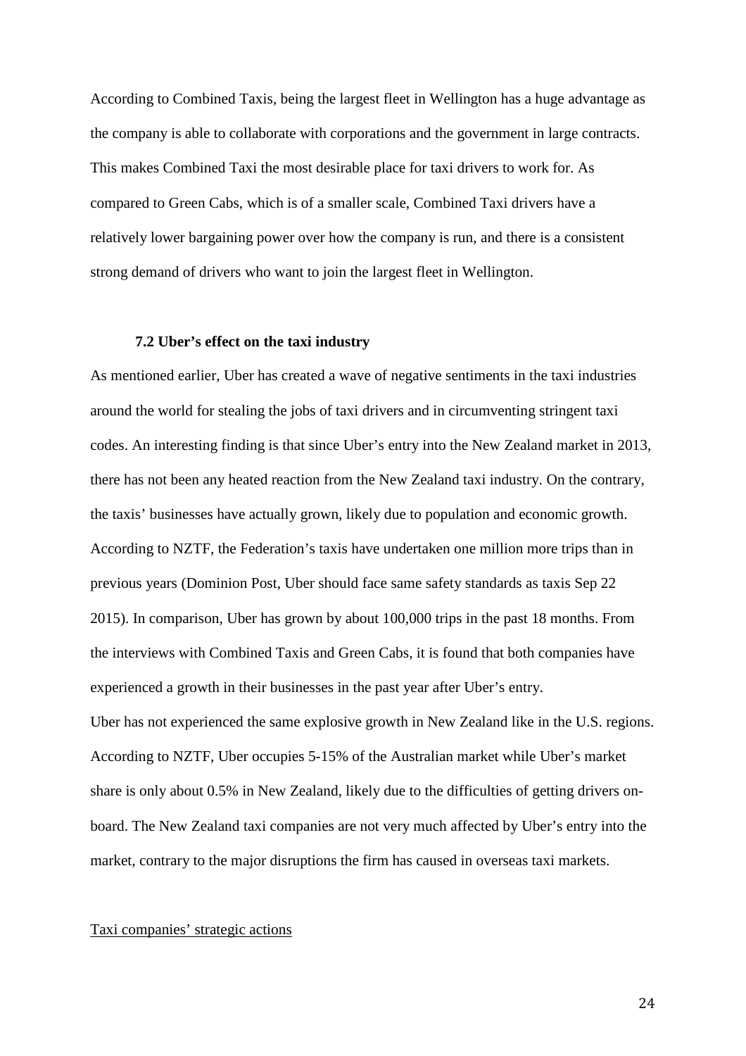According to Combined Taxis, being the largest fleet in Wellington has a huge advantage as the company is able to collaborate with corporations and the government in large contracts. This makes Combined Taxi the most desirable place for taxi drivers to work for. As compared to Green Cabs, which is of a smaller scale, Combined Taxi drivers have a relatively lower bargaining power over how the company is run, and there is a consistent strong demand of drivers who want to join the largest fleet in Wellington.

### 7.2 Uber's effect on the taxi industry

As mentioned earlier, Uber has created a wave of negative sentiments in the taxi industries around the world for stealing the jobs of taxi drivers and in circumventing stringent taxi codes. An interesting finding is that since Uber's entry into the New Zealand market in 2013, there has not been any heated reaction from the New Zealand taxi industry. On the contrary, the taxis' businesses have actually grown, likely due to population and economic growth. According to NZTF, the Federation's taxis have undertaken one million more trips than in previous years (Dominion Post, Uber should face same safety standards as taxis Sep 22 2015). In comparison, Uber has grown by about 100,000 trips in the past 18 months. From the interviews with Combined Taxis and Green Cabs, it is found that both companies have experienced a growth in their businesses in the past year after Uber's entry.

Uber has not experienced the same explosive growth in New Zealand like in the U.S. regions. According to NZTF, Uber occupies 5-15% of the Australian market while Uber's market share is only about 0.5% in New Zealand, likely due to the difficulties of getting drivers on-board. The New Zealand taxi companies are not very much affected by Uber's entry into the market, contrary to the major disruptions the firm has caused in overseas taxi markets.

<u>Taxi companies' strategic actions</u>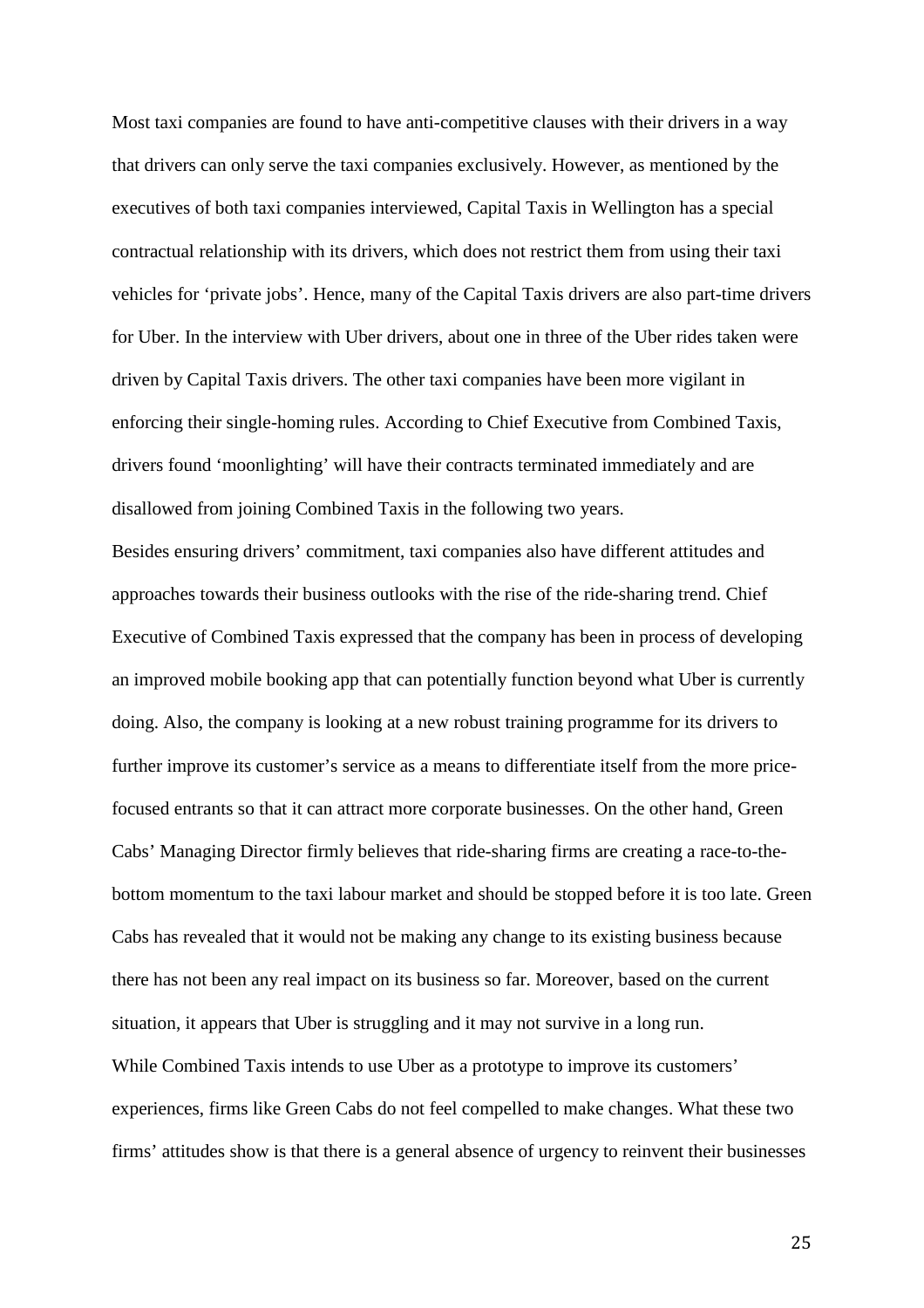Most taxi companies are found to have anti-competitive clauses with their drivers in a way that drivers can only serve the taxi companies exclusively. However, as mentioned by the executives of both taxi companies interviewed, Capital Taxis in Wellington has a special contractual relationship with its drivers, which does not restrict them from using their taxi vehicles for 'private jobs'. Hence, many of the Capital Taxis drivers are also part-time drivers for Uber. In the interview with Uber drivers, about one in three of the Uber rides taken were driven by Capital Taxis drivers. The other taxi companies have been more vigilant in enforcing their single-homing rules. According to Chief Executive from Combined Taxis, drivers found 'moonlighting' will have their contracts terminated immediately and are disallowed from joining Combined Taxis in the following two years.

Besides ensuring drivers' commitment, taxi companies also have different attitudes and approaches towards their business outlooks with the rise of the ride-sharing trend. Chief Executive of Combined Taxis expressed that the company has been in process of developing an improved mobile booking app that can potentially function beyond what Uber is currently doing. Also, the company is looking at a new robust training programme for its drivers to further improve its customer's service as a means to differentiate itself from the more price-focused entrants so that it can attract more corporate businesses. On the other hand, Green Cabs' Managing Director firmly believes that ride-sharing firms are creating a race-to-the-bottom momentum to the taxi labour market and should be stopped before it is too late. Green Cabs has revealed that it would not be making any change to its existing business because there has not been any real impact on its business so far. Moreover, based on the current situation, it appears that Uber is struggling and it may not survive in a long run.

While Combined Taxis intends to use Uber as a prototype to improve its customers' experiences, firms like Green Cabs do not feel compelled to make changes. What these two firms' attitudes show is that there is a general absence of urgency to reinvent their businesses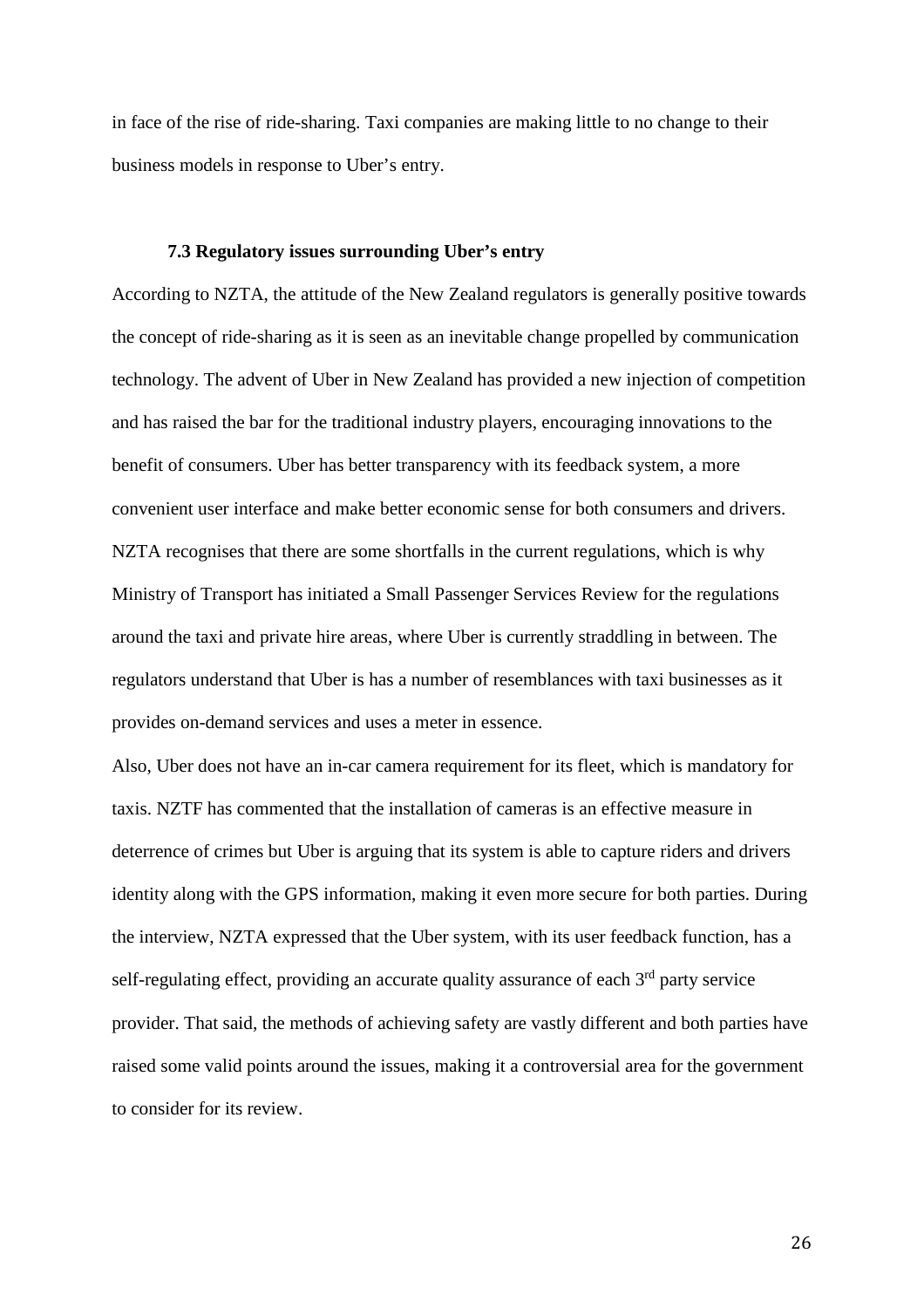in face of the rise of ride-sharing. Taxi companies are making little to no change to their business models in response to Uber's entry.

### 7.3 Regulatory issues surrounding Uber's entry

According to NZTA, the attitude of the New Zealand regulators is generally positive towards the concept of ride-sharing as it is seen as an inevitable change propelled by communication technology. The advent of Uber in New Zealand has provided a new injection of competition and has raised the bar for the traditional industry players, encouraging innovations to the benefit of consumers. Uber has better transparency with its feedback system, a more convenient user interface and make better economic sense for both consumers and drivers. NZTA recognises that there are some shortfalls in the current regulations, which is why Ministry of Transport has initiated a Small Passenger Services Review for the regulations around the taxi and private hire areas, where Uber is currently straddling in between. The regulators understand that Uber is has a number of resemblances with taxi businesses as it provides on-demand services and uses a meter in essence.

Also, Uber does not have an in-car camera requirement for its fleet, which is mandatory for taxis. NZTF has commented that the installation of cameras is an effective measure in deterrence of crimes but Uber is arguing that its system is able to capture riders and drivers identity along with the GPS information, making it even more secure for both parties. During the interview, NZTA expressed that the Uber system, with its user feedback function, has a self-regulating effect, providing an accurate quality assurance of each 3rd party service provider. That said, the methods of achieving safety are vastly different and both parties have raised some valid points around the issues, making it a controversial area for the government to consider for its review.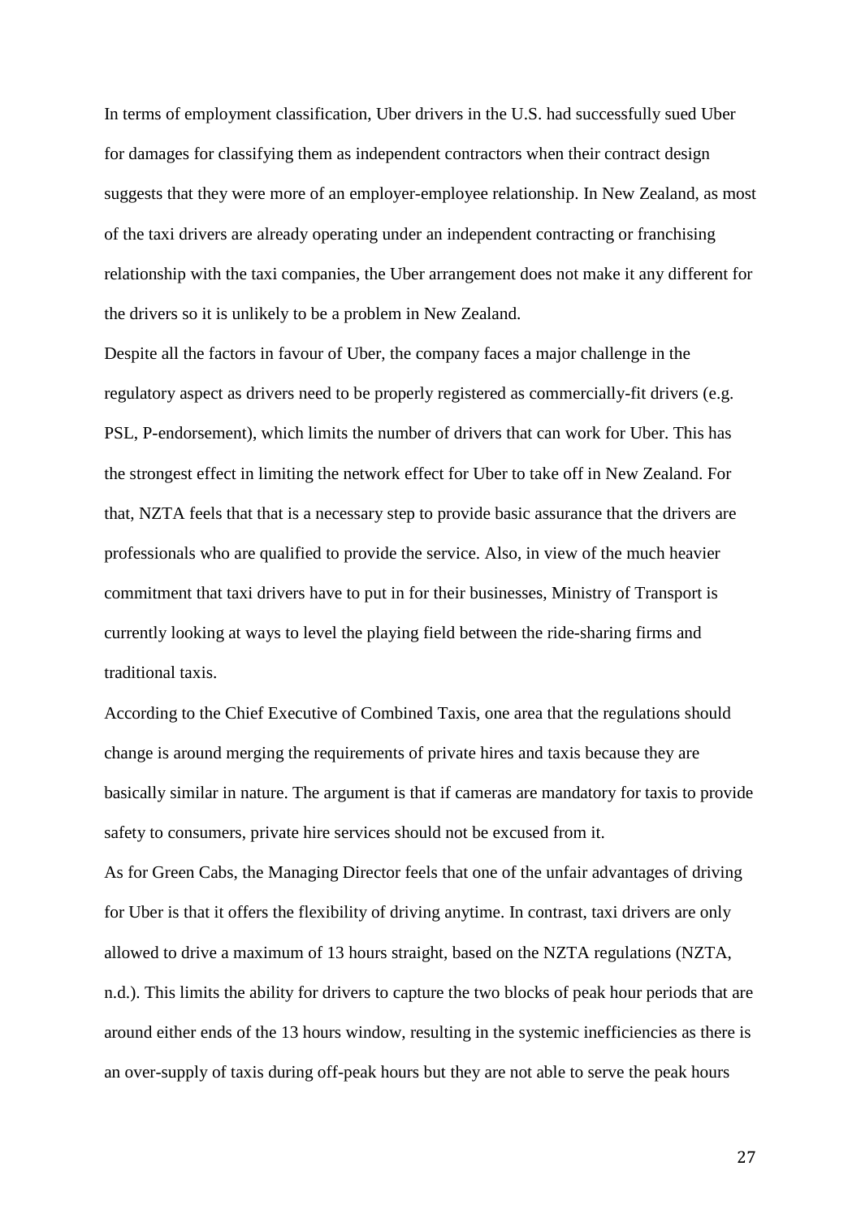In terms of employment classification, Uber drivers in the U.S. had successfully sued Uber for damages for classifying them as independent contractors when their contract design suggests that they were more of an employer-employee relationship. In New Zealand, as most of the taxi drivers are already operating under an independent contracting or franchising relationship with the taxi companies, the Uber arrangement does not make it any different for the drivers so it is unlikely to be a problem in New Zealand.

Despite all the factors in favour of Uber, the company faces a major challenge in the regulatory aspect as drivers need to be properly registered as commercially-fit drivers (e.g. PSL, P-endorsement), which limits the number of drivers that can work for Uber. This has the strongest effect in limiting the network effect for Uber to take off in New Zealand. For that, NZTA feels that that is a necessary step to provide basic assurance that the drivers are professionals who are qualified to provide the service. Also, in view of the much heavier commitment that taxi drivers have to put in for their businesses, Ministry of Transport is currently looking at ways to level the playing field between the ride-sharing firms and traditional taxis.

According to the Chief Executive of Combined Taxis, one area that the regulations should change is around merging the requirements of private hires and taxis because they are basically similar in nature. The argument is that if cameras are mandatory for taxis to provide safety to consumers, private hire services should not be excused from it.

As for Green Cabs, the Managing Director feels that one of the unfair advantages of driving for Uber is that it offers the flexibility of driving anytime. In contrast, taxi drivers are only allowed to drive a maximum of 13 hours straight, based on the NZTA regulations (NZTA, n.d.). This limits the ability for drivers to capture the two blocks of peak hour periods that are around either ends of the 13 hours window, resulting in the systemic inefficiencies as there is an over-supply of taxis during off-peak hours but they are not able to serve the peak hours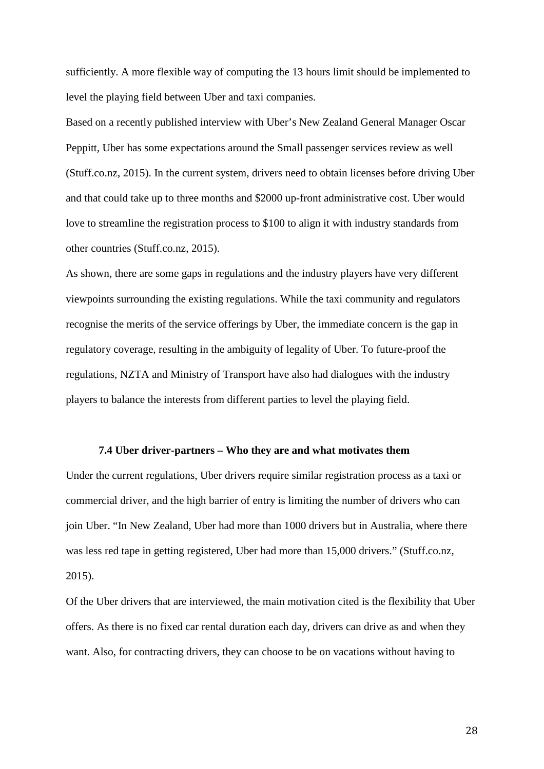sufficiently. A more flexible way of computing the 13 hours limit should be implemented to level the playing field between Uber and taxi companies.

Based on a recently published interview with Uber's New Zealand General Manager Oscar Peppitt, Uber has some expectations around the Small passenger services review as well (Stuff.co.nz, 2015). In the current system, drivers need to obtain licenses before driving Uber and that could take up to three months and $2000 up-front administrative cost. Uber would love to streamline the registration process to $100 to align it with industry standards from other countries (Stuff.co.nz, 2015).

As shown, there are some gaps in regulations and the industry players have very different viewpoints surrounding the existing regulations. While the taxi community and regulators recognise the merits of the service offerings by Uber, the immediate concern is the gap in regulatory coverage, resulting in the ambiguity of legality of Uber. To future-proof the regulations, NZTA and Ministry of Transport have also had dialogues with the industry players to balance the interests from different parties to level the playing field.

### 7.4 Uber driver-partners – Who they are and what motivates them

Under the current regulations, Uber drivers require similar registration process as a taxi or commercial driver, and the high barrier of entry is limiting the number of drivers who can join Uber. "In New Zealand, Uber had more than 1000 drivers but in Australia, where there was less red tape in getting registered, Uber had more than 15,000 drivers." (Stuff.co.nz, 2015).

Of the Uber drivers that are interviewed, the main motivation cited is the flexibility that Uber offers. As there is no fixed car rental duration each day, drivers can drive as and when they want. Also, for contracting drivers, they can choose to be on vacations without having to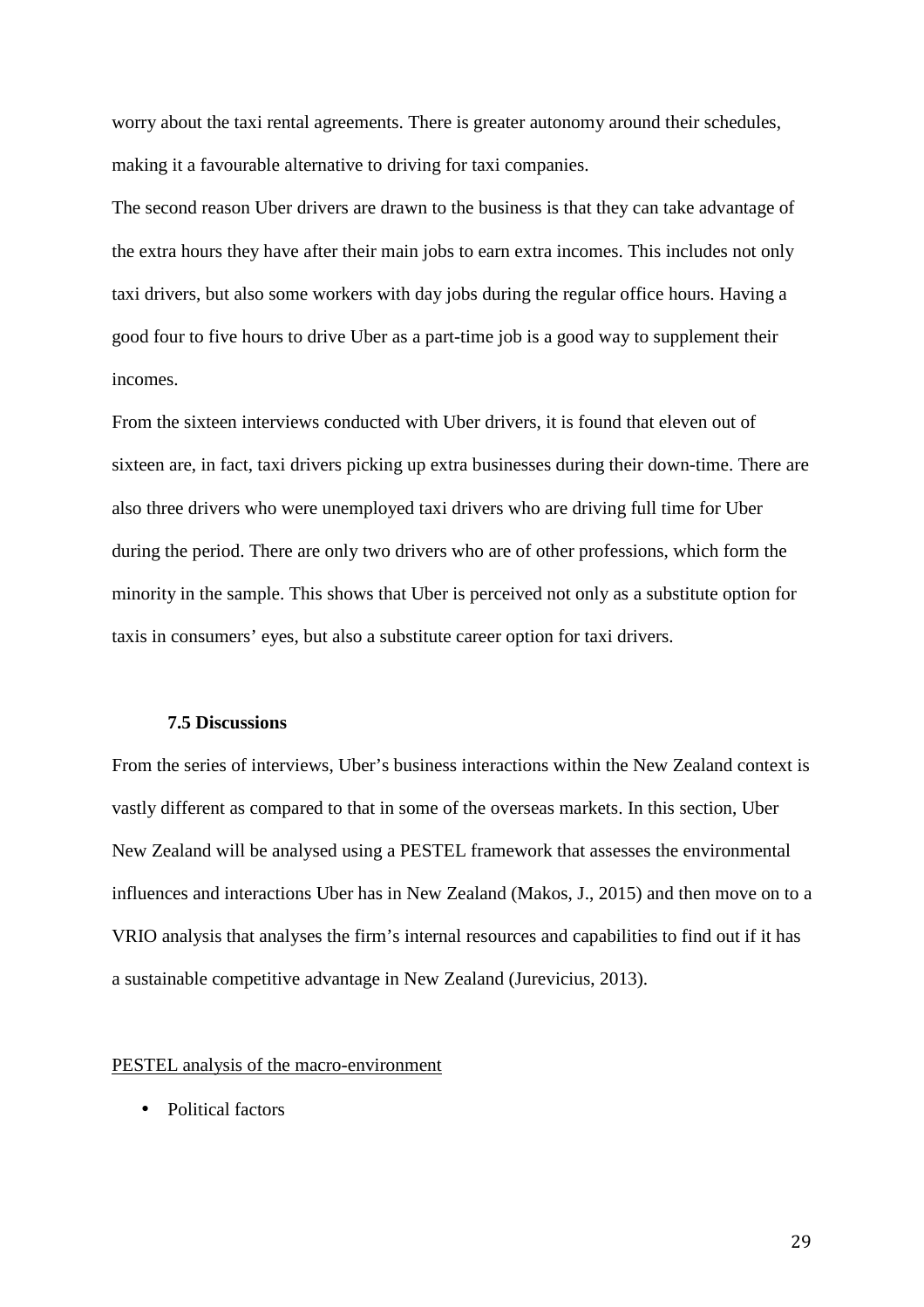worry about the taxi rental agreements. There is greater autonomy around their schedules, making it a favourable alternative to driving for taxi companies.

The second reason Uber drivers are drawn to the business is that they can take advantage of the extra hours they have after their main jobs to earn extra incomes. This includes not only taxi drivers, but also some workers with day jobs during the regular office hours. Having a good four to five hours to drive Uber as a part-time job is a good way to supplement their incomes.

From the sixteen interviews conducted with Uber drivers, it is found that eleven out of sixteen are, in fact, taxi drivers picking up extra businesses during their down-time. There are also three drivers who were unemployed taxi drivers who are driving full time for Uber during the period. There are only two drivers who are of other professions, which form the minority in the sample. This shows that Uber is perceived not only as a substitute option for taxis in consumers' eyes, but also a substitute career option for taxi drivers.

### 7.5 Discussions

From the series of interviews, Uber's business interactions within the New Zealand context is vastly different as compared to that in some of the overseas markets. In this section, Uber New Zealand will be analysed using a PESTEL framework that assesses the environmental influences and interactions Uber has in New Zealand (Makos, J., 2015) and then move on to a VRIO analysis that analyses the firm's internal resources and capabilities to find out if it has a sustainable competitive advantage in New Zealand (Jurevicius, 2013).

PESTEL analysis of the macro-environment

- Political factors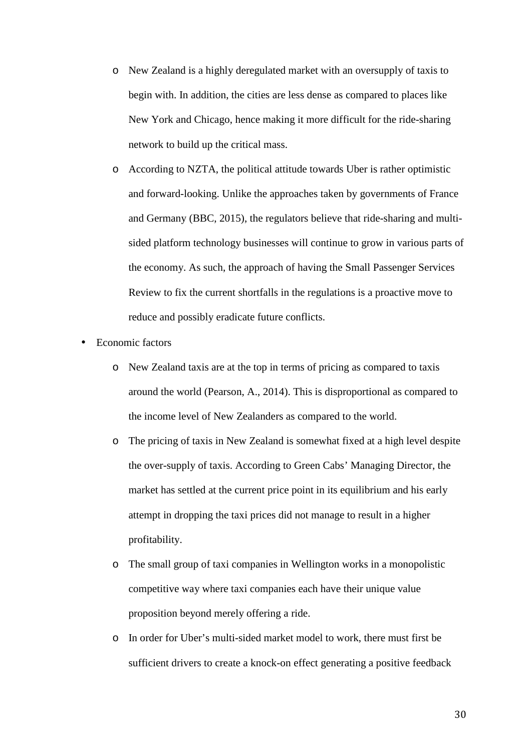- New Zealand is a highly deregulated market with an oversupply of taxis to begin with. In addition, the cities are less dense as compared to places like New York and Chicago, hence making it more difficult for the ride-sharing network to build up the critical mass.
- According to NZTA, the political attitude towards Uber is rather optimistic and forward-looking. Unlike the approaches taken by governments of France and Germany (BBC, 2015), the regulators believe that ride-sharing and multi-sided platform technology businesses will continue to grow in various parts of the economy. As such, the approach of having the Small Passenger Services Review to fix the current shortfalls in the regulations is a proactive move to reduce and possibly eradicate future conflicts.

- Economic factors
  - New Zealand taxis are at the top in terms of pricing as compared to taxis around the world (Pearson, A., 2014). This is disproportional as compared to the income level of New Zealanders as compared to the world.
  - The pricing of taxis in New Zealand is somewhat fixed at a high level despite the over-supply of taxis. According to Green Cabs' Managing Director, the market has settled at the current price point in its equilibrium and his early attempt in dropping the taxi prices did not manage to result in a higher profitability.
  - The small group of taxi companies in Wellington works in a monopolistic competitive way where taxi companies each have their unique value proposition beyond merely offering a ride.
  - In order for Uber's multi-sided market model to work, there must first be sufficient drivers to create a knock-on effect generating a positive feedback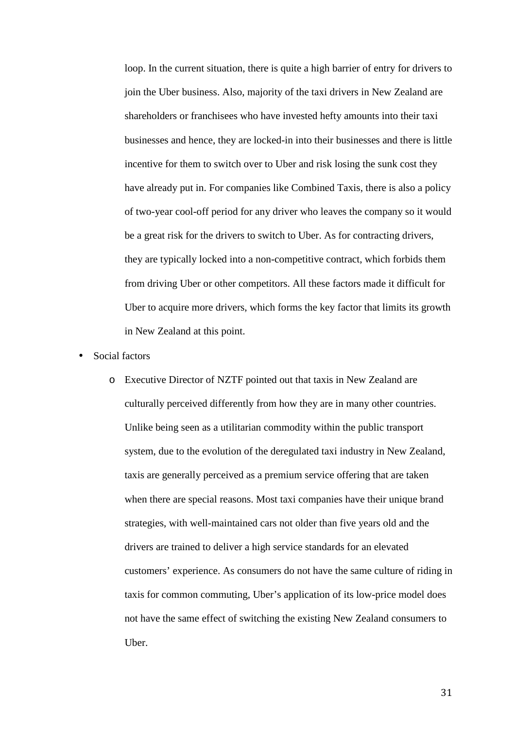loop. In the current situation, there is quite a high barrier of entry for drivers to join the Uber business. Also, majority of the taxi drivers in New Zealand are shareholders or franchisees who have invested hefty amounts into their taxi businesses and hence, they are locked-in into their businesses and there is little incentive for them to switch over to Uber and risk losing the sunk cost they have already put in. For companies like Combined Taxis, there is also a policy of two-year cool-off period for any driver who leaves the company so it would be a great risk for the drivers to switch to Uber. As for contracting drivers, they are typically locked into a non-competitive contract, which forbids them from driving Uber or other competitors. All these factors made it difficult for Uber to acquire more drivers, which forms the key factor that limits its growth in New Zealand at this point.

- Social factors
  - Executive Director of NZTF pointed out that taxis in New Zealand are culturally perceived differently from how they are in many other countries. Unlike being seen as a utilitarian commodity within the public transport system, due to the evolution of the deregulated taxi industry in New Zealand, taxis are generally perceived as a premium service offering that are taken when there are special reasons. Most taxi companies have their unique brand strategies, with well-maintained cars not older than five years old and the drivers are trained to deliver a high service standards for an elevated customers' experience. As consumers do not have the same culture of riding in taxis for common commuting, Uber's application of its low-price model does not have the same effect of switching the existing New Zealand consumers to Uber.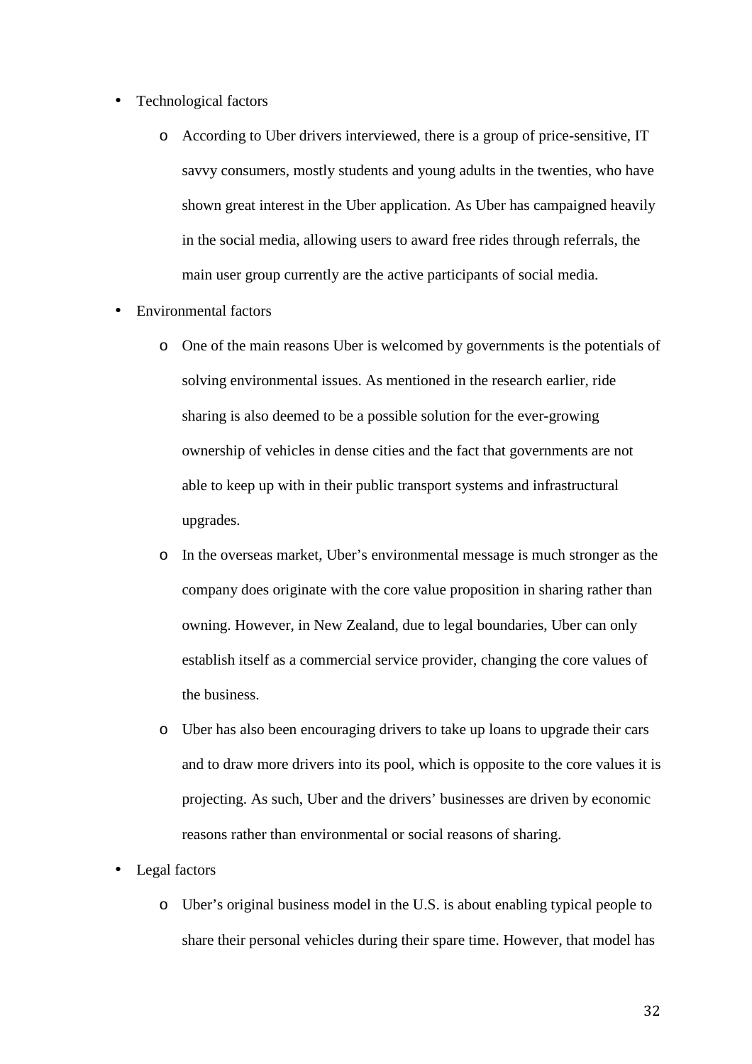- Technological factors
  - According to Uber drivers interviewed, there is a group of price-sensitive, IT savvy consumers, mostly students and young adults in the twenties, who have shown great interest in the Uber application. As Uber has campaigned heavily in the social media, allowing users to award free rides through referrals, the main user group currently are the active participants of social media.
- Environmental factors
  - One of the main reasons Uber is welcomed by governments is the potentials of solving environmental issues. As mentioned in the research earlier, ride sharing is also deemed to be a possible solution for the ever-growing ownership of vehicles in dense cities and the fact that governments are not able to keep up with in their public transport systems and infrastructural upgrades.
  - In the overseas market, Uber's environmental message is much stronger as the company does originate with the core value proposition in sharing rather than owning. However, in New Zealand, due to legal boundaries, Uber can only establish itself as a commercial service provider, changing the core values of the business.
  - Uber has also been encouraging drivers to take up loans to upgrade their cars and to draw more drivers into its pool, which is opposite to the core values it is projecting. As such, Uber and the drivers' businesses are driven by economic reasons rather than environmental or social reasons of sharing.
- Legal factors
  - Uber's original business model in the U.S. is about enabling typical people to share their personal vehicles during their spare time. However, that model has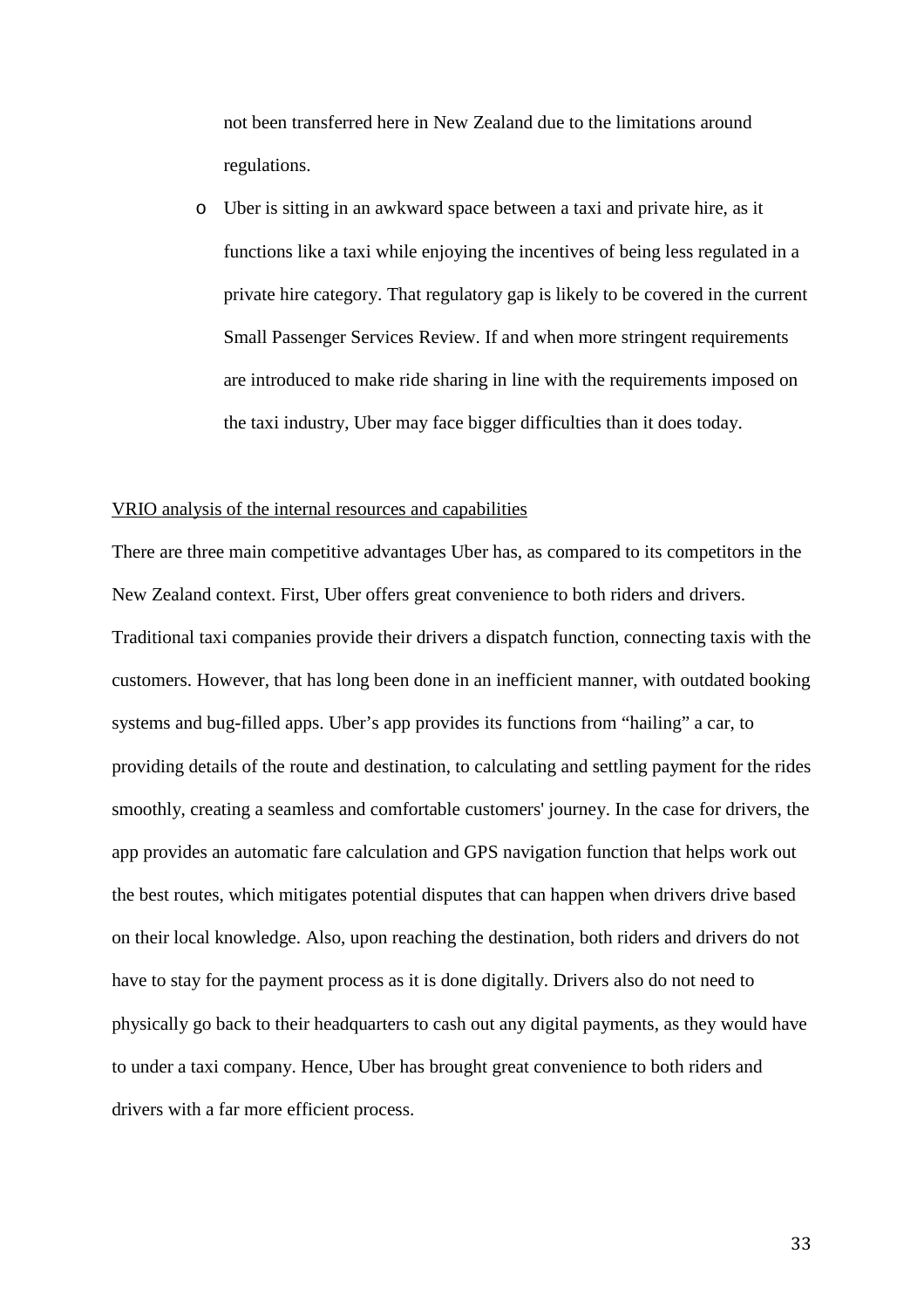not been transferred here in New Zealand due to the limitations around regulations.

- Uber is sitting in an awkward space between a taxi and private hire, as it functions like a taxi while enjoying the incentives of being less regulated in a private hire category. That regulatory gap is likely to be covered in the current Small Passenger Services Review. If and when more stringent requirements are introduced to make ride sharing in line with the requirements imposed on the taxi industry, Uber may face bigger difficulties than it does today.

<u>VRIO analysis of the internal resources and capabilities</u>

There are three main competitive advantages Uber has, as compared to its competitors in the New Zealand context. First, Uber offers great convenience to both riders and drivers. Traditional taxi companies provide their drivers a dispatch function, connecting taxis with the customers. However, that has long been done in an inefficient manner, with outdated booking systems and bug-filled apps. Uber's app provides its functions from "hailing" a car, to providing details of the route and destination, to calculating and settling payment for the rides smoothly, creating a seamless and comfortable customers' journey. In the case for drivers, the app provides an automatic fare calculation and GPS navigation function that helps work out the best routes, which mitigates potential disputes that can happen when drivers drive based on their local knowledge. Also, upon reaching the destination, both riders and drivers do not have to stay for the payment process as it is done digitally. Drivers also do not need to physically go back to their headquarters to cash out any digital payments, as they would have to under a taxi company. Hence, Uber has brought great convenience to both riders and drivers with a far more efficient process.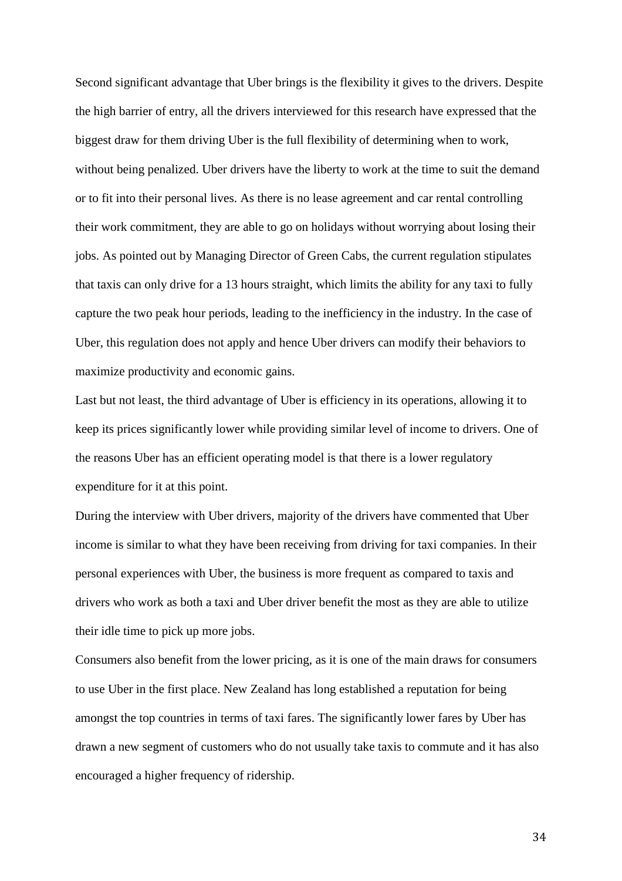Second significant advantage that Uber brings is the flexibility it gives to the drivers. Despite the high barrier of entry, all the drivers interviewed for this research have expressed that the biggest draw for them driving Uber is the full flexibility of determining when to work, without being penalized. Uber drivers have the liberty to work at the time to suit the demand or to fit into their personal lives. As there is no lease agreement and car rental controlling their work commitment, they are able to go on holidays without worrying about losing their jobs. As pointed out by Managing Director of Green Cabs, the current regulation stipulates that taxis can only drive for a 13 hours straight, which limits the ability for any taxi to fully capture the two peak hour periods, leading to the inefficiency in the industry. In the case of Uber, this regulation does not apply and hence Uber drivers can modify their behaviors to maximize productivity and economic gains.

Last but not least, the third advantage of Uber is efficiency in its operations, allowing it to keep its prices significantly lower while providing similar level of income to drivers. One of the reasons Uber has an efficient operating model is that there is a lower regulatory expenditure for it at this point.

During the interview with Uber drivers, majority of the drivers have commented that Uber income is similar to what they have been receiving from driving for taxi companies. In their personal experiences with Uber, the business is more frequent as compared to taxis and drivers who work as both a taxi and Uber driver benefit the most as they are able to utilize their idle time to pick up more jobs.

Consumers also benefit from the lower pricing, as it is one of the main draws for consumers to use Uber in the first place. New Zealand has long established a reputation for being amongst the top countries in terms of taxi fares. The significantly lower fares by Uber has drawn a new segment of customers who do not usually take taxis to commute and it has also encouraged a higher frequency of ridership.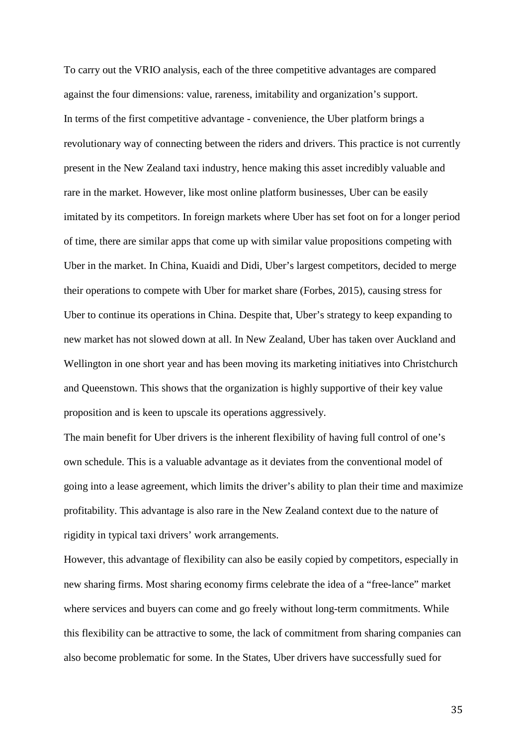To carry out the VRIO analysis, each of the three competitive advantages are compared against the four dimensions: value, rareness, imitability and organization's support.

In terms of the first competitive advantage - convenience, the Uber platform brings a revolutionary way of connecting between the riders and drivers. This practice is not currently present in the New Zealand taxi industry, hence making this asset incredibly valuable and rare in the market. However, like most online platform businesses, Uber can be easily imitated by its competitors. In foreign markets where Uber has set foot on for a longer period of time, there are similar apps that come up with similar value propositions competing with Uber in the market. In China, Kuaidi and Didi, Uber's largest competitors, decided to merge their operations to compete with Uber for market share (Forbes, 2015), causing stress for Uber to continue its operations in China. Despite that, Uber's strategy to keep expanding to new market has not slowed down at all. In New Zealand, Uber has taken over Auckland and Wellington in one short year and has been moving its marketing initiatives into Christchurch and Queenstown. This shows that the organization is highly supportive of their key value proposition and is keen to upscale its operations aggressively.

The main benefit for Uber drivers is the inherent flexibility of having full control of one's own schedule. This is a valuable advantage as it deviates from the conventional model of going into a lease agreement, which limits the driver's ability to plan their time and maximize profitability. This advantage is also rare in the New Zealand context due to the nature of rigidity in typical taxi drivers' work arrangements.

However, this advantage of flexibility can also be easily copied by competitors, especially in new sharing firms. Most sharing economy firms celebrate the idea of a "free-lance" market where services and buyers can come and go freely without long-term commitments. While this flexibility can be attractive to some, the lack of commitment from sharing companies can also become problematic for some. In the States, Uber drivers have successfully sued for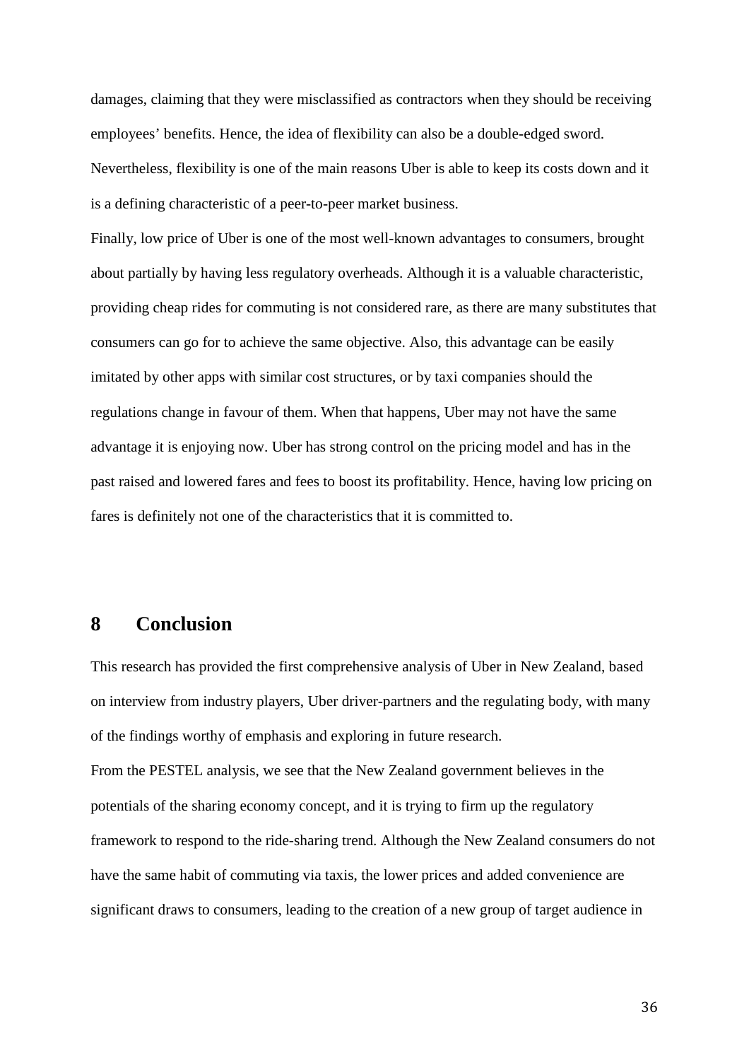damages, claiming that they were misclassified as contractors when they should be receiving employees' benefits. Hence, the idea of flexibility can also be a double-edged sword. Nevertheless, flexibility is one of the main reasons Uber is able to keep its costs down and it is a defining characteristic of a peer-to-peer market business.

Finally, low price of Uber is one of the most well-known advantages to consumers, brought about partially by having less regulatory overheads. Although it is a valuable characteristic, providing cheap rides for commuting is not considered rare, as there are many substitutes that consumers can go for to achieve the same objective. Also, this advantage can be easily imitated by other apps with similar cost structures, or by taxi companies should the regulations change in favour of them. When that happens, Uber may not have the same advantage it is enjoying now. Uber has strong control on the pricing model and has in the past raised and lowered fares and fees to boost its profitability. Hence, having low pricing on fares is definitely not one of the characteristics that it is committed to.

# 8 Conclusion

This research has provided the first comprehensive analysis of Uber in New Zealand, based on interview from industry players, Uber driver-partners and the regulating body, with many of the findings worthy of emphasis and exploring in future research.

From the PESTEL analysis, we see that the New Zealand government believes in the potentials of the sharing economy concept, and it is trying to firm up the regulatory framework to respond to the ride-sharing trend. Although the New Zealand consumers do not have the same habit of commuting via taxis, the lower prices and added convenience are significant draws to consumers, leading to the creation of a new group of target audience in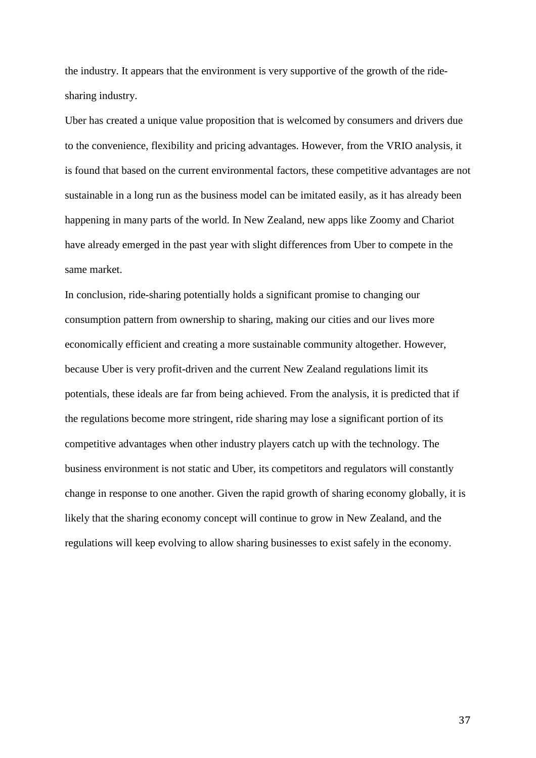the industry. It appears that the environment is very supportive of the growth of the ride-sharing industry.

Uber has created a unique value proposition that is welcomed by consumers and drivers due to the convenience, flexibility and pricing advantages. However, from the VRIO analysis, it is found that based on the current environmental factors, these competitive advantages are not sustainable in a long run as the business model can be imitated easily, as it has already been happening in many parts of the world. In New Zealand, new apps like Zoomy and Chariot have already emerged in the past year with slight differences from Uber to compete in the same market.

In conclusion, ride-sharing potentially holds a significant promise to changing our consumption pattern from ownership to sharing, making our cities and our lives more economically efficient and creating a more sustainable community altogether. However, because Uber is very profit-driven and the current New Zealand regulations limit its potentials, these ideals are far from being achieved. From the analysis, it is predicted that if the regulations become more stringent, ride sharing may lose a significant portion of its competitive advantages when other industry players catch up with the technology. The business environment is not static and Uber, its competitors and regulators will constantly change in response to one another. Given the rapid growth of sharing economy globally, it is likely that the sharing economy concept will continue to grow in New Zealand, and the regulations will keep evolving to allow sharing businesses to exist safely in the economy.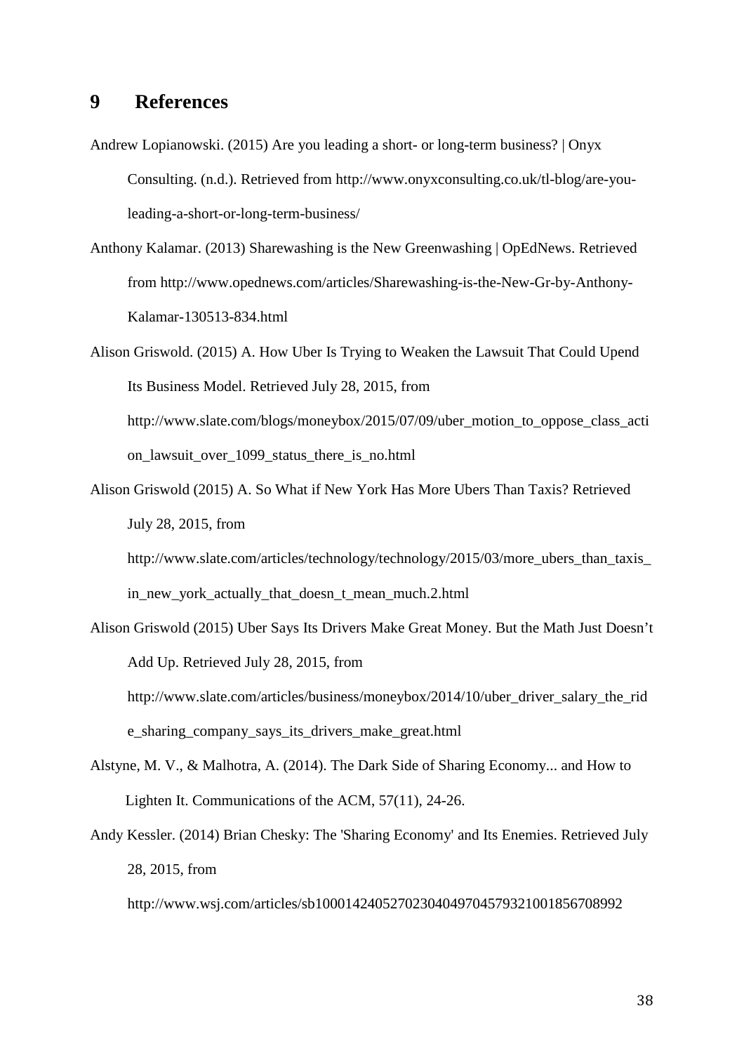# 9 References

Andrew Lopianowski. (2015) Are you leading a short- or long-term business? | Onyx Consulting. (n.d.). Retrieved from http://www.onyxconsulting.co.uk/tl-blog/are-you-leading-a-short-or-long-term-business/

Anthony Kalamar. (2013) Sharewashing is the New Greenwashing | OpEdNews. Retrieved from http://www.opednews.com/articles/Sharewashing-is-the-New-Gr-by-Anthony-Kalamar-130513-834.html

Alison Griswold. (2015) A. How Uber Is Trying to Weaken the Lawsuit That Could Upend Its Business Model. Retrieved July 28, 2015, from http://www.slate.com/blogs/moneybox/2015/07/09/uber_motion_to_oppose_class_action_lawsuit_over_1099_status_there_is_no.html

Alison Griswold (2015) A. So What if New York Has More Ubers Than Taxis? Retrieved July 28, 2015, from http://www.slate.com/articles/technology/technology/2015/03/more_ubers_than_taxis_in_new_york_actually_that_doesn_t_mean_much.2.html

Alison Griswold (2015) Uber Says Its Drivers Make Great Money. But the Math Just Doesn't Add Up. Retrieved July 28, 2015, from http://www.slate.com/articles/business/moneybox/2014/10/uber_driver_salary_the_ride_sharing_company_says_its_drivers_make_great.html

Alstyne, M. V., & Malhotra, A. (2014). The Dark Side of Sharing Economy... and How to Lighten It. Communications of the ACM, 57(11), 24-26.

Andy Kessler. (2014) Brian Chesky: The 'Sharing Economy' and Its Enemies. Retrieved July 28, 2015, from http://www.wsj.com/articles/sb10001424052702304049704579321001856708992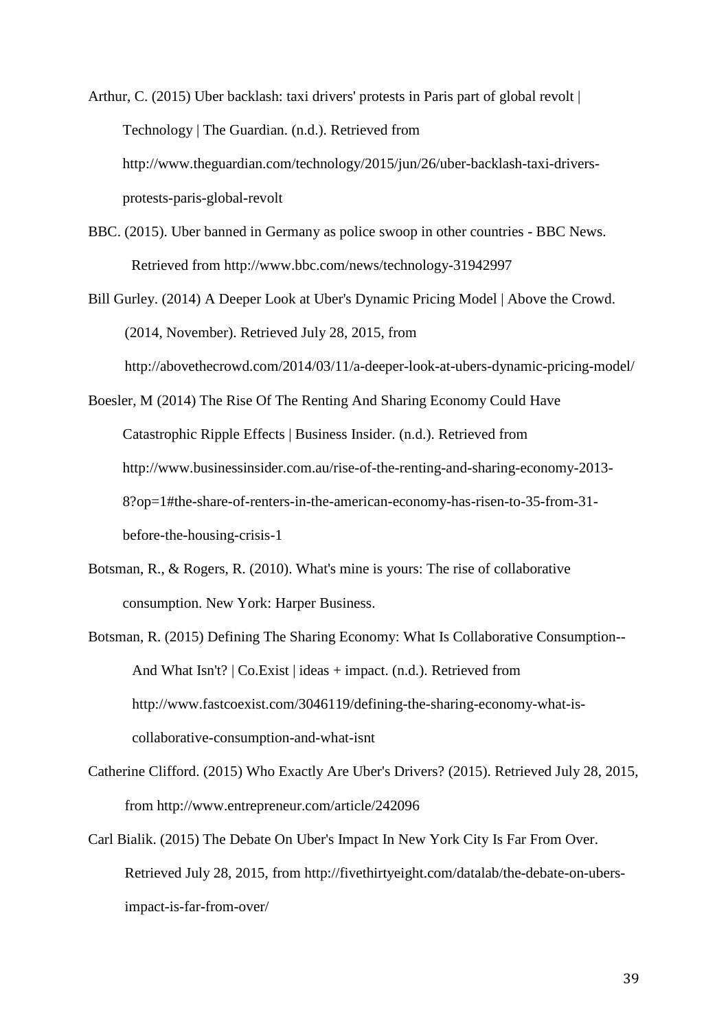Arthur, C. (2015) Uber backlash: taxi drivers' protests in Paris part of global revolt | Technology | The Guardian. (n.d.). Retrieved from http://www.theguardian.com/technology/2015/jun/26/uber-backlash-taxi-drivers-protests-paris-global-revolt

BBC. (2015). Uber banned in Germany as police swoop in other countries - BBC News. Retrieved from http://www.bbc.com/news/technology-31942997

Bill Gurley. (2014) A Deeper Look at Uber's Dynamic Pricing Model | Above the Crowd. (2014, November). Retrieved July 28, 2015, from http://abovethecrowd.com/2014/03/11/a-deeper-look-at-ubers-dynamic-pricing-model/

Boesler, M (2014) The Rise Of The Renting And Sharing Economy Could Have Catastrophic Ripple Effects | Business Insider. (n.d.). Retrieved from http://www.businessinsider.com.au/rise-of-the-renting-and-sharing-economy-2013-8?op=1#the-share-of-renters-in-the-american-economy-has-risen-to-35-from-31-before-the-housing-crisis-1

Botsman, R., & Rogers, R. (2010). What's mine is yours: The rise of collaborative consumption. New York: Harper Business.

Botsman, R. (2015) Defining The Sharing Economy: What Is Collaborative Consumption--And What Isn't? | Co.Exist | ideas + impact. (n.d.). Retrieved from http://www.fastcoexist.com/3046119/defining-the-sharing-economy-what-is-collaborative-consumption-and-what-isnt

Catherine Clifford. (2015) Who Exactly Are Uber's Drivers? (2015). Retrieved July 28, 2015, from http://www.entrepreneur.com/article/242096

Carl Bialik. (2015) The Debate On Uber's Impact In New York City Is Far From Over. Retrieved July 28, 2015, from http://fivethirtyeight.com/datalab/the-debate-on-ubers-impact-is-far-from-over/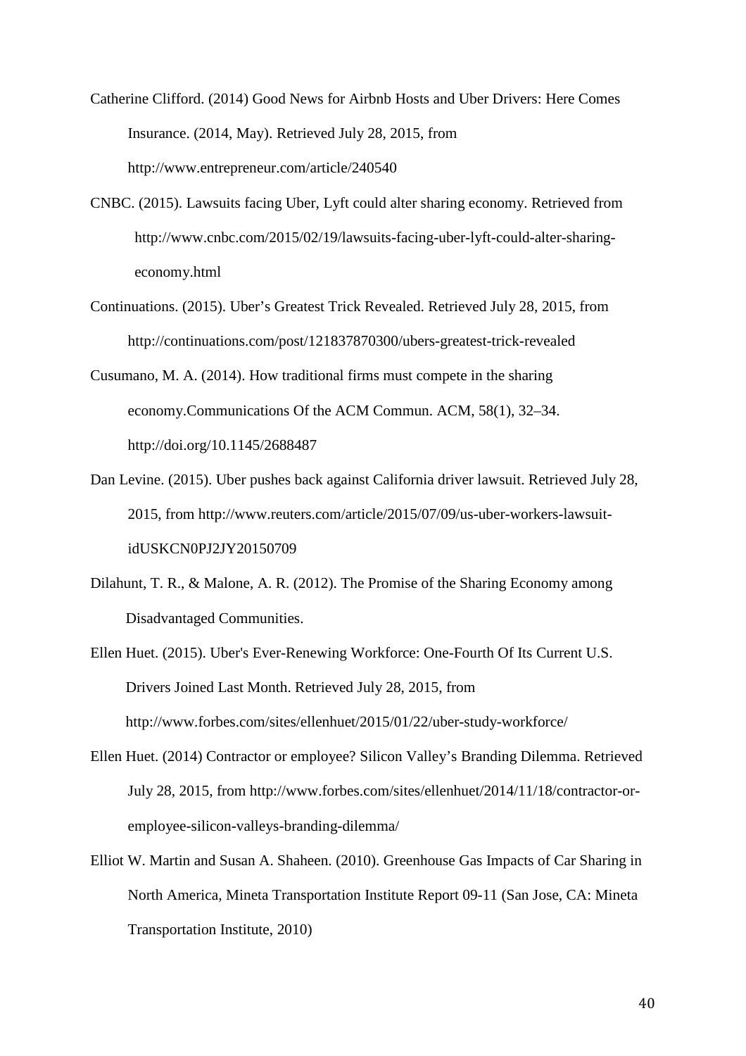Catherine Clifford. (2014) Good News for Airbnb Hosts and Uber Drivers: Here Comes Insurance. (2014, May). Retrieved July 28, 2015, from http://www.entrepreneur.com/article/240540

CNBC. (2015). Lawsuits facing Uber, Lyft could alter sharing economy. Retrieved from http://www.cnbc.com/2015/02/19/lawsuits-facing-uber-lyft-could-alter-sharing-economy.html

Continuations. (2015). Uber's Greatest Trick Revealed. Retrieved July 28, 2015, from http://continuations.com/post/121837870300/ubers-greatest-trick-revealed

Cusumano, M. A. (2014). How traditional firms must compete in the sharing economy.Communications Of the ACM Commun. ACM, 58(1), 32–34. http://doi.org/10.1145/2688487

Dan Levine. (2015). Uber pushes back against California driver lawsuit. Retrieved July 28, 2015, from http://www.reuters.com/article/2015/07/09/us-uber-workers-lawsuit-idUSKCN0PJ2JY20150709

Dilahunt, T. R., & Malone, A. R. (2012). The Promise of the Sharing Economy among Disadvantaged Communities.

Ellen Huet. (2015). Uber's Ever-Renewing Workforce: One-Fourth Of Its Current U.S. Drivers Joined Last Month. Retrieved July 28, 2015, from http://www.forbes.com/sites/ellenhuet/2015/01/22/uber-study-workforce/

Ellen Huet. (2014) Contractor or employee? Silicon Valley's Branding Dilemma. Retrieved July 28, 2015, from http://www.forbes.com/sites/ellenhuet/2014/11/18/contractor-or-employee-silicon-valleys-branding-dilemma/

Elliot W. Martin and Susan A. Shaheen. (2010). Greenhouse Gas Impacts of Car Sharing in North America, Mineta Transportation Institute Report 09-11 (San Jose, CA: Mineta Transportation Institute, 2010)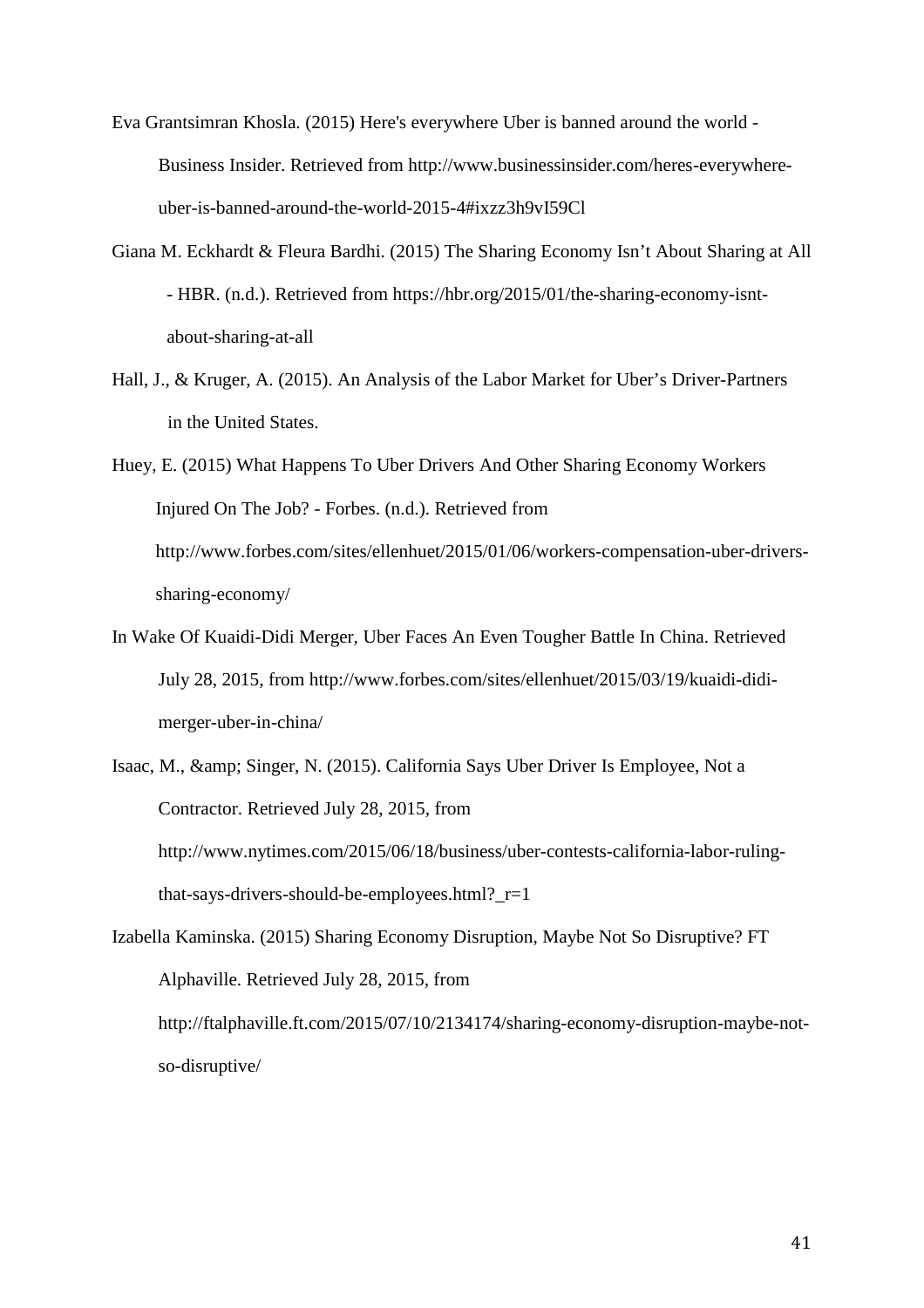Eva Grantsimran Khosla. (2015) Here's everywhere Uber is banned around the world - Business Insider. Retrieved from http://www.businessinsider.com/heres-everywhere-uber-is-banned-around-the-world-2015-4#ixzz3h9vI59Cl

Giana M. Eckhardt & Fleura Bardhi. (2015) The Sharing Economy Isn't About Sharing at All - HBR. (n.d.). Retrieved from https://hbr.org/2015/01/the-sharing-economy-isnt-about-sharing-at-all

Hall, J., & Kruger, A. (2015). An Analysis of the Labor Market for Uber's Driver-Partners in the United States.

Huey, E. (2015) What Happens To Uber Drivers And Other Sharing Economy Workers Injured On The Job? - Forbes. (n.d.). Retrieved from http://www.forbes.com/sites/ellenhuet/2015/01/06/workers-compensation-uber-drivers-sharing-economy/

In Wake Of Kuaidi-Didi Merger, Uber Faces An Even Tougher Battle In China. Retrieved July 28, 2015, from http://www.forbes.com/sites/ellenhuet/2015/03/19/kuaidi-didi-merger-uber-in-china/

Isaac, M., &amp; Singer, N. (2015). California Says Uber Driver Is Employee, Not a Contractor. Retrieved July 28, 2015, from http://www.nytimes.com/2015/06/18/business/uber-contests-california-labor-ruling-that-says-drivers-should-be-employees.html?_r=1

Izabella Kaminska. (2015) Sharing Economy Disruption, Maybe Not So Disruptive? FT Alphaville. Retrieved July 28, 2015, from http://ftalphaville.ft.com/2015/07/10/2134174/sharing-economy-disruption-maybe-not-so-disruptive/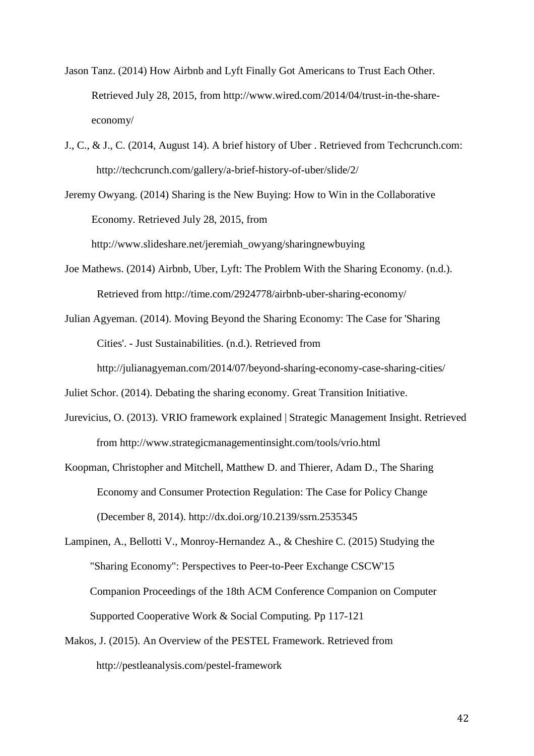Jason Tanz. (2014) How Airbnb and Lyft Finally Got Americans to Trust Each Other. Retrieved July 28, 2015, from http://www.wired.com/2014/04/trust-in-the-share-economy/

J., C., & J., C. (2014, August 14). A brief history of Uber . Retrieved from Techcrunch.com: http://techcrunch.com/gallery/a-brief-history-of-uber/slide/2/

Jeremy Owyang. (2014) Sharing is the New Buying: How to Win in the Collaborative Economy. Retrieved July 28, 2015, from http://www.slideshare.net/jeremiah_owyang/sharingnewbuying

Joe Mathews. (2014) Airbnb, Uber, Lyft: The Problem With the Sharing Economy. (n.d.). Retrieved from http://time.com/2924778/airbnb-uber-sharing-economy/

Julian Agyeman. (2014). Moving Beyond the Sharing Economy: The Case for 'Sharing Cities'. - Just Sustainabilities. (n.d.). Retrieved from http://julianagyeman.com/2014/07/beyond-sharing-economy-case-sharing-cities/

Juliet Schor. (2014). Debating the sharing economy. Great Transition Initiative.

Jurevicius, O. (2013). VRIO framework explained | Strategic Management Insight. Retrieved from http://www.strategicmanagementinsight.com/tools/vrio.html

Koopman, Christopher and Mitchell, Matthew D. and Thierer, Adam D., The Sharing Economy and Consumer Protection Regulation: The Case for Policy Change (December 8, 2014). http://dx.doi.org/10.2139/ssrn.2535345

Lampinen, A., Bellotti V., Monroy-Hernandez A., & Cheshire C. (2015) Studying the "Sharing Economy": Perspectives to Peer-to-Peer Exchange CSCW'15 Companion Proceedings of the 18th ACM Conference Companion on Computer Supported Cooperative Work & Social Computing. Pp 117-121

Makos, J. (2015). An Overview of the PESTEL Framework. Retrieved from http://pestleanalysis.com/pestel-framework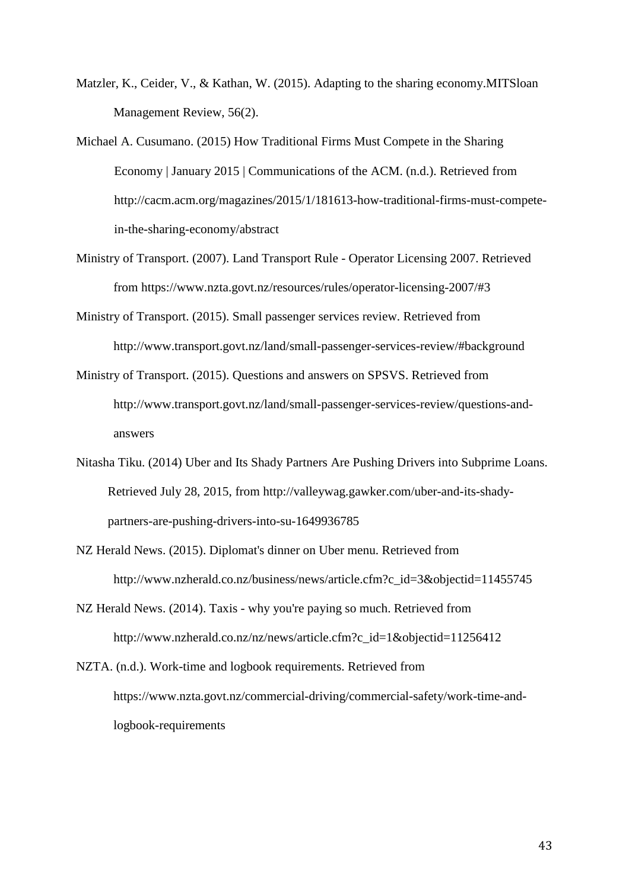Matzler, K., Ceider, V., & Kathan, W. (2015). Adapting to the sharing economy.MITSloan Management Review, 56(2).

Michael A. Cusumano. (2015) How Traditional Firms Must Compete in the Sharing Economy | January 2015 | Communications of the ACM. (n.d.). Retrieved from http://cacm.acm.org/magazines/2015/1/181613-how-traditional-firms-must-compete-in-the-sharing-economy/abstract

Ministry of Transport. (2007). Land Transport Rule - Operator Licensing 2007. Retrieved from https://www.nzta.govt.nz/resources/rules/operator-licensing-2007/#3

Ministry of Transport. (2015). Small passenger services review. Retrieved from http://www.transport.govt.nz/land/small-passenger-services-review/#background

Ministry of Transport. (2015). Questions and answers on SPSVS. Retrieved from http://www.transport.govt.nz/land/small-passenger-services-review/questions-and-answers

Nitasha Tiku. (2014) Uber and Its Shady Partners Are Pushing Drivers into Subprime Loans. Retrieved July 28, 2015, from http://valleywag.gawker.com/uber-and-its-shady-partners-are-pushing-drivers-into-su-1649936785

NZ Herald News. (2015). Diplomat's dinner on Uber menu. Retrieved from http://www.nzherald.co.nz/business/news/article.cfm?c_id=3&objectid=11455745

NZ Herald News. (2014). Taxis - why you're paying so much. Retrieved from http://www.nzherald.co.nz/nz/news/article.cfm?c_id=1&objectid=11256412

NZTA. (n.d.). Work-time and logbook requirements. Retrieved from https://www.nzta.govt.nz/commercial-driving/commercial-safety/work-time-and-logbook-requirements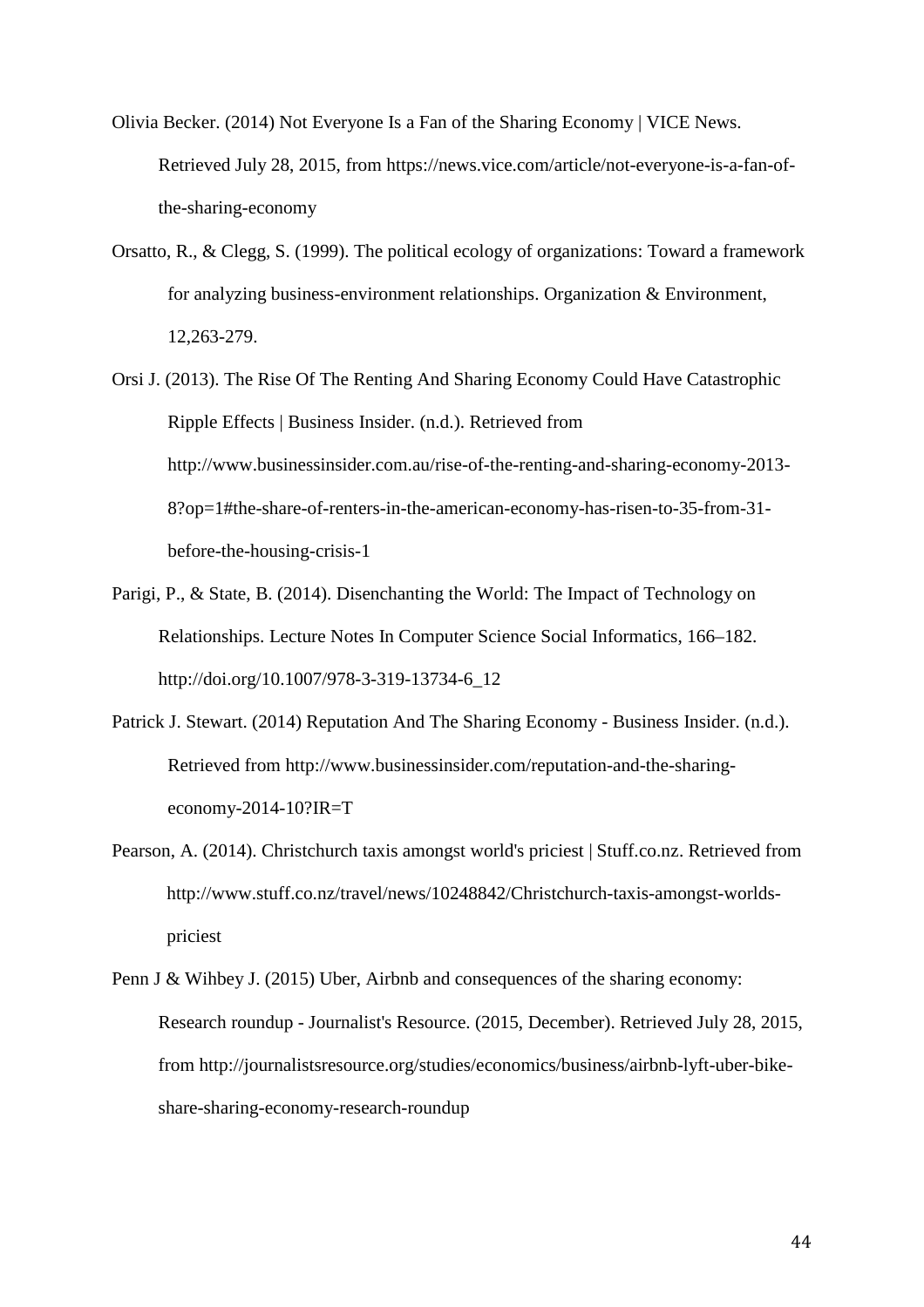Olivia Becker. (2014) Not Everyone Is a Fan of the Sharing Economy | VICE News. Retrieved July 28, 2015, from https://news.vice.com/article/not-everyone-is-a-fan-of-the-sharing-economy

Orsatto, R., & Clegg, S. (1999). The political ecology of organizations: Toward a framework for analyzing business-environment relationships. Organization & Environment, 12,263-279.

Orsi J. (2013). The Rise Of The Renting And Sharing Economy Could Have Catastrophic Ripple Effects | Business Insider. (n.d.). Retrieved from http://www.businessinsider.com.au/rise-of-the-renting-and-sharing-economy-2013-8?op=1#the-share-of-renters-in-the-american-economy-has-risen-to-35-from-31-before-the-housing-crisis-1

Parigi, P., & State, B. (2014). Disenchanting the World: The Impact of Technology on Relationships. Lecture Notes In Computer Science Social Informatics, 166–182. http://doi.org/10.1007/978-3-319-13734-6_12

Patrick J. Stewart. (2014) Reputation And The Sharing Economy - Business Insider. (n.d.). Retrieved from http://www.businessinsider.com/reputation-and-the-sharing-economy-2014-10?IR=T

Pearson, A. (2014). Christchurch taxis amongst world's priciest | Stuff.co.nz. Retrieved from http://www.stuff.co.nz/travel/news/10248842/Christchurch-taxis-amongst-worlds-priciest

Penn J & Wihbey J. (2015) Uber, Airbnb and consequences of the sharing economy: Research roundup - Journalist's Resource. (2015, December). Retrieved July 28, 2015, from http://journalistsresource.org/studies/economics/business/airbnb-lyft-uber-bike-share-sharing-economy-research-roundup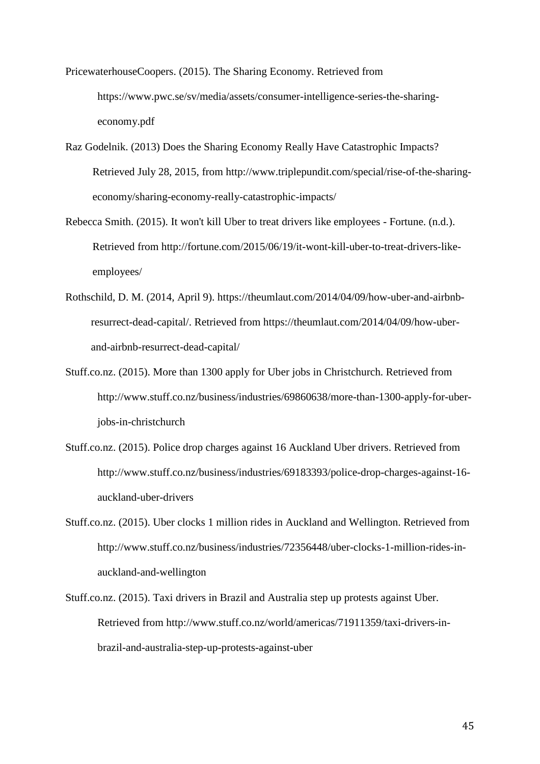PricewaterhouseCoopers. (2015). The Sharing Economy. Retrieved from https://www.pwc.se/sv/media/assets/consumer-intelligence-series-the-sharing-economy.pdf

Raz Godelnik. (2013) Does the Sharing Economy Really Have Catastrophic Impacts? Retrieved July 28, 2015, from http://www.triplepundit.com/special/rise-of-the-sharing-economy/sharing-economy-really-catastrophic-impacts/

Rebecca Smith. (2015). It won't kill Uber to treat drivers like employees - Fortune. (n.d.). Retrieved from http://fortune.com/2015/06/19/it-wont-kill-uber-to-treat-drivers-like-employees/

Rothschild, D. M. (2014, April 9). https://theumlaut.com/2014/04/09/how-uber-and-airbnb-resurrect-dead-capital/. Retrieved from https://theumlaut.com/2014/04/09/how-uber-and-airbnb-resurrect-dead-capital/

Stuff.co.nz. (2015). More than 1300 apply for Uber jobs in Christchurch. Retrieved from http://www.stuff.co.nz/business/industries/69860638/more-than-1300-apply-for-uber-jobs-in-christchurch

Stuff.co.nz. (2015). Police drop charges against 16 Auckland Uber drivers. Retrieved from http://www.stuff.co.nz/business/industries/69183393/police-drop-charges-against-16-auckland-uber-drivers

Stuff.co.nz. (2015). Uber clocks 1 million rides in Auckland and Wellington. Retrieved from http://www.stuff.co.nz/business/industries/72356448/uber-clocks-1-million-rides-in-auckland-and-wellington

Stuff.co.nz. (2015). Taxi drivers in Brazil and Australia step up protests against Uber. Retrieved from http://www.stuff.co.nz/world/americas/71911359/taxi-drivers-in-brazil-and-australia-step-up-protests-against-uber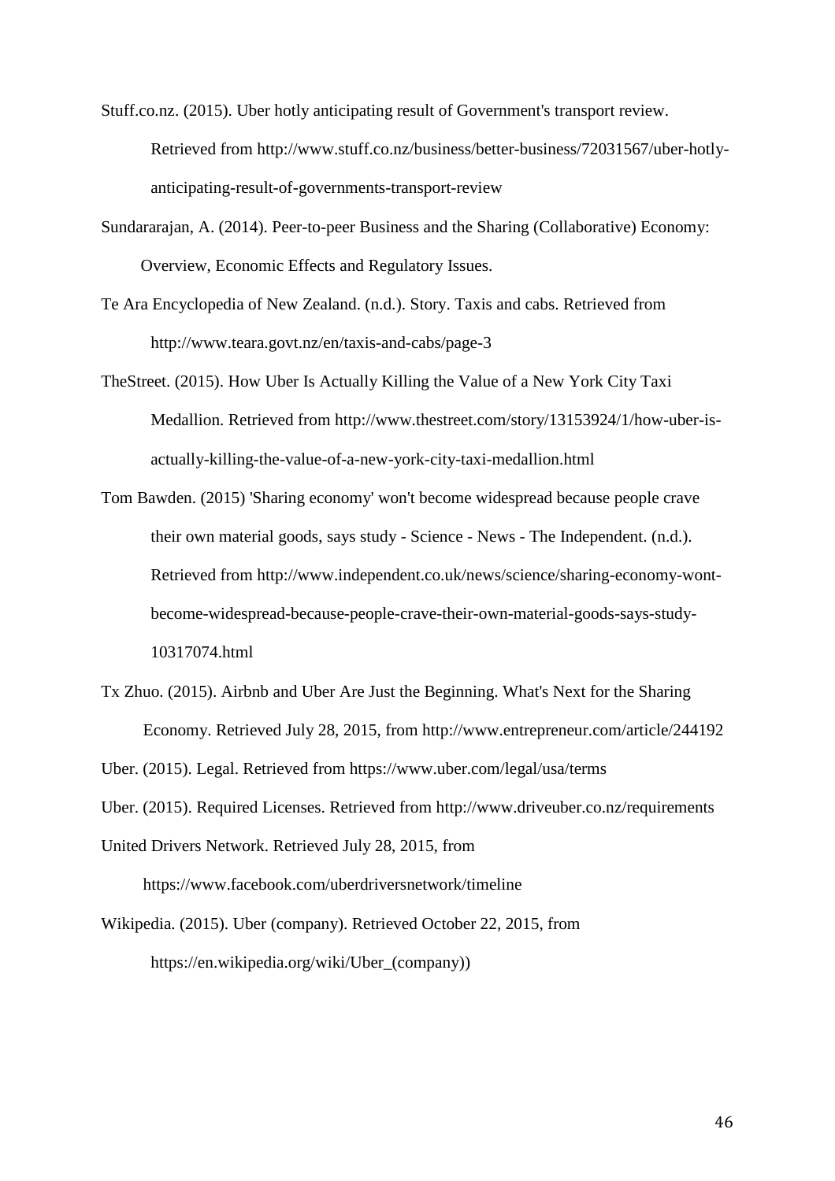Stuff.co.nz. (2015). Uber hotly anticipating result of Government's transport review. Retrieved from http://www.stuff.co.nz/business/better-business/72031567/uber-hotly-anticipating-result-of-governments-transport-review

Sundararajan, A. (2014). Peer-to-peer Business and the Sharing (Collaborative) Economy: Overview, Economic Effects and Regulatory Issues.

Te Ara Encyclopedia of New Zealand. (n.d.). Story. Taxis and cabs. Retrieved from http://www.teara.govt.nz/en/taxis-and-cabs/page-3

TheStreet. (2015). How Uber Is Actually Killing the Value of a New York City Taxi Medallion. Retrieved from http://www.thestreet.com/story/13153924/1/how-uber-is-actually-killing-the-value-of-a-new-york-city-taxi-medallion.html

Tom Bawden. (2015) 'Sharing economy' won't become widespread because people crave their own material goods, says study - Science - News - The Independent. (n.d.). Retrieved from http://www.independent.co.uk/news/science/sharing-economy-wont-become-widespread-because-people-crave-their-own-material-goods-says-study-10317074.html

Tx Zhuo. (2015). Airbnb and Uber Are Just the Beginning. What's Next for the Sharing Economy. Retrieved July 28, 2015, from http://www.entrepreneur.com/article/244192

Uber. (2015). Legal. Retrieved from https://www.uber.com/legal/usa/terms

Uber. (2015). Required Licenses. Retrieved from http://www.driveuber.co.nz/requirements

United Drivers Network. Retrieved July 28, 2015, from https://www.facebook.com/uberdriversnetwork/timeline

Wikipedia. (2015). Uber (company). Retrieved October 22, 2015, from https://en.wikipedia.org/wiki/Uber_(company))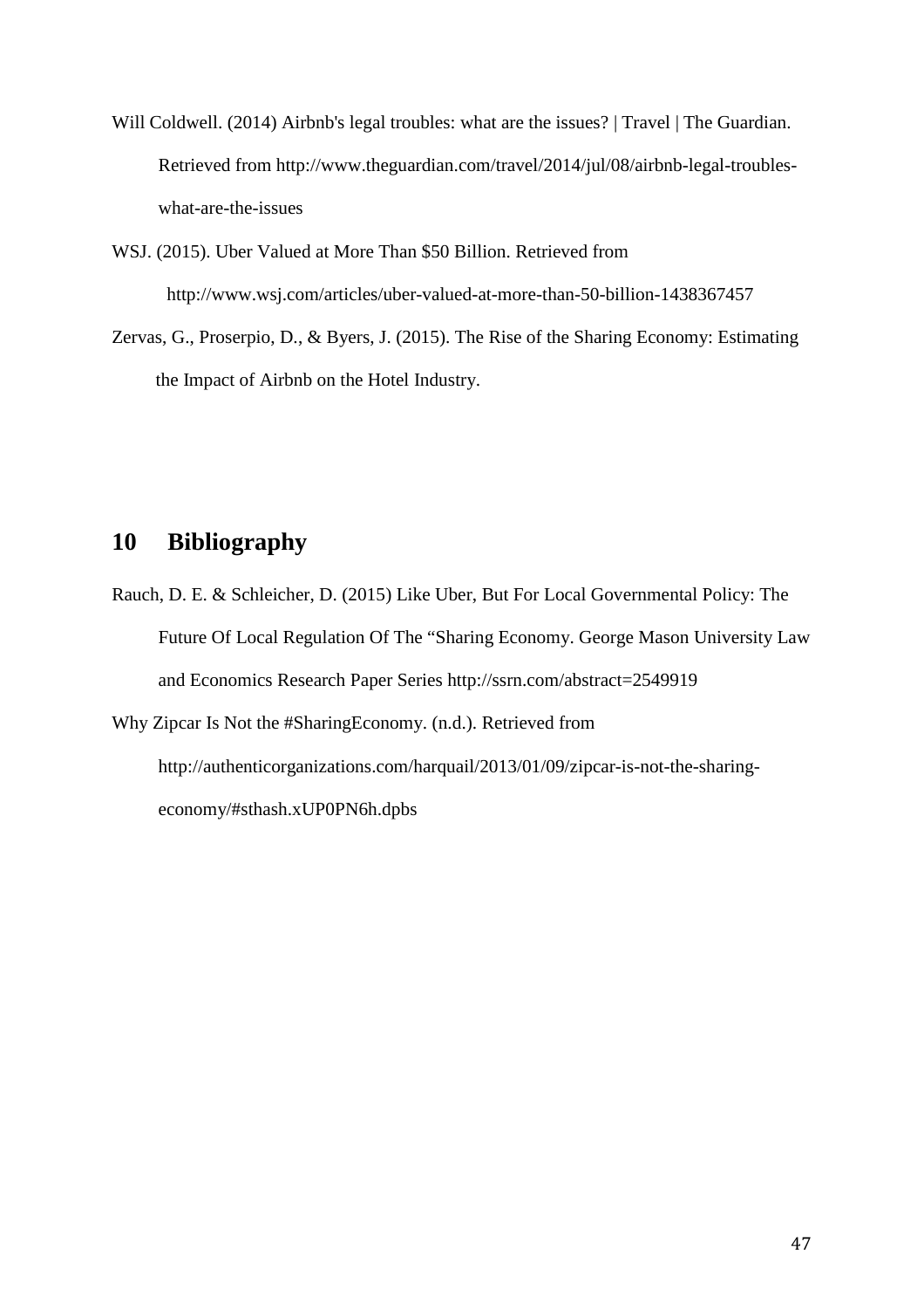Will Coldwell. (2014) Airbnb's legal troubles: what are the issues? | Travel | The Guardian. Retrieved from http://www.theguardian.com/travel/2014/jul/08/airbnb-legal-troubles-what-are-the-issues

WSJ. (2015). Uber Valued at More Than $50 Billion. Retrieved from http://www.wsj.com/articles/uber-valued-at-more-than-50-billion-1438367457

Zervas, G., Proserpio, D., & Byers, J. (2015). The Rise of the Sharing Economy: Estimating the Impact of Airbnb on the Hotel Industry.

# 10 Bibliography

Rauch, D. E. & Schleicher, D. (2015) Like Uber, But For Local Governmental Policy: The Future Of Local Regulation Of The "Sharing Economy. George Mason University Law and Economics Research Paper Series http://ssrn.com/abstract=2549919

Why Zipcar Is Not the #SharingEconomy. (n.d.). Retrieved from http://authenticorganizations.com/harquail/2013/01/09/zipcar-is-not-the-sharing-economy/#sthash.xUP0PN6h.dpbs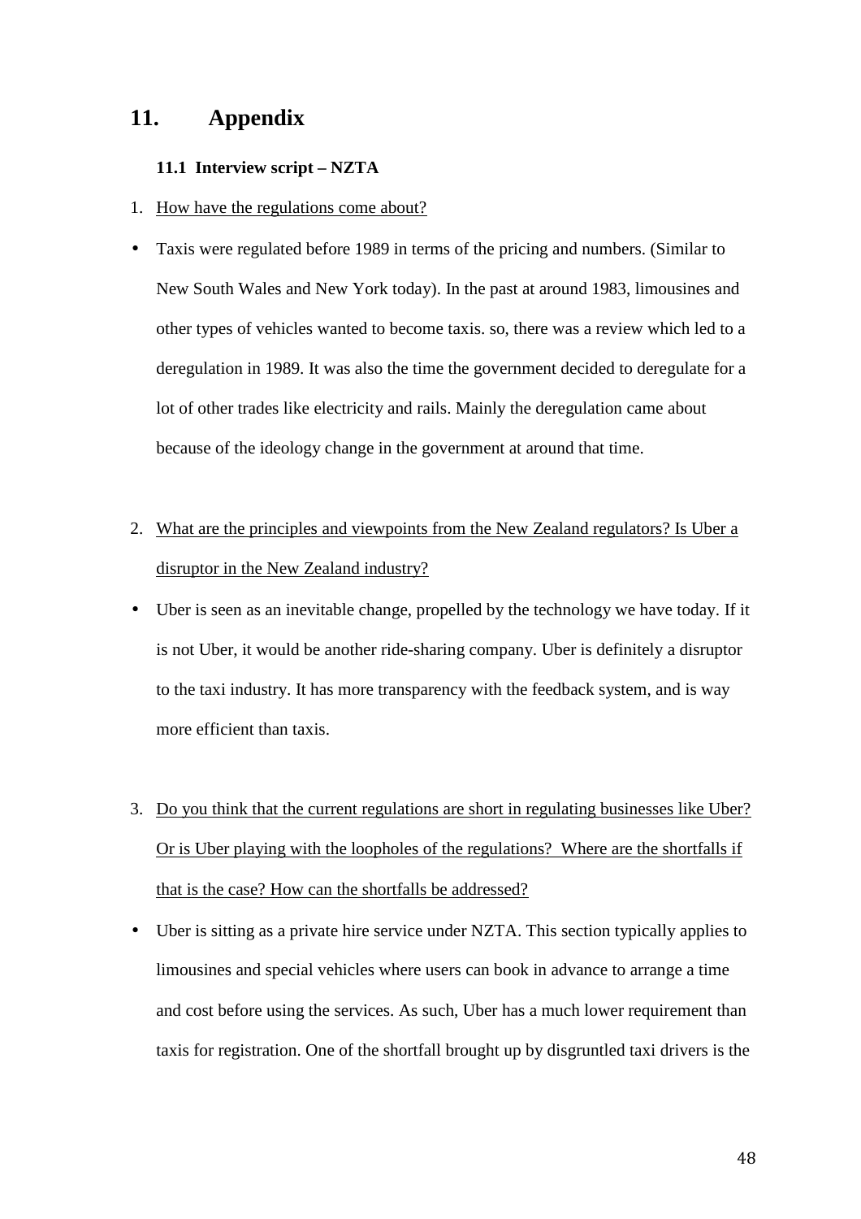# 11. Appendix

### 11.1 Interview script – NZTA

1. How have the regulations come about?

- Taxis were regulated before 1989 in terms of the pricing and numbers. (Similar to New South Wales and New York today). In the past at around 1983, limousines and other types of vehicles wanted to become taxis. so, there was a review which led to a deregulation in 1989. It was also the time the government decided to deregulate for a lot of other trades like electricity and rails. Mainly the deregulation came about because of the ideology change in the government at around that time.

2. What are the principles and viewpoints from the New Zealand regulators? Is Uber a disruptor in the New Zealand industry?

- Uber is seen as an inevitable change, propelled by the technology we have today. If it is not Uber, it would be another ride-sharing company. Uber is definitely a disruptor to the taxi industry. It has more transparency with the feedback system, and is way more efficient than taxis.

3. Do you think that the current regulations are short in regulating businesses like Uber? Or is Uber playing with the loopholes of the regulations? Where are the shortfalls if that is the case? How can the shortfalls be addressed?

- Uber is sitting as a private hire service under NZTA. This section typically applies to limousines and special vehicles where users can book in advance to arrange a time and cost before using the services. As such, Uber has a much lower requirement than taxis for registration. One of the shortfall brought up by disgruntled taxi drivers is the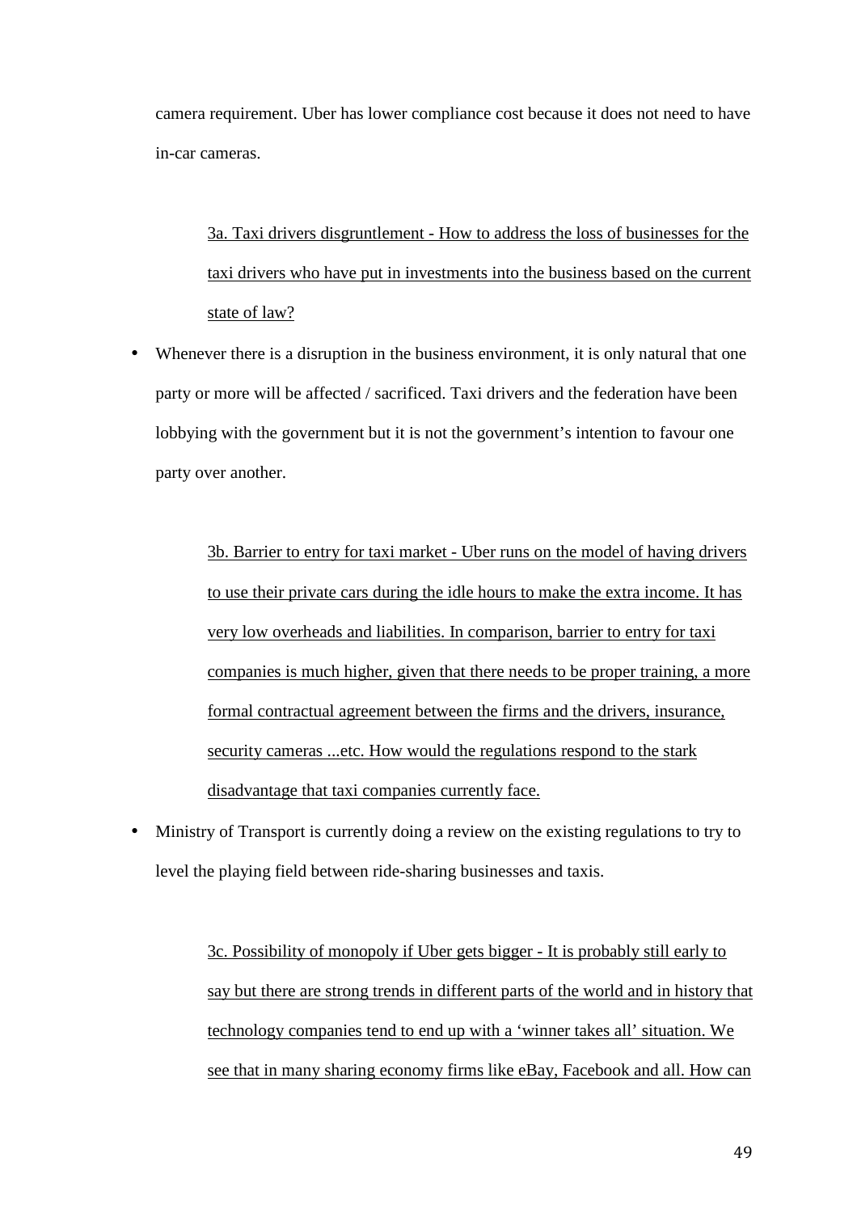camera requirement. Uber has lower compliance cost because it does not need to have in-car cameras.

> <u>3a. Taxi drivers disgruntlement - How to address the loss of businesses for the taxi drivers who have put in investments into the business based on the current state of law?</u>

- Whenever there is a disruption in the business environment, it is only natural that one party or more will be affected / sacrificed. Taxi drivers and the federation have been lobbying with the government but it is not the government's intention to favour one party over another.

> <u>3b. Barrier to entry for taxi market - Uber runs on the model of having drivers to use their private cars during the idle hours to make the extra income. It has very low overheads and liabilities. In comparison, barrier to entry for taxi companies is much higher, given that there needs to be proper training, a more formal contractual agreement between the firms and the drivers, insurance, security cameras ...etc. How would the regulations respond to the stark disadvantage that taxi companies currently face.</u>

- Ministry of Transport is currently doing a review on the existing regulations to try to level the playing field between ride-sharing businesses and taxis.

> <u>3c. Possibility of monopoly if Uber gets bigger - It is probably still early to say but there are strong trends in different parts of the world and in history that technology companies tend to end up with a 'winner takes all' situation. We see that in many sharing economy firms like eBay, Facebook and all. How can</u>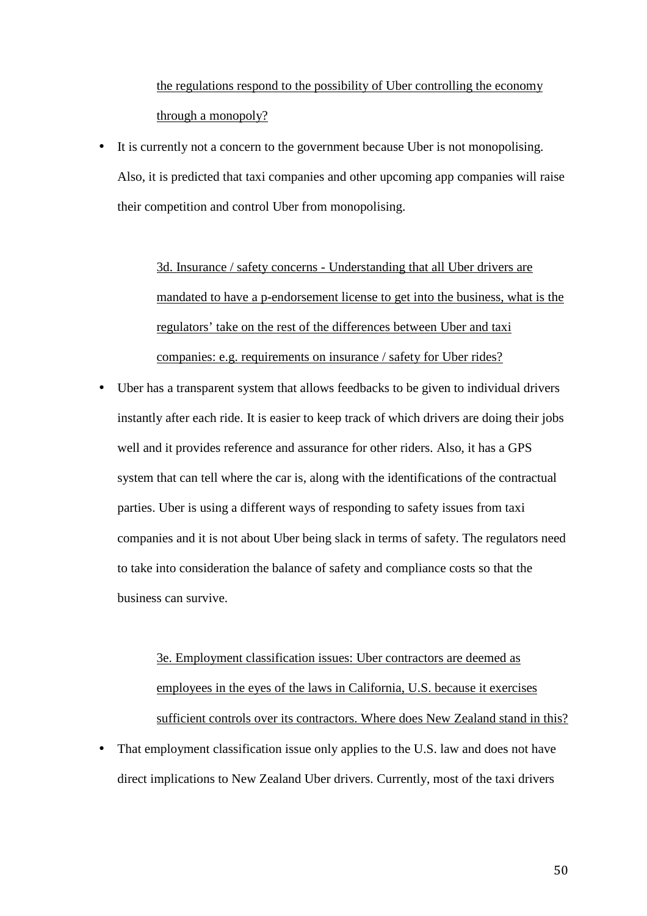<u>the regulations respond to the possibility of Uber controlling the economy through a monopoly?</u>

- It is currently not a concern to the government because Uber is not monopolising. Also, it is predicted that taxi companies and other upcoming app companies will raise their competition and control Uber from monopolising.

<u>3d. Insurance / safety concerns - Understanding that all Uber drivers are mandated to have a p-endorsement license to get into the business, what is the regulators' take on the rest of the differences between Uber and taxi companies: e.g. requirements on insurance / safety for Uber rides?</u>

- Uber has a transparent system that allows feedbacks to be given to individual drivers instantly after each ride. It is easier to keep track of which drivers are doing their jobs well and it provides reference and assurance for other riders. Also, it has a GPS system that can tell where the car is, along with the identifications of the contractual parties. Uber is using a different ways of responding to safety issues from taxi companies and it is not about Uber being slack in terms of safety. The regulators need to take into consideration the balance of safety and compliance costs so that the business can survive.

<u>3e. Employment classification issues: Uber contractors are deemed as employees in the eyes of the laws in California, U.S. because it exercises sufficient controls over its contractors. Where does New Zealand stand in this?</u>

- That employment classification issue only applies to the U.S. law and does not have direct implications to New Zealand Uber drivers. Currently, most of the taxi drivers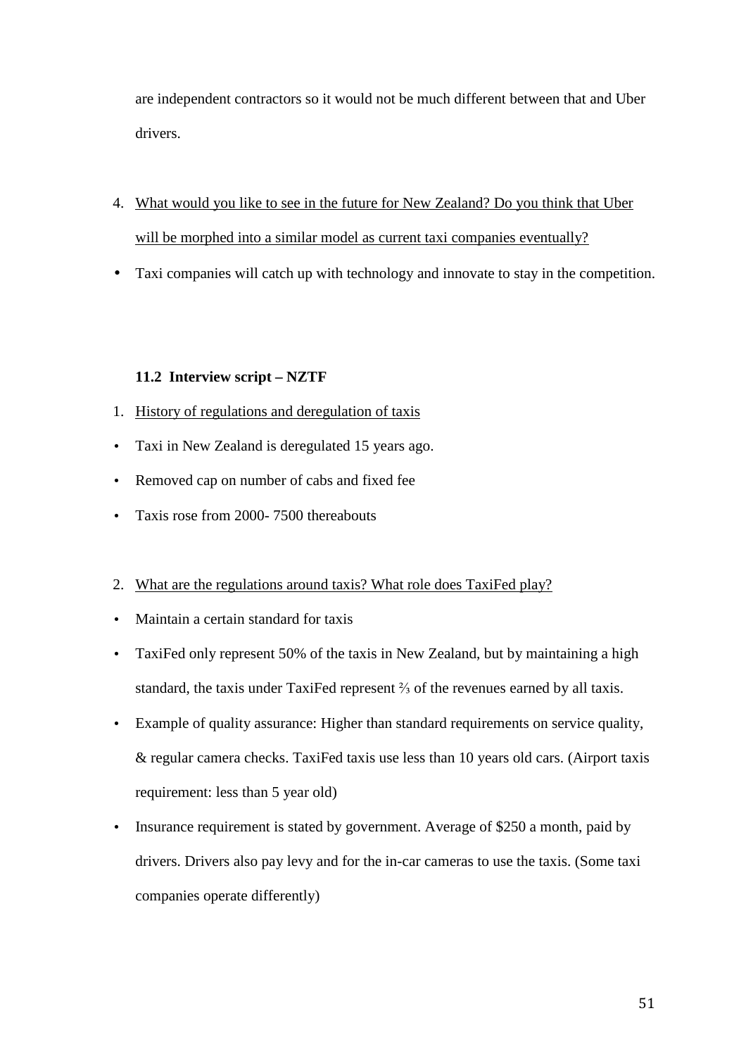are independent contractors so it would not be much different between that and Uber drivers.

4. What would you like to see in the future for New Zealand? Do you think that Uber will be morphed into a similar model as current taxi companies eventually?

- Taxi companies will catch up with technology and innovate to stay in the competition.

### 11.2 Interview script – NZTF

1. History of regulations and deregulation of taxis

- Taxi in New Zealand is deregulated 15 years ago.
- Removed cap on number of cabs and fixed fee
- Taxis rose from 2000- 7500 thereabouts

2. What are the regulations around taxis? What role does TaxiFed play?

- Maintain a certain standard for taxis
- TaxiFed only represent 50% of the taxis in New Zealand, but by maintaining a high standard, the taxis under TaxiFed represent ⅔ of the revenues earned by all taxis.
- Example of quality assurance: Higher than standard requirements on service quality, & regular camera checks. TaxiFed taxis use less than 10 years old cars. (Airport taxis requirement: less than 5 year old)
- Insurance requirement is stated by government. Average of $250 a month, paid by drivers. Drivers also pay levy and for the in-car cameras to use the taxis. (Some taxi companies operate differently)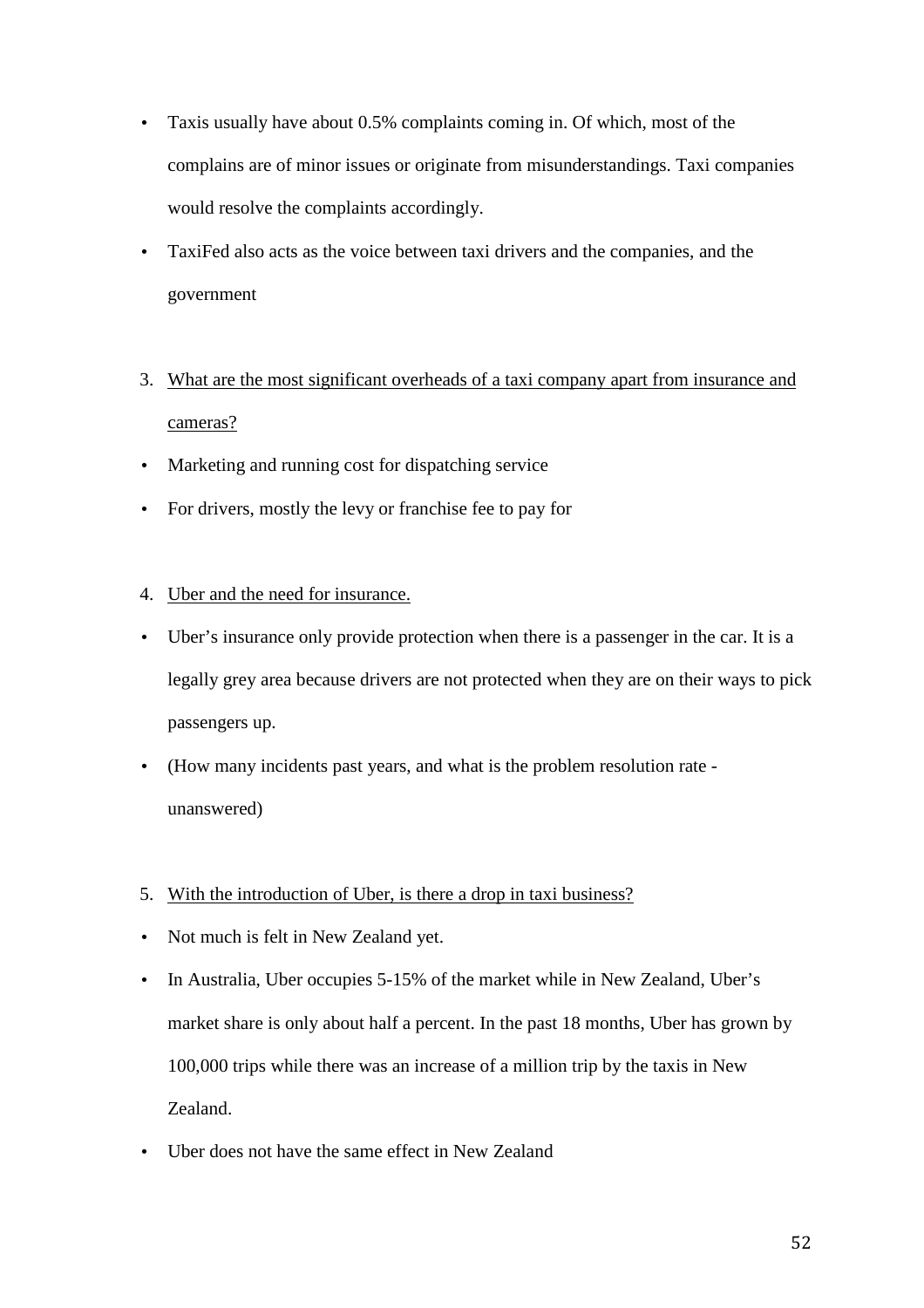- Taxis usually have about 0.5% complaints coming in. Of which, most of the complains are of minor issues or originate from misunderstandings. Taxi companies would resolve the complaints accordingly.
- TaxiFed also acts as the voice between taxi drivers and the companies, and the government

3. <u>What are the most significant overheads of a taxi company apart from insurance and cameras?</u>

- Marketing and running cost for dispatching service
- For drivers, mostly the levy or franchise fee to pay for

4. <u>Uber and the need for insurance.</u>

- Uber's insurance only provide protection when there is a passenger in the car. It is a legally grey area because drivers are not protected when they are on their ways to pick passengers up.
- (How many incidents past years, and what is the problem resolution rate - unanswered)

5. <u>With the introduction of Uber, is there a drop in taxi business?</u>

- Not much is felt in New Zealand yet.
- In Australia, Uber occupies 5-15% of the market while in New Zealand, Uber's market share is only about half a percent. In the past 18 months, Uber has grown by 100,000 trips while there was an increase of a million trip by the taxis in New Zealand.
- Uber does not have the same effect in New Zealand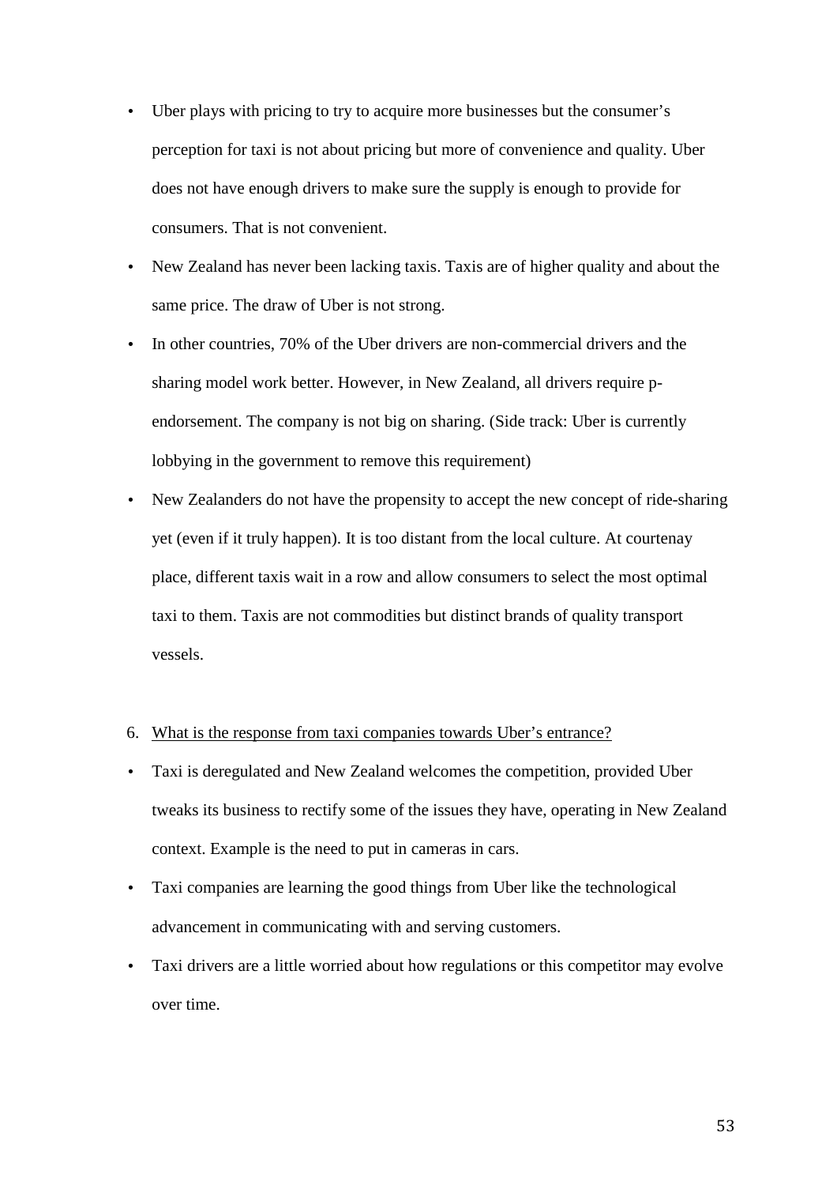- Uber plays with pricing to try to acquire more businesses but the consumer's perception for taxi is not about pricing but more of convenience and quality. Uber does not have enough drivers to make sure the supply is enough to provide for consumers. That is not convenient.
- New Zealand has never been lacking taxis. Taxis are of higher quality and about the same price. The draw of Uber is not strong.
- In other countries, 70% of the Uber drivers are non-commercial drivers and the sharing model work better. However, in New Zealand, all drivers require p-endorsement. The company is not big on sharing. (Side track: Uber is currently lobbying in the government to remove this requirement)
- New Zealanders do not have the propensity to accept the new concept of ride-sharing yet (even if it truly happen). It is too distant from the local culture. At courtenay place, different taxis wait in a row and allow consumers to select the most optimal taxi to them. Taxis are not commodities but distinct brands of quality transport vessels.

6. <u>What is the response from taxi companies towards Uber's entrance?</u>

- Taxi is deregulated and New Zealand welcomes the competition, provided Uber tweaks its business to rectify some of the issues they have, operating in New Zealand context. Example is the need to put in cameras in cars.
- Taxi companies are learning the good things from Uber like the technological advancement in communicating with and serving customers.
- Taxi drivers are a little worried about how regulations or this competitor may evolve over time.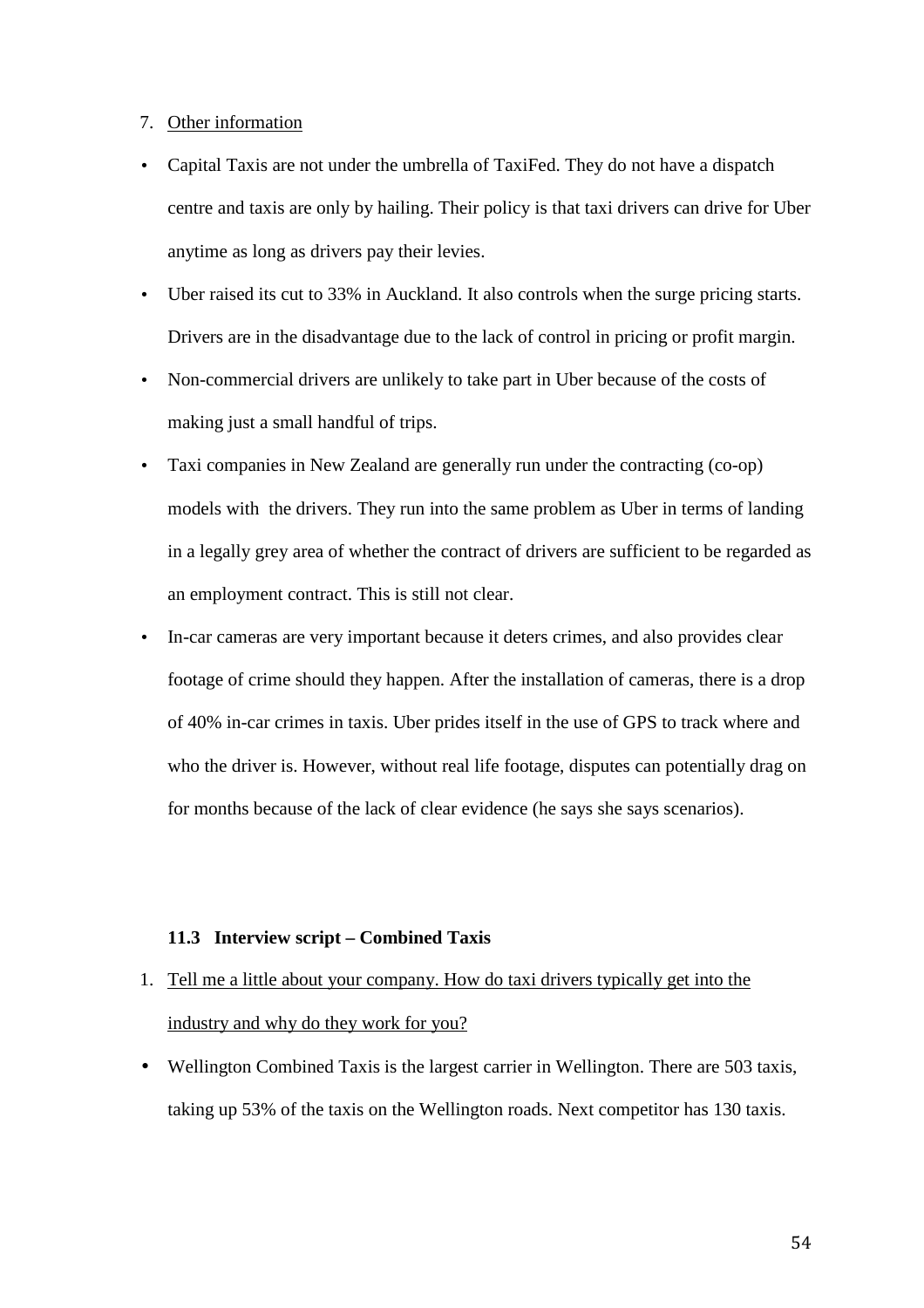7. <u>Other information</u>

- Capital Taxis are not under the umbrella of TaxiFed. They do not have a dispatch centre and taxis are only by hailing. Their policy is that taxi drivers can drive for Uber anytime as long as drivers pay their levies.
- Uber raised its cut to 33% in Auckland. It also controls when the surge pricing starts. Drivers are in the disadvantage due to the lack of control in pricing or profit margin.
- Non-commercial drivers are unlikely to take part in Uber because of the costs of making just a small handful of trips.
- Taxi companies in New Zealand are generally run under the contracting (co-op) models with the drivers. They run into the same problem as Uber in terms of landing in a legally grey area of whether the contract of drivers are sufficient to be regarded as an employment contract. This is still not clear.
- In-car cameras are very important because it deters crimes, and also provides clear footage of crime should they happen. After the installation of cameras, there is a drop of 40% in-car crimes in taxis. Uber prides itself in the use of GPS to track where and who the driver is. However, without real life footage, disputes can potentially drag on for months because of the lack of clear evidence (he says she says scenarios).

### 11.3 Interview script – Combined Taxis

1. <u>Tell me a little about your company. How do taxi drivers typically get into the industry and why do they work for you?</u>

- Wellington Combined Taxis is the largest carrier in Wellington. There are 503 taxis, taking up 53% of the taxis on the Wellington roads. Next competitor has 130 taxis.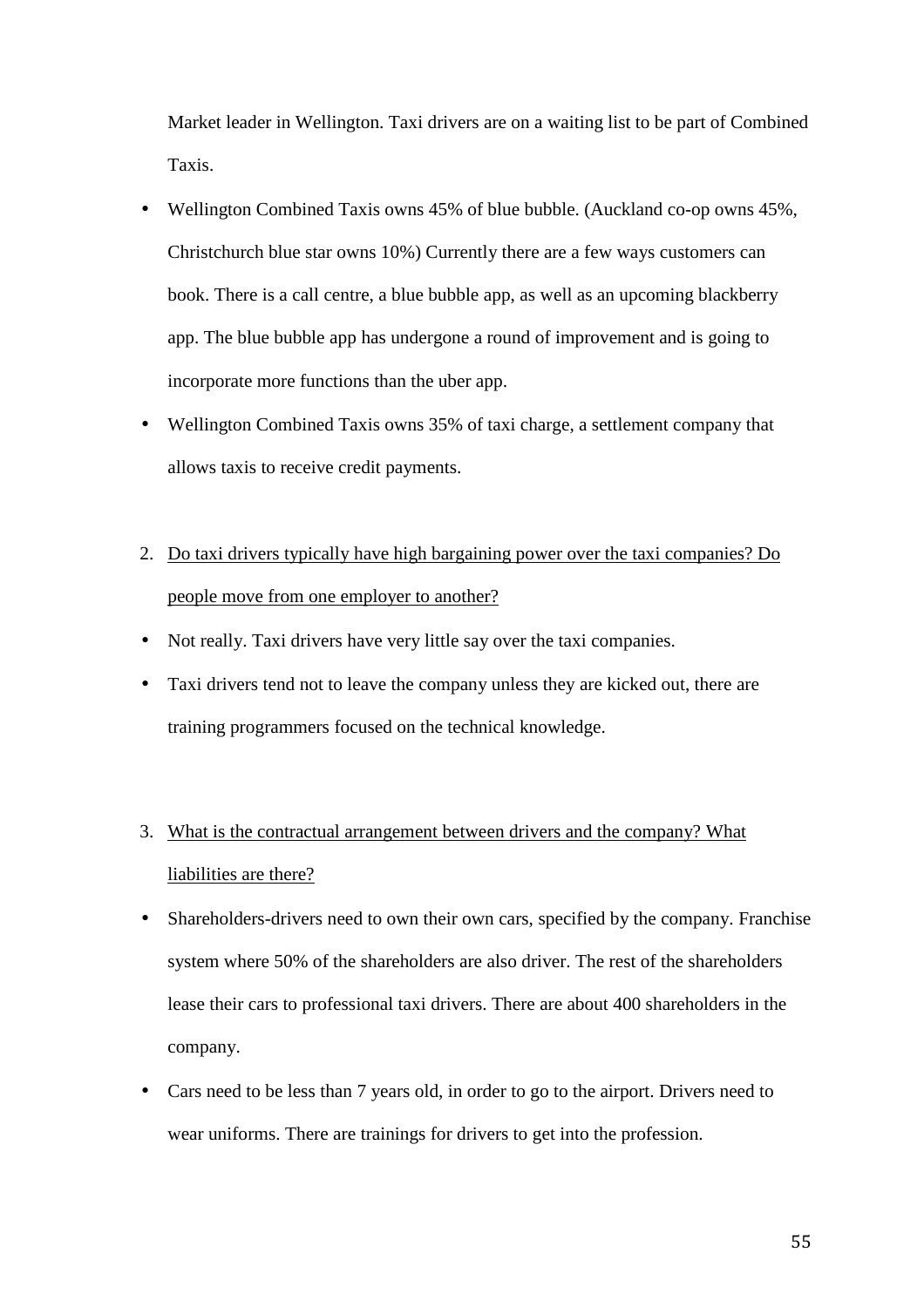Market leader in Wellington. Taxi drivers are on a waiting list to be part of Combined Taxis.

- Wellington Combined Taxis owns 45% of blue bubble. (Auckland co-op owns 45%, Christchurch blue star owns 10%) Currently there are a few ways customers can book. There is a call centre, a blue bubble app, as well as an upcoming blackberry app. The blue bubble app has undergone a round of improvement and is going to incorporate more functions than the uber app.
- Wellington Combined Taxis owns 35% of taxi charge, a settlement company that allows taxis to receive credit payments.

2. <u>Do taxi drivers typically have high bargaining power over the taxi companies? Do people move from one employer to another?</u>

- Not really. Taxi drivers have very little say over the taxi companies.
- Taxi drivers tend not to leave the company unless they are kicked out, there are training programmers focused on the technical knowledge.

3. <u>What is the contractual arrangement between drivers and the company? What liabilities are there?</u>

- Shareholders-drivers need to own their own cars, specified by the company. Franchise system where 50% of the shareholders are also driver. The rest of the shareholders lease their cars to professional taxi drivers. There are about 400 shareholders in the company.
- Cars need to be less than 7 years old, in order to go to the airport. Drivers need to wear uniforms. There are trainings for drivers to get into the profession.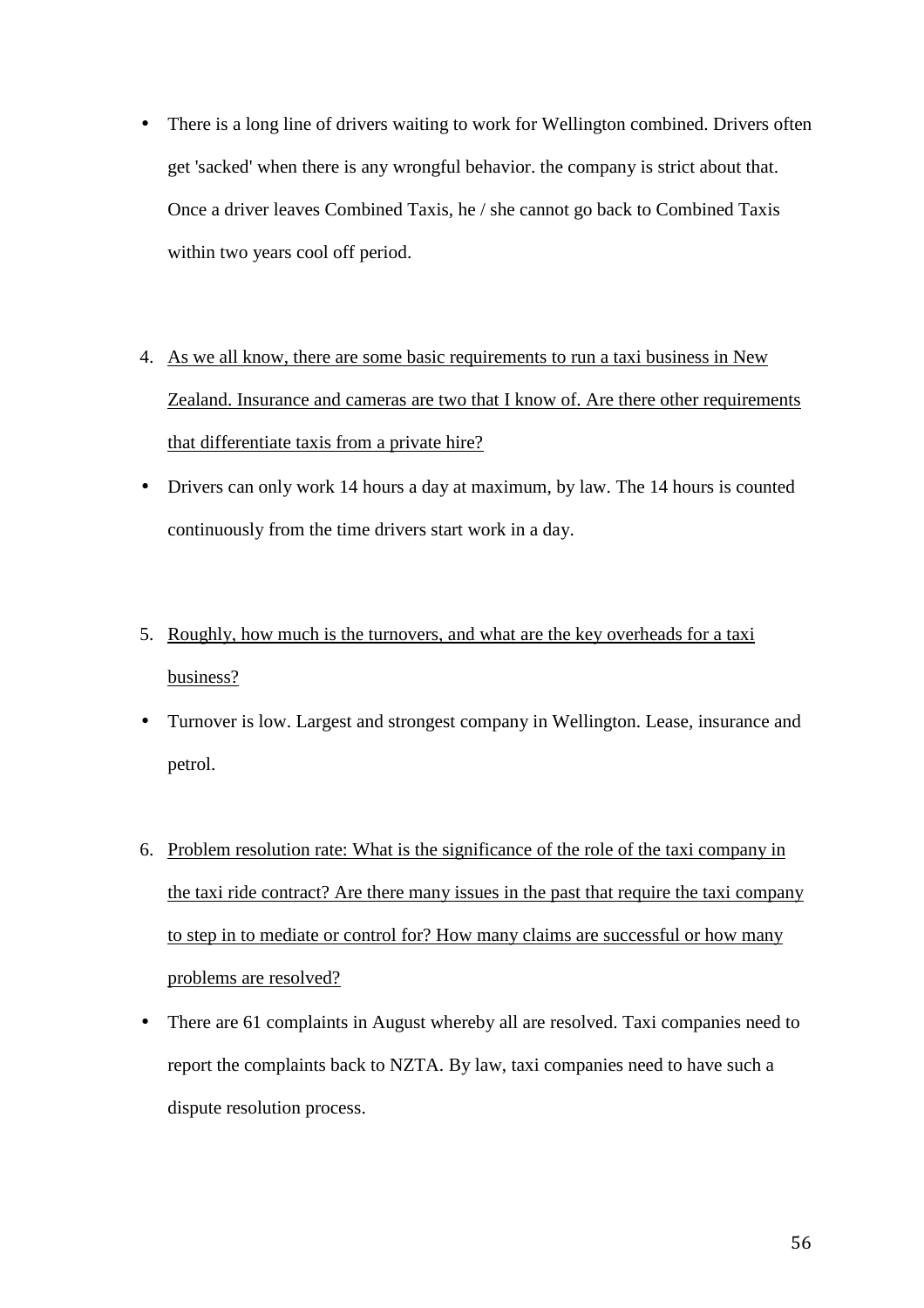- There is a long line of drivers waiting to work for Wellington combined. Drivers often get 'sacked' when there is any wrongful behavior. the company is strict about that. Once a driver leaves Combined Taxis, he / she cannot go back to Combined Taxis within two years cool off period.

4. <u>As we all know, there are some basic requirements to run a taxi business in New Zealand. Insurance and cameras are two that I know of. Are there other requirements that differentiate taxis from a private hire?</u>

- Drivers can only work 14 hours a day at maximum, by law. The 14 hours is counted continuously from the time drivers start work in a day.

5. <u>Roughly, how much is the turnovers, and what are the key overheads for a taxi business?</u>

- Turnover is low. Largest and strongest company in Wellington. Lease, insurance and petrol.

6. <u>Problem resolution rate: What is the significance of the role of the taxi company in the taxi ride contract? Are there many issues in the past that require the taxi company to step in to mediate or control for? How many claims are successful or how many problems are resolved?</u>

- There are 61 complaints in August whereby all are resolved. Taxi companies need to report the complaints back to NZTA. By law, taxi companies need to have such a dispute resolution process.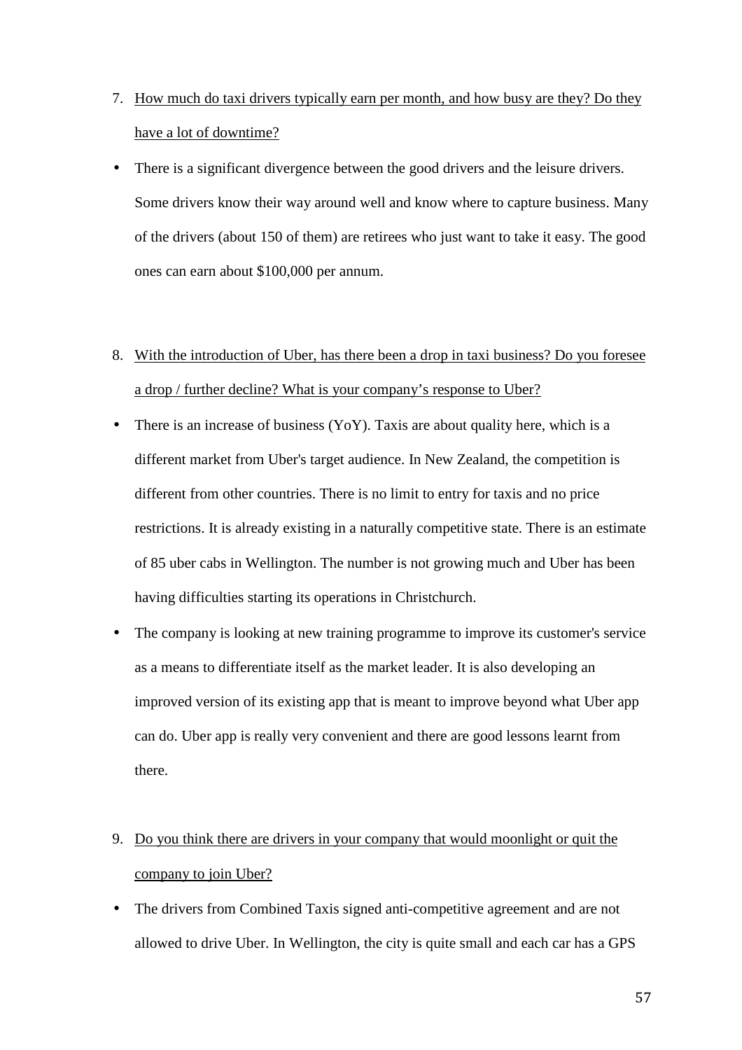7. <u>How much do taxi drivers typically earn per month, and how busy are they? Do they have a lot of downtime?</u>

- There is a significant divergence between the good drivers and the leisure drivers. Some drivers know their way around well and know where to capture business. Many of the drivers (about 150 of them) are retirees who just want to take it easy. The good ones can earn about $100,000 per annum.

8. <u>With the introduction of Uber, has there been a drop in taxi business? Do you foresee a drop / further decline? What is your company's response to Uber?</u>

- There is an increase of business (YoY). Taxis are about quality here, which is a different market from Uber's target audience. In New Zealand, the competition is different from other countries. There is no limit to entry for taxis and no price restrictions. It is already existing in a naturally competitive state. There is an estimate of 85 uber cabs in Wellington. The number is not growing much and Uber has been having difficulties starting its operations in Christchurch.
- The company is looking at new training programme to improve its customer's service as a means to differentiate itself as the market leader. It is also developing an improved version of its existing app that is meant to improve beyond what Uber app can do. Uber app is really very convenient and there are good lessons learnt from there.

9. <u>Do you think there are drivers in your company that would moonlight or quit the company to join Uber?</u>

- The drivers from Combined Taxis signed anti-competitive agreement and are not allowed to drive Uber. In Wellington, the city is quite small and each car has a GPS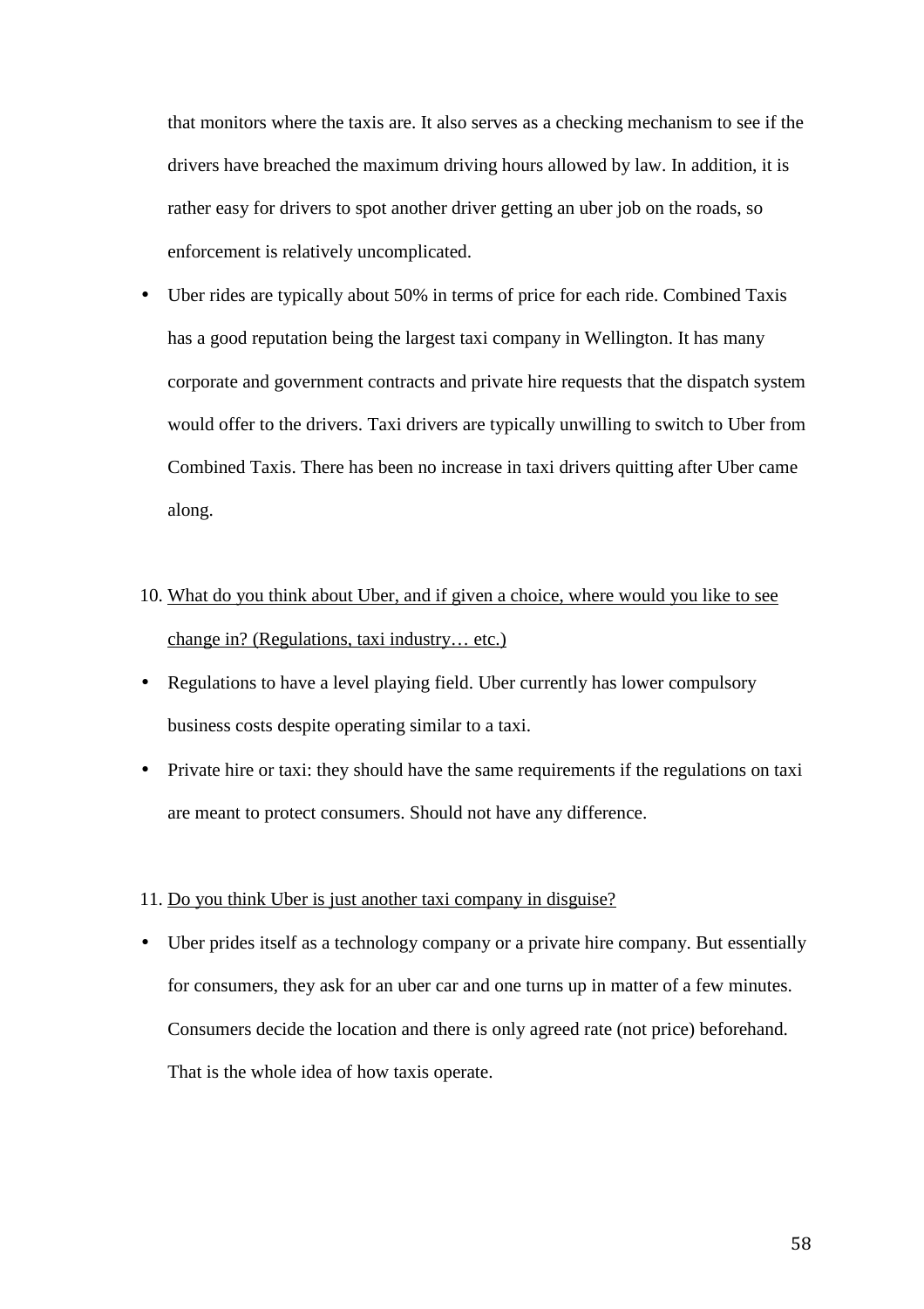that monitors where the taxis are. It also serves as a checking mechanism to see if the drivers have breached the maximum driving hours allowed by law. In addition, it is rather easy for drivers to spot another driver getting an uber job on the roads, so enforcement is relatively uncomplicated.

- Uber rides are typically about 50% in terms of price for each ride. Combined Taxis has a good reputation being the largest taxi company in Wellington. It has many corporate and government contracts and private hire requests that the dispatch system would offer to the drivers. Taxi drivers are typically unwilling to switch to Uber from Combined Taxis. There has been no increase in taxi drivers quitting after Uber came along.

10. <u>What do you think about Uber, and if given a choice, where would you like to see change in? (Regulations, taxi industry… etc.)</u>

- Regulations to have a level playing field. Uber currently has lower compulsory business costs despite operating similar to a taxi.
- Private hire or taxi: they should have the same requirements if the regulations on taxi are meant to protect consumers. Should not have any difference.

11. <u>Do you think Uber is just another taxi company in disguise?</u>

- Uber prides itself as a technology company or a private hire company. But essentially for consumers, they ask for an uber car and one turns up in matter of a few minutes. Consumers decide the location and there is only agreed rate (not price) beforehand. That is the whole idea of how taxis operate.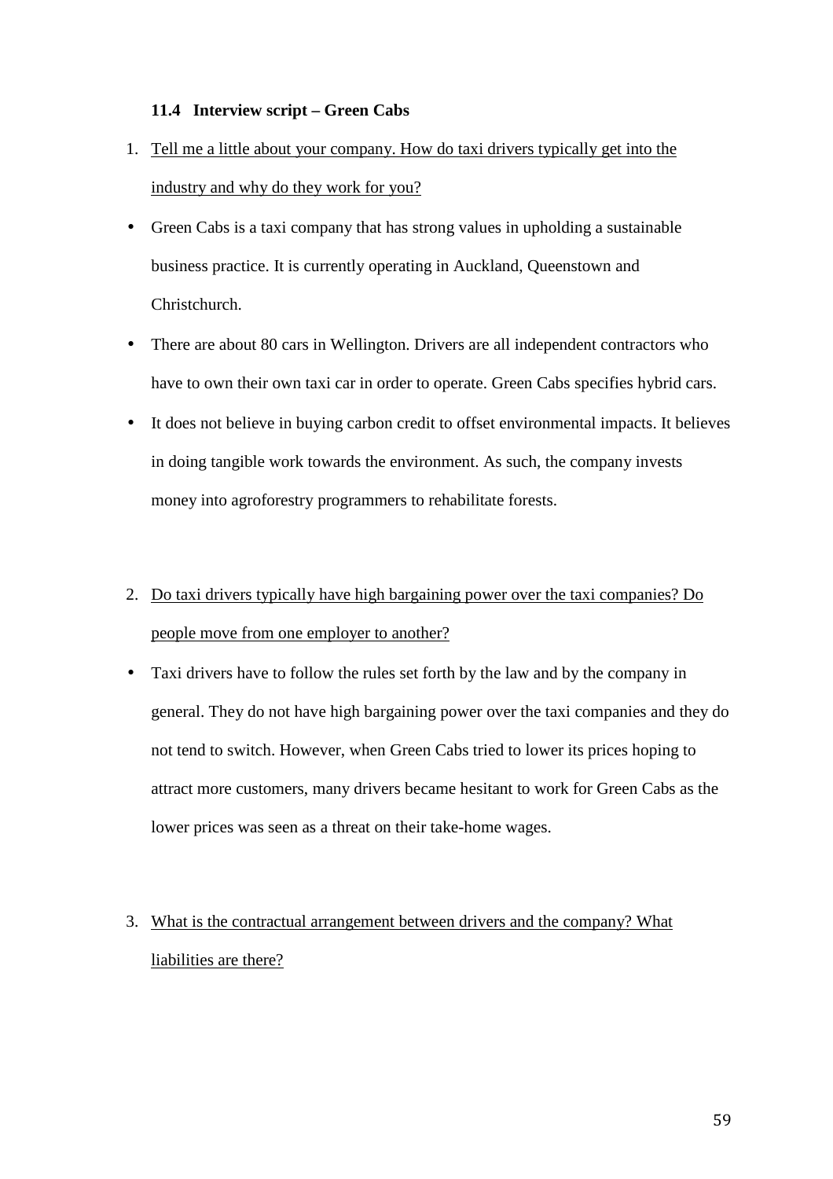### 11.4 Interview script – Green Cabs

1. <u>Tell me a little about your company. How do taxi drivers typically get into the industry and why do they work for you?</u>

- Green Cabs is a taxi company that has strong values in upholding a sustainable business practice. It is currently operating in Auckland, Queenstown and Christchurch.
- There are about 80 cars in Wellington. Drivers are all independent contractors who have to own their own taxi car in order to operate. Green Cabs specifies hybrid cars.
- It does not believe in buying carbon credit to offset environmental impacts. It believes in doing tangible work towards the environment. As such, the company invests money into agroforestry programmers to rehabilitate forests.

2. <u>Do taxi drivers typically have high bargaining power over the taxi companies? Do people move from one employer to another?</u>

- Taxi drivers have to follow the rules set forth by the law and by the company in general. They do not have high bargaining power over the taxi companies and they do not tend to switch. However, when Green Cabs tried to lower its prices hoping to attract more customers, many drivers became hesitant to work for Green Cabs as the lower prices was seen as a threat on their take-home wages.

3. <u>What is the contractual arrangement between drivers and the company? What liabilities are there?</u>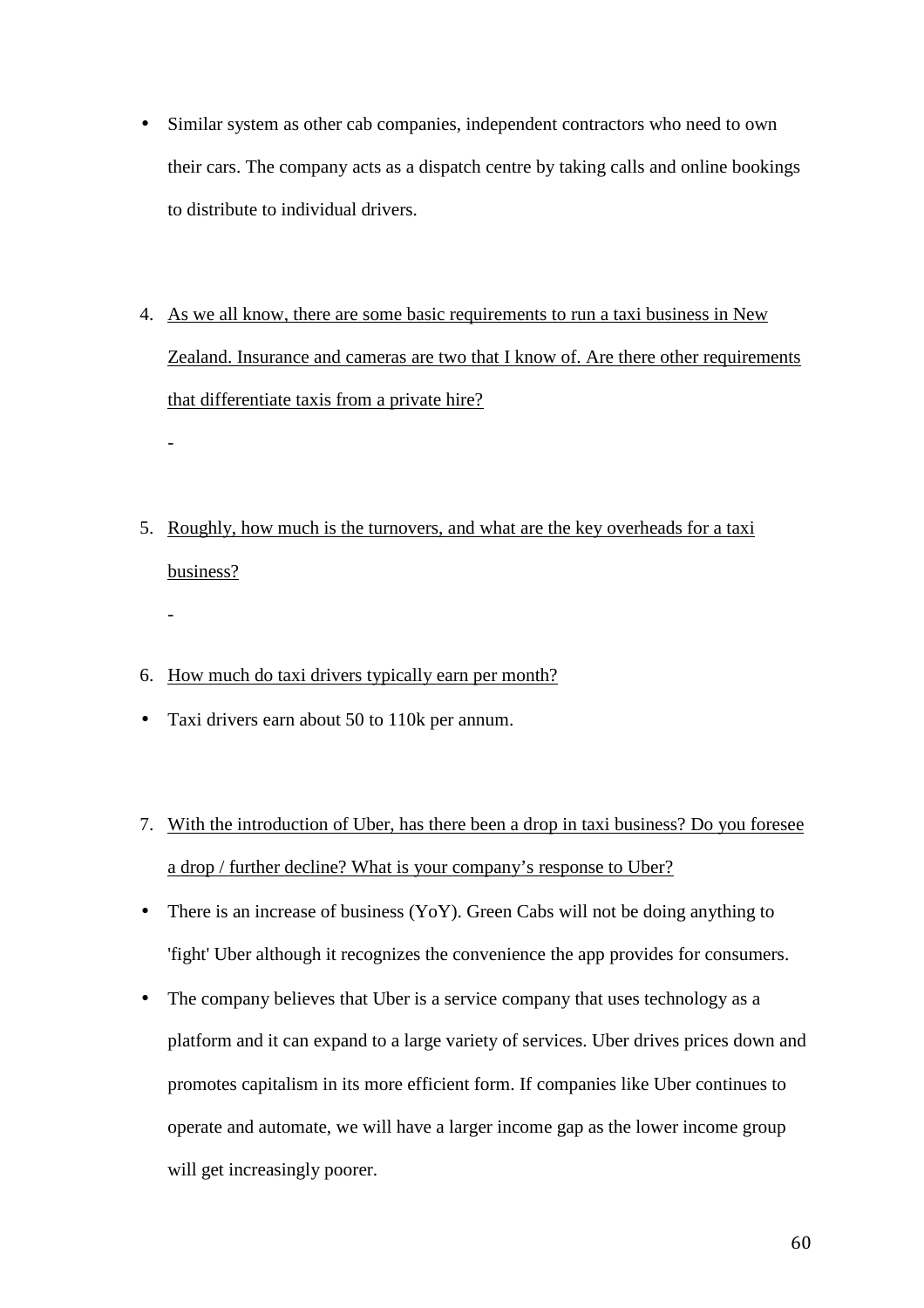- Similar system as other cab companies, independent contractors who need to own their cars. The company acts as a dispatch centre by taking calls and online bookings to distribute to individual drivers.

4. <u>As we all know, there are some basic requirements to run a taxi business in New Zealand. Insurance and cameras are two that I know of. Are there other requirements that differentiate taxis from a private hire?</u>

   -

5. <u>Roughly, how much is the turnovers, and what are the key overheads for a taxi business?</u>

   -

6. <u>How much do taxi drivers typically earn per month?</u>

- Taxi drivers earn about 50 to 110k per annum.

7. <u>With the introduction of Uber, has there been a drop in taxi business? Do you foresee a drop / further decline? What is your company's response to Uber?</u>

- There is an increase of business (YoY). Green Cabs will not be doing anything to 'fight' Uber although it recognizes the convenience the app provides for consumers.
- The company believes that Uber is a service company that uses technology as a platform and it can expand to a large variety of services. Uber drives prices down and promotes capitalism in its more efficient form. If companies like Uber continues to operate and automate, we will have a larger income gap as the lower income group will get increasingly poorer.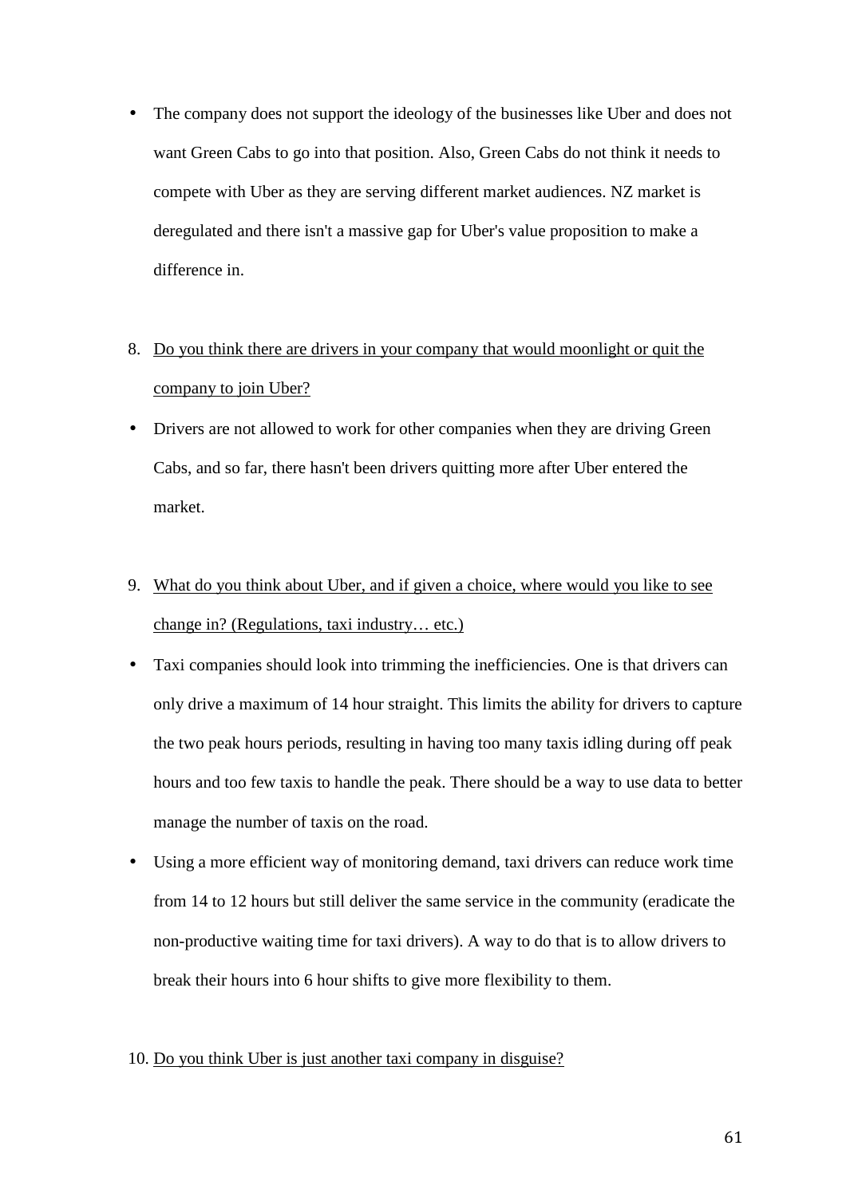- The company does not support the ideology of the businesses like Uber and does not want Green Cabs to go into that position. Also, Green Cabs do not think it needs to compete with Uber as they are serving different market audiences. NZ market is deregulated and there isn't a massive gap for Uber's value proposition to make a difference in.

8. <u>Do you think there are drivers in your company that would moonlight or quit the company to join Uber?</u>

- Drivers are not allowed to work for other companies when they are driving Green Cabs, and so far, there hasn't been drivers quitting more after Uber entered the market.

9. <u>What do you think about Uber, and if given a choice, where would you like to see change in? (Regulations, taxi industry… etc.)</u>

- Taxi companies should look into trimming the inefficiencies. One is that drivers can only drive a maximum of 14 hour straight. This limits the ability for drivers to capture the two peak hours periods, resulting in having too many taxis idling during off peak hours and too few taxis to handle the peak. There should be a way to use data to better manage the number of taxis on the road.
- Using a more efficient way of monitoring demand, taxi drivers can reduce work time from 14 to 12 hours but still deliver the same service in the community (eradicate the non-productive waiting time for taxi drivers). A way to do that is to allow drivers to break their hours into 6 hour shifts to give more flexibility to them.

10. <u>Do you think Uber is just another taxi company in disguise?</u>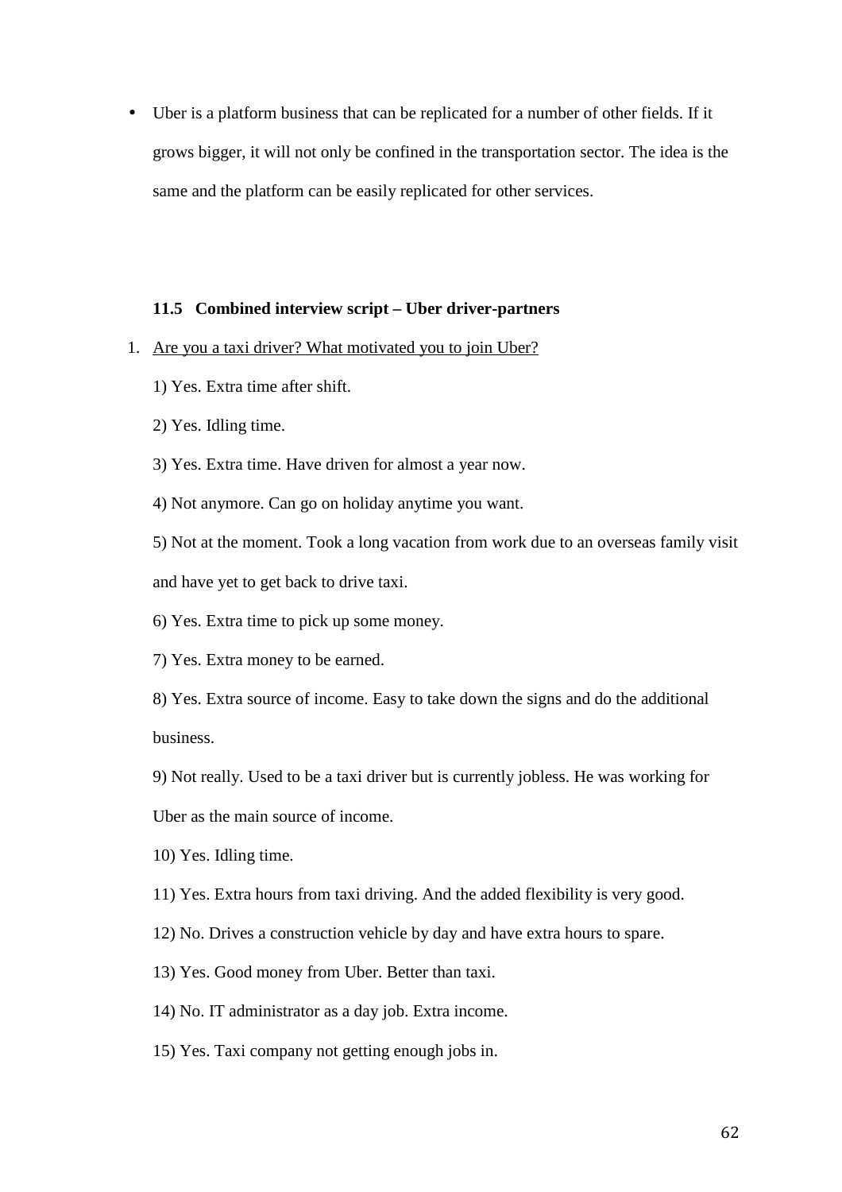- Uber is a platform business that can be replicated for a number of other fields. If it grows bigger, it will not only be confined in the transportation sector. The idea is the same and the platform can be easily replicated for other services.

### 11.5 Combined interview script – Uber driver-partners

1. Are you a taxi driver? What motivated you to join Uber?

   1) Yes. Extra time after shift.

   2) Yes. Idling time.

   3) Yes. Extra time. Have driven for almost a year now.

   4) Not anymore. Can go on holiday anytime you want.

   5) Not at the moment. Took a long vacation from work due to an overseas family visit and have yet to get back to drive taxi.

   6) Yes. Extra time to pick up some money.

   7) Yes. Extra money to be earned.

   8) Yes. Extra source of income. Easy to take down the signs and do the additional business.

   9) Not really. Used to be a taxi driver but is currently jobless. He was working for Uber as the main source of income.

   10) Yes. Idling time.

   11) Yes. Extra hours from taxi driving. And the added flexibility is very good.

   12) No. Drives a construction vehicle by day and have extra hours to spare.

   13) Yes. Good money from Uber. Better than taxi.

   14) No. IT administrator as a day job. Extra income.

   15) Yes. Taxi company not getting enough jobs in.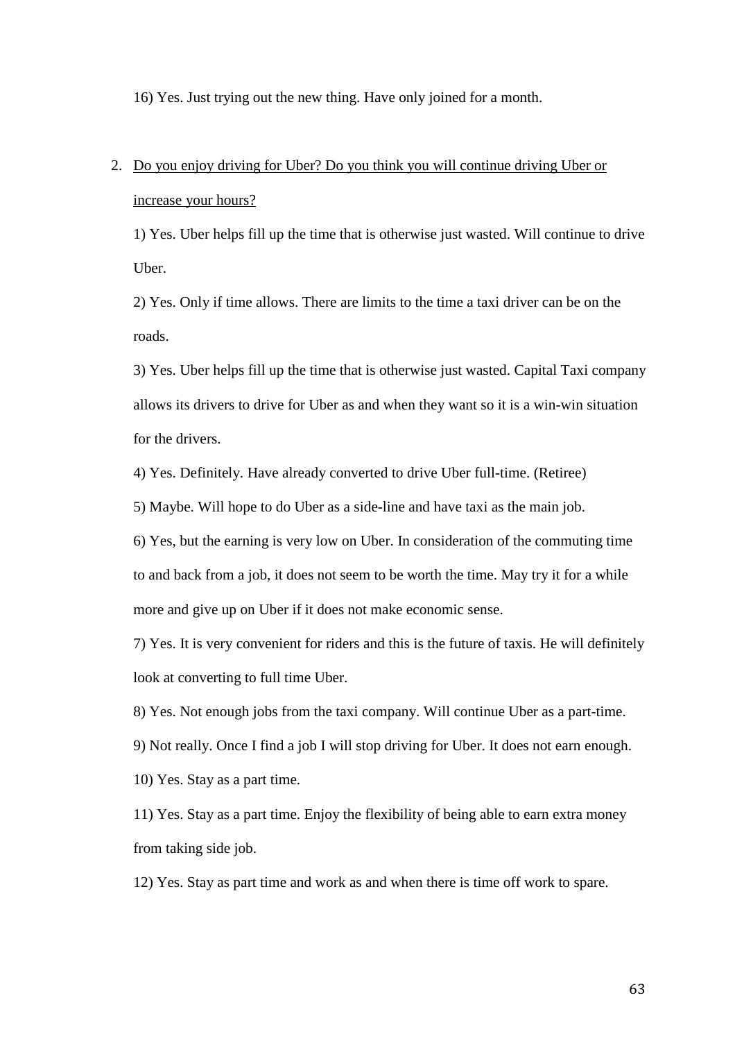16) Yes. Just trying out the new thing. Have only joined for a month.

2. <u>Do you enjoy driving for Uber? Do you think you will continue driving Uber or increase your hours?</u>

   1) Yes. Uber helps fill up the time that is otherwise just wasted. Will continue to drive Uber.

   2) Yes. Only if time allows. There are limits to the time a taxi driver can be on the roads.

   3) Yes. Uber helps fill up the time that is otherwise just wasted. Capital Taxi company allows its drivers to drive for Uber as and when they want so it is a win-win situation for the drivers.

   4) Yes. Definitely. Have already converted to drive Uber full-time. (Retiree)

   5) Maybe. Will hope to do Uber as a side-line and have taxi as the main job.

   6) Yes, but the earning is very low on Uber. In consideration of the commuting time to and back from a job, it does not seem to be worth the time. May try it for a while more and give up on Uber if it does not make economic sense.

   7) Yes. It is very convenient for riders and this is the future of taxis. He will definitely look at converting to full time Uber.

   8) Yes. Not enough jobs from the taxi company. Will continue Uber as a part-time.

   9) Not really. Once I find a job I will stop driving for Uber. It does not earn enough.

   10) Yes. Stay as a part time.

   11) Yes. Stay as a part time. Enjoy the flexibility of being able to earn extra money from taking side job.

   12) Yes. Stay as part time and work as and when there is time off work to spare.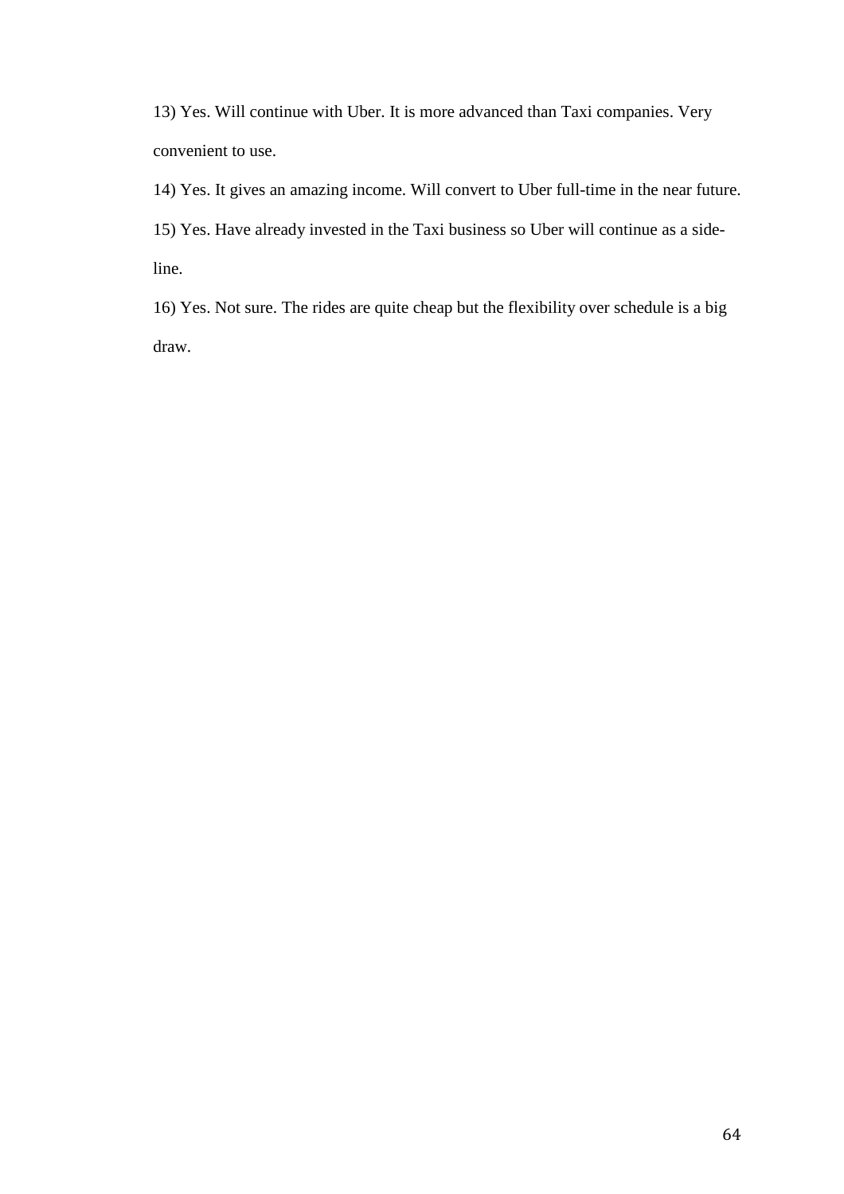13) Yes. Will continue with Uber. It is more advanced than Taxi companies. Very convenient to use.

14) Yes. It gives an amazing income. Will convert to Uber full-time in the near future.

15) Yes. Have already invested in the Taxi business so Uber will continue as a side-line.

16) Yes. Not sure. The rides are quite cheap but the flexibility over schedule is a big draw.